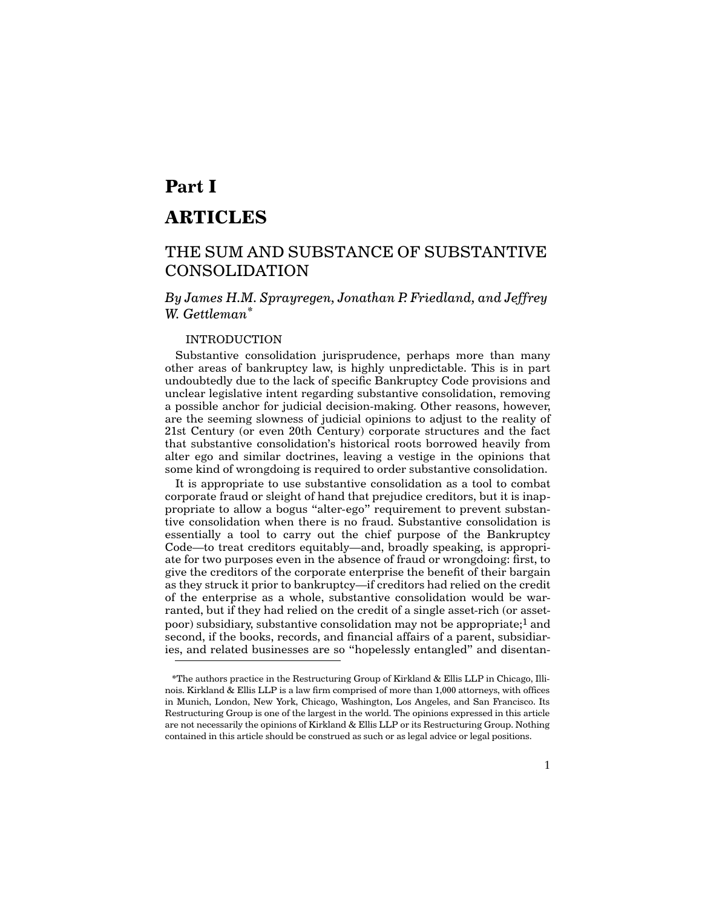# Part I

# ARTICLES

## THE SUM AND SUBSTANCE OF SUBSTANTIVE CONSOLIDATION

*By James H.M. Sprayregen, Jonathan P. Friedland, and Jeffrey W. Gettleman*[*]

### INTRODUCTION

Substantive consolidation jurisprudence, perhaps more than many other areas of bankruptcy law, is highly unpredictable. This is in part undoubtedly due to the lack of specific Bankruptcy Code provisions and unclear legislative intent regarding substantive consolidation, removing a possible anchor for judicial decision-making. Other reasons, however, are the seeming slowness of judicial opinions to adjust to the reality of 21st Century (or even 20th Century) corporate structures and the fact that substantive consolidation's historical roots borrowed heavily from alter ego and similar doctrines, leaving a vestige in the opinions that some kind of wrongdoing is required to order substantive consolidation.

It is appropriate to use substantive consolidation as a tool to combat corporate fraud or sleight of hand that prejudice creditors, but it is inappropriate to allow a bogus "alter-ego" requirement to prevent substantive consolidation when there is no fraud. Substantive consolidation is essentially a tool to carry out the chief purpose of the Bankruptcy Code—to treat creditors equitably—and, broadly speaking, is appropriate for two purposes even in the absence of fraud or wrongdoing: first, to give the creditors of the corporate enterprise the benefit of their bargain as they struck it prior to bankruptcy—if creditors had relied on the credit of the enterprise as a whole, substantive consolidation would be warranted, but if they had relied on the credit of a single asset-rich (or asset-poor) subsidiary, substantive consolidation may not be appropriate;[1] and second, if the books, records, and financial affairs of a parent, subsidiaries, and related businesses are so "hopelessly entangled" and disentan-

---

*The authors practice in the Restructuring Group of Kirkland & Ellis LLP in Chicago, Illinois. Kirkland & Ellis LLP is a law firm comprised of more than 1,000 attorneys, with offices in Munich, London, New York, Chicago, Washington, Los Angeles, and San Francisco. Its Restructuring Group is one of the largest in the world. The opinions expressed in this article are not necessarily the opinions of Kirkland & Ellis LLP or its Restructuring Group. Nothing contained in this article should be construed as such or as legal advice or legal positions.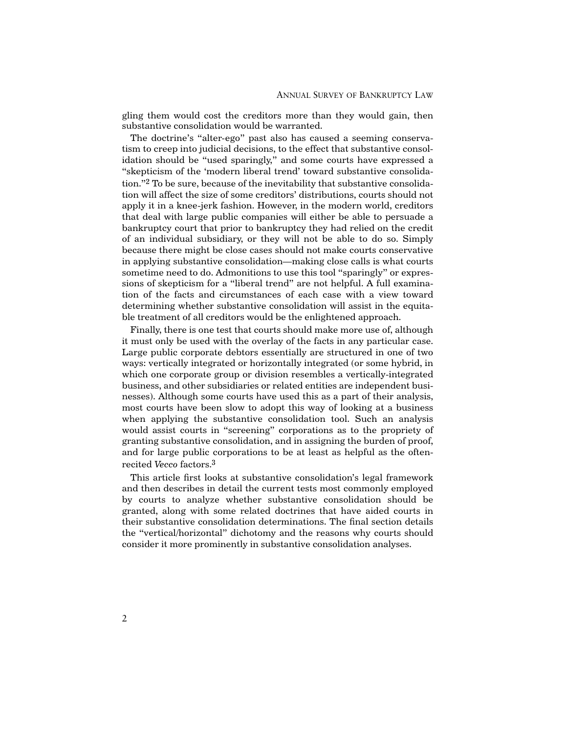gling them would cost the creditors more than they would gain, then substantive consolidation would be warranted.

The doctrine's "alter-ego" past also has caused a seeming conservatism to creep into judicial decisions, to the effect that substantive consolidation should be "used sparingly," and some courts have expressed a "skepticism of the 'modern liberal trend' toward substantive consolidation."[2] To be sure, because of the inevitability that substantive consolidation will affect the size of some creditors' distributions, courts should not apply it in a knee-jerk fashion. However, in the modern world, creditors that deal with large public companies will either be able to persuade a bankruptcy court that prior to bankruptcy they had relied on the credit of an individual subsidiary, or they will not be able to do so. Simply because there might be close cases should not make courts conservative in applying substantive consolidation—making close calls is what courts sometime need to do. Admonitions to use this tool "sparingly" or expressions of skepticism for a "liberal trend" are not helpful. A full examination of the facts and circumstances of each case with a view toward determining whether substantive consolidation will assist in the equitable treatment of all creditors would be the enlightened approach.

Finally, there is one test that courts should make more use of, although it must only be used with the overlay of the facts in any particular case. Large public corporate debtors essentially are structured in one of two ways: vertically integrated or horizontally integrated (or some hybrid, in which one corporate group or division resembles a vertically-integrated business, and other subsidiaries or related entities are independent businesses). Although some courts have used this as a part of their analysis, most courts have been slow to adopt this way of looking at a business when applying the substantive consolidation tool. Such an analysis would assist courts in "screening" corporations as to the propriety of granting substantive consolidation, and in assigning the burden of proof, and for large public corporations to be at least as helpful as the often-recited *Vecco* factors.[3]

This article first looks at substantive consolidation's legal framework and then describes in detail the current tests most commonly employed by courts to analyze whether substantive consolidation should be granted, along with some related doctrines that have aided courts in their substantive consolidation determinations. The final section details the "vertical/horizontal" dichotomy and the reasons why courts should consider it more prominently in substantive consolidation analyses.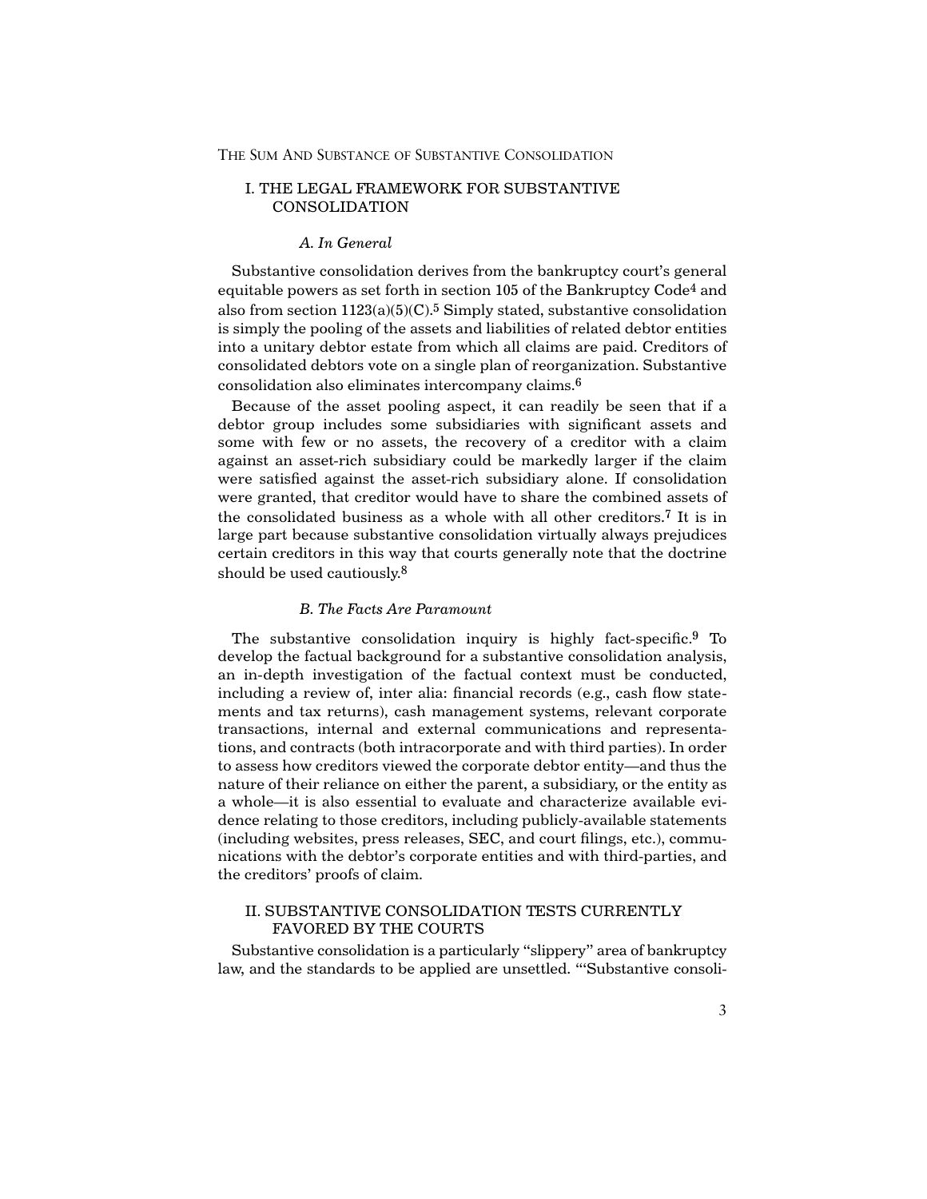## I. THE LEGAL FRAMEWORK FOR SUBSTANTIVE CONSOLIDATION

### *A. In General*

Substantive consolidation derives from the bankruptcy court's general equitable powers as set forth in section 105 of the Bankruptcy Code[4] and also from section 1123(a)(5)(C).[5] Simply stated, substantive consolidation is simply the pooling of the assets and liabilities of related debtor entities into a unitary debtor estate from which all claims are paid. Creditors of consolidated debtors vote on a single plan of reorganization. Substantive consolidation also eliminates intercompany claims.[6]

Because of the asset pooling aspect, it can readily be seen that if a debtor group includes some subsidiaries with significant assets and some with few or no assets, the recovery of a creditor with a claim against an asset-rich subsidiary could be markedly larger if the claim were satisfied against the asset-rich subsidiary alone. If consolidation were granted, that creditor would have to share the combined assets of the consolidated business as a whole with all other creditors.[7] It is in large part because substantive consolidation virtually always prejudices certain creditors in this way that courts generally note that the doctrine should be used cautiously.[8]

### *B. The Facts Are Paramount*

The substantive consolidation inquiry is highly fact-specific.[9] To develop the factual background for a substantive consolidation analysis, an in-depth investigation of the factual context must be conducted, including a review of, inter alia: financial records (e.g., cash flow statements and tax returns), cash management systems, relevant corporate transactions, internal and external communications and representations, and contracts (both intracorporate and with third parties). In order to assess how creditors viewed the corporate debtor entity—and thus the nature of their reliance on either the parent, a subsidiary, or the entity as a whole—it is also essential to evaluate and characterize available evidence relating to those creditors, including publicly-available statements (including websites, press releases, SEC, and court filings, etc.), communications with the debtor's corporate entities and with third-parties, and the creditors' proofs of claim.

## II. SUBSTANTIVE CONSOLIDATION TESTS CURRENTLY FAVORED BY THE COURTS

Substantive consolidation is a particularly "slippery" area of bankruptcy law, and the standards to be applied are unsettled. "'Substantive consoli-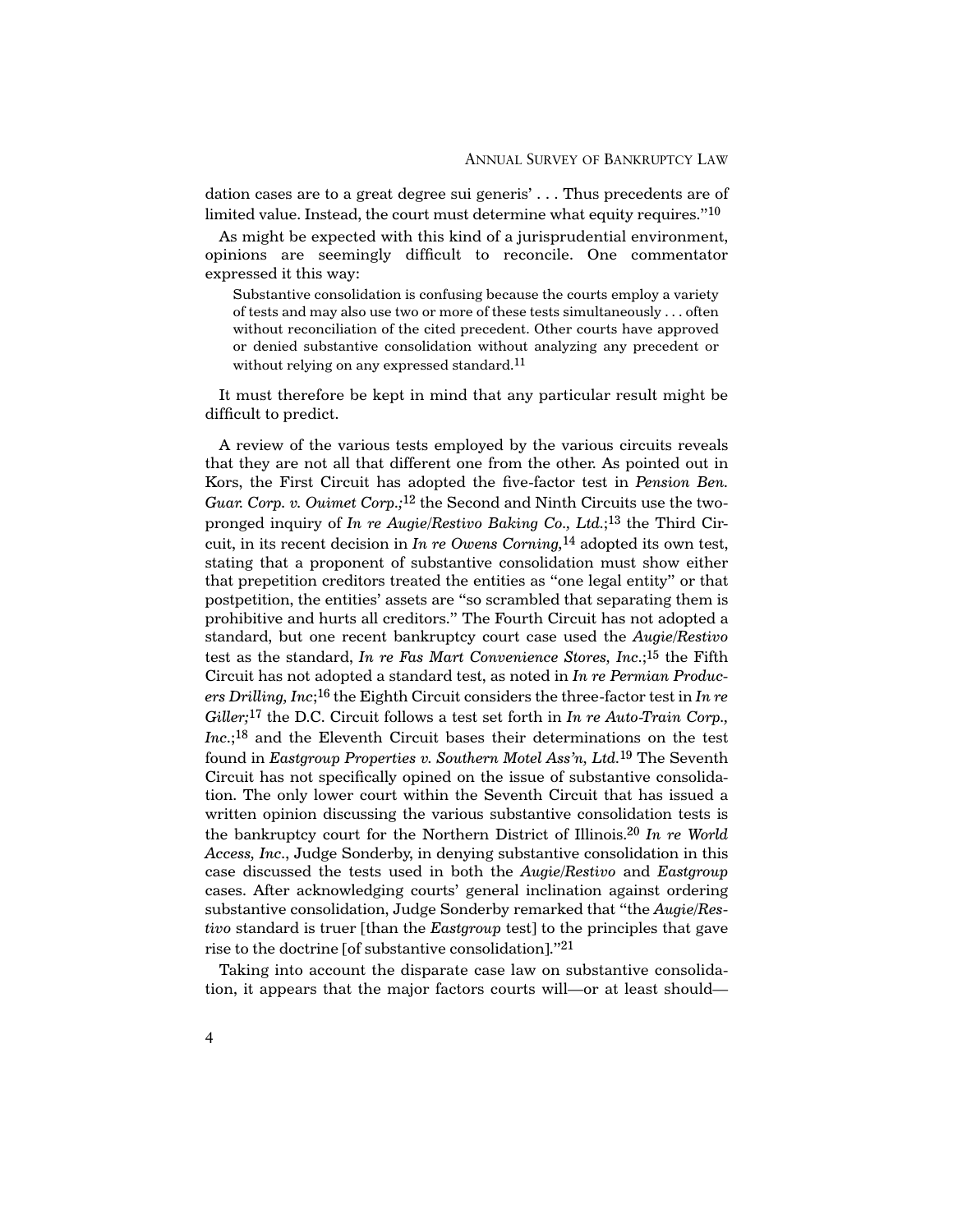dation cases are to a great degree sui generis' . . . Thus precedents are of limited value. Instead, the court must determine what equity requires."[10]

As might be expected with this kind of a jurisprudential environment, opinions are seemingly difficult to reconcile. One commentator expressed it this way:

> Substantive consolidation is confusing because the courts employ a variety of tests and may also use two or more of these tests simultaneously . . . often without reconciliation of the cited precedent. Other courts have approved or denied substantive consolidation without analyzing any precedent or without relying on any expressed standard.[11]

It must therefore be kept in mind that any particular result might be difficult to predict.

A review of the various tests employed by the various circuits reveals that they are not all that different one from the other. As pointed out in Kors, the First Circuit has adopted the five-factor test in *Pension Ben. Guar. Corp. v. Ouimet Corp.*;[12] the Second and Ninth Circuits use the two-pronged inquiry of *In re Augie/Restivo Baking Co., Ltd.*;[13] the Third Circuit, in its recent decision in *In re Owens Corning*,[14] adopted its own test, stating that a proponent of substantive consolidation must show either that prepetition creditors treated the entities as "one legal entity" or that postpetition, the entities' assets are "so scrambled that separating them is prohibitive and hurts all creditors." The Fourth Circuit has not adopted a standard, but one recent bankruptcy court case used the *Augie/Restivo* test as the standard, *In re Fas Mart Convenience Stores, Inc.*;[15] the Fifth Circuit has not adopted a standard test, as noted in *In re Permian Producers Drilling, Inc*;[16] the Eighth Circuit considers the three-factor test in *In re Giller;*[17] the D.C. Circuit follows a test set forth in *In re Auto-Train Corp., Inc.*;[18] and the Eleventh Circuit bases their determinations on the test found in *Eastgroup Properties v. Southern Motel Ass'n, Ltd.*[19] The Seventh Circuit has not specifically opined on the issue of substantive consolidation. The only lower court within the Seventh Circuit that has issued a written opinion discussing the various substantive consolidation tests is the bankruptcy court for the Northern District of Illinois.[20] *In re World Access, Inc.*, Judge Sonderby, in denying substantive consolidation in this case discussed the tests used in both the *Augie/Restivo* and *Eastgroup* cases. After acknowledging courts' general inclination against ordering substantive consolidation, Judge Sonderby remarked that "the *Augie/Restivo* standard is truer [than the *Eastgroup* test] to the principles that gave rise to the doctrine [of substantive consolidation]."[21]

Taking into account the disparate case law on substantive consolidation, it appears that the major factors courts will—or at least should—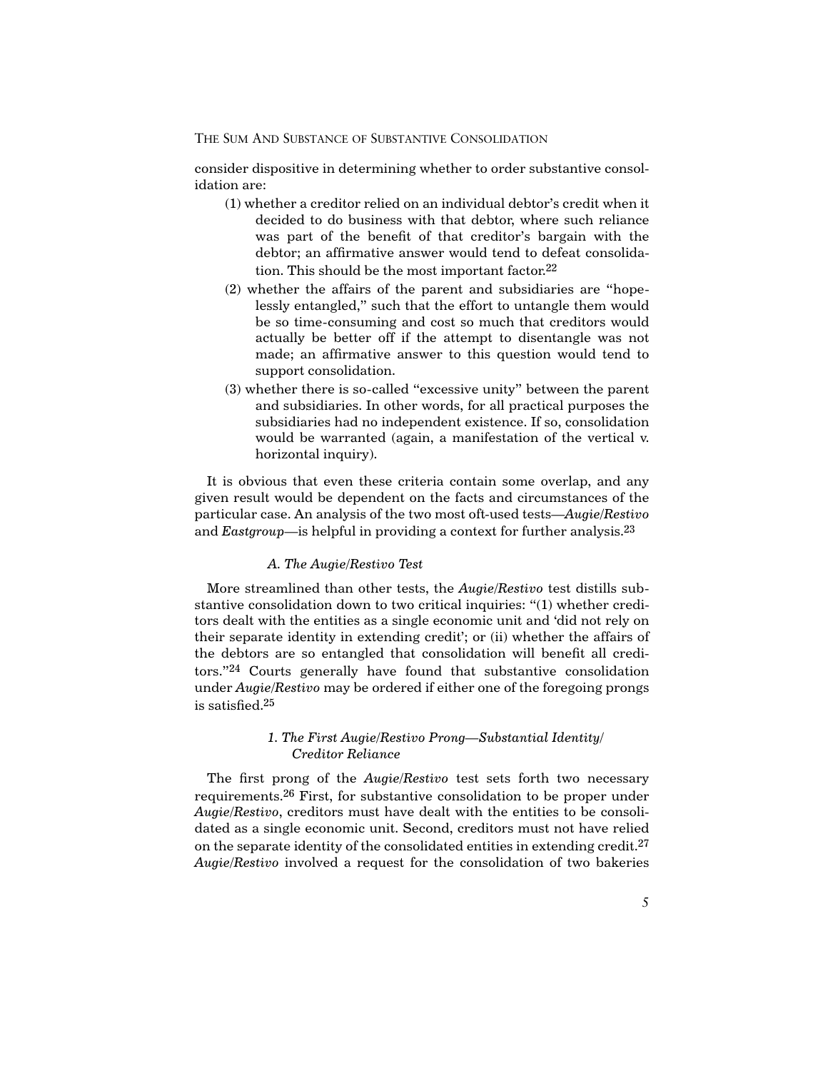consider dispositive in determining whether to order substantive consolidation are:

(1) whether a creditor relied on an individual debtor's credit when it decided to do business with that debtor, where such reliance was part of the benefit of that creditor's bargain with the debtor; an affirmative answer would tend to defeat consolidation. This should be the most important factor.[22]

(2) whether the affairs of the parent and subsidiaries are "hopelessly entangled," such that the effort to untangle them would be so time-consuming and cost so much that creditors would actually be better off if the attempt to disentangle was not made; an affirmative answer to this question would tend to support consolidation.

(3) whether there is so-called "excessive unity" between the parent and subsidiaries. In other words, for all practical purposes the subsidiaries had no independent existence. If so, consolidation would be warranted (again, a manifestation of the vertical v. horizontal inquiry).

It is obvious that even these criteria contain some overlap, and any given result would be dependent on the facts and circumstances of the particular case. An analysis of the two most oft-used tests—*Augie/Restivo* and *Eastgroup*—is helpful in providing a context for further analysis.[23]

### *A. The Augie/Restivo Test*

More streamlined than other tests, the *Augie/Restivo* test distills substantive consolidation down to two critical inquiries: "(1) whether creditors dealt with the entities as a single economic unit and 'did not rely on their separate identity in extending credit'; or (ii) whether the affairs of the debtors are so entangled that consolidation will benefit all creditors."[24] Courts generally have found that substantive consolidation under *Augie/Restivo* may be ordered if either one of the foregoing prongs is satisfied.[25]

#### *1. The First Augie/Restivo Prong—Substantial Identity/Creditor Reliance*

The first prong of the *Augie/Restivo* test sets forth two necessary requirements.[26] First, for substantive consolidation to be proper under *Augie/Restivo*, creditors must have dealt with the entities to be consolidated as a single economic unit. Second, creditors must not have relied on the separate identity of the consolidated entities in extending credit.[27] *Augie/Restivo* involved a request for the consolidation of two bakeries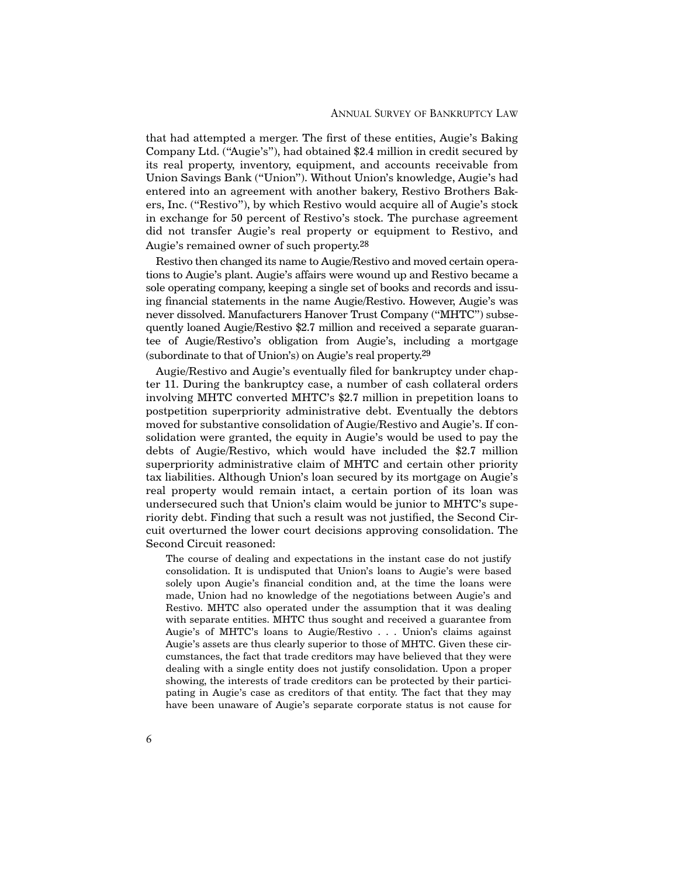that had attempted a merger. The first of these entities, Augie's Baking Company Ltd. ("Augie's"), had obtained $2.4 million in credit secured by its real property, inventory, equipment, and accounts receivable from Union Savings Bank ("Union"). Without Union's knowledge, Augie's had entered into an agreement with another bakery, Restivo Brothers Bakers, Inc. ("Restivo"), by which Restivo would acquire all of Augie's stock in exchange for 50 percent of Restivo's stock. The purchase agreement did not transfer Augie's real property or equipment to Restivo, and Augie's remained owner of such property.[28]

Restivo then changed its name to Augie/Restivo and moved certain operations to Augie's plant. Augie's affairs were wound up and Restivo became a sole operating company, keeping a single set of books and records and issuing financial statements in the name Augie/Restivo. However, Augie's was never dissolved. Manufacturers Hanover Trust Company ("MHTC") subsequently loaned Augie/Restivo $2.7 million and received a separate guarantee of Augie/Restivo's obligation from Augie's, including a mortgage (subordinate to that of Union's) on Augie's real property.[29]

Augie/Restivo and Augie's eventually filed for bankruptcy under chapter 11. During the bankruptcy case, a number of cash collateral orders involving MHTC converted MHTC's $2.7 million in prepetition loans to postpetition superpriority administrative debt. Eventually the debtors moved for substantive consolidation of Augie/Restivo and Augie's. If consolidation were granted, the equity in Augie's would be used to pay the debts of Augie/Restivo, which would have included the $2.7 million superpriority administrative claim of MHTC and certain other priority tax liabilities. Although Union's loan secured by its mortgage on Augie's real property would remain intact, a certain portion of its loan was undersecured such that Union's claim would be junior to MHTC's superiority debt. Finding that such a result was not justified, the Second Circuit overturned the lower court decisions approving consolidation. The Second Circuit reasoned:

> The course of dealing and expectations in the instant case do not justify consolidation. It is undisputed that Union's loans to Augie's were based solely upon Augie's financial condition and, at the time the loans were made, Union had no knowledge of the negotiations between Augie's and Restivo. MHTC also operated under the assumption that it was dealing with separate entities. MHTC thus sought and received a guarantee from Augie's of MHTC's loans to Augie/Restivo . . . Union's claims against Augie's assets are thus clearly superior to those of MHTC. Given these circumstances, the fact that trade creditors may have believed that they were dealing with a single entity does not justify consolidation. Upon a proper showing, the interests of trade creditors can be protected by their participating in Augie's case as creditors of that entity. The fact that they may have been unaware of Augie's separate corporate status is not cause for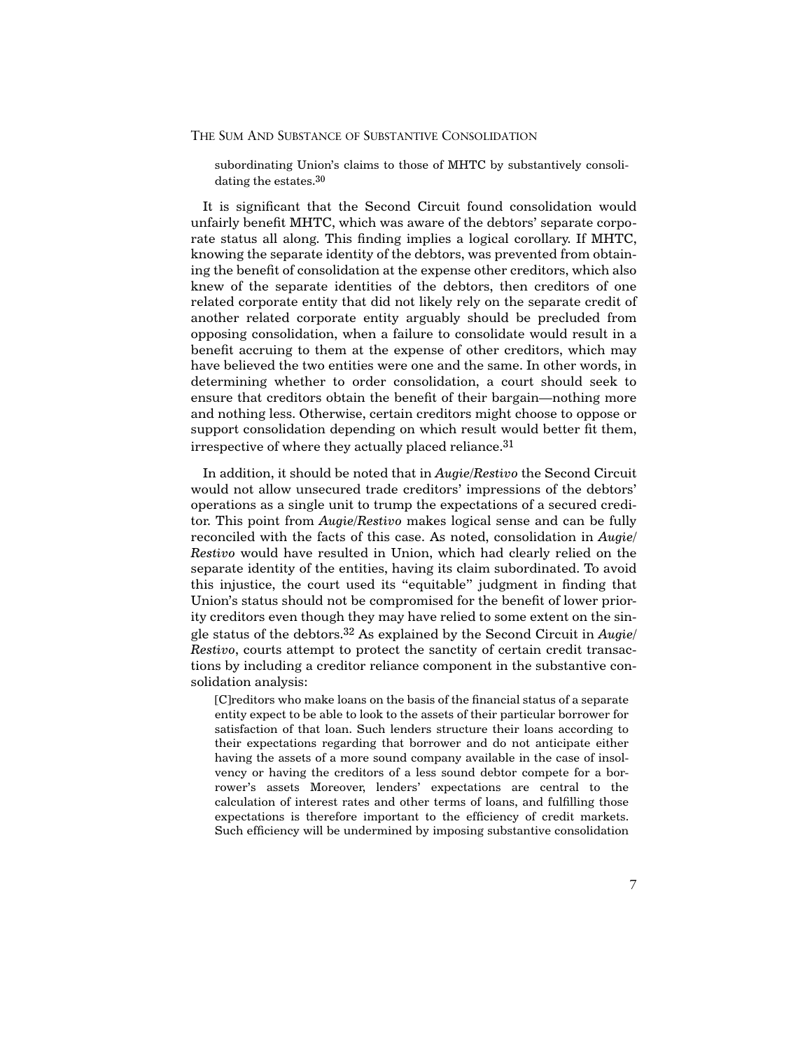> subordinating Union's claims to those of MHTC by substantively consolidating the estates.[30]

It is significant that the Second Circuit found consolidation would unfairly benefit MHTC, which was aware of the debtors' separate corporate status all along. This finding implies a logical corollary. If MHTC, knowing the separate identity of the debtors, was prevented from obtaining the benefit of consolidation at the expense other creditors, which also knew of the separate identities of the debtors, then creditors of one related corporate entity that did not likely rely on the separate credit of another related corporate entity arguably should be precluded from opposing consolidation, when a failure to consolidate would result in a benefit accruing to them at the expense of other creditors, which may have believed the two entities were one and the same. In other words, in determining whether to order consolidation, a court should seek to ensure that creditors obtain the benefit of their bargain—nothing more and nothing less. Otherwise, certain creditors might choose to oppose or support consolidation depending on which result would better fit them, irrespective of where they actually placed reliance.[31]

In addition, it should be noted that in *Augie/Restivo* the Second Circuit would not allow unsecured trade creditors' impressions of the debtors' operations as a single unit to trump the expectations of a secured creditor. This point from *Augie/Restivo* makes logical sense and can be fully reconciled with the facts of this case. As noted, consolidation in *Augie/Restivo* would have resulted in Union, which had clearly relied on the separate identity of the entities, having its claim subordinated. To avoid this injustice, the court used its "equitable" judgment in finding that Union's status should not be compromised for the benefit of lower priority creditors even though they may have relied to some extent on the single status of the debtors.[32] As explained by the Second Circuit in *Augie/Restivo*, courts attempt to protect the sanctity of certain credit transactions by including a creditor reliance component in the substantive consolidation analysis:

> [C]reditors who make loans on the basis of the financial status of a separate entity expect to be able to look to the assets of their particular borrower for satisfaction of that loan. Such lenders structure their loans according to their expectations regarding that borrower and do not anticipate either having the assets of a more sound company available in the case of insolvency or having the creditors of a less sound debtor compete for a borrower's assets Moreover, lenders' expectations are central to the calculation of interest rates and other terms of loans, and fulfilling those expectations is therefore important to the efficiency of credit markets. Such efficiency will be undermined by imposing substantive consolidation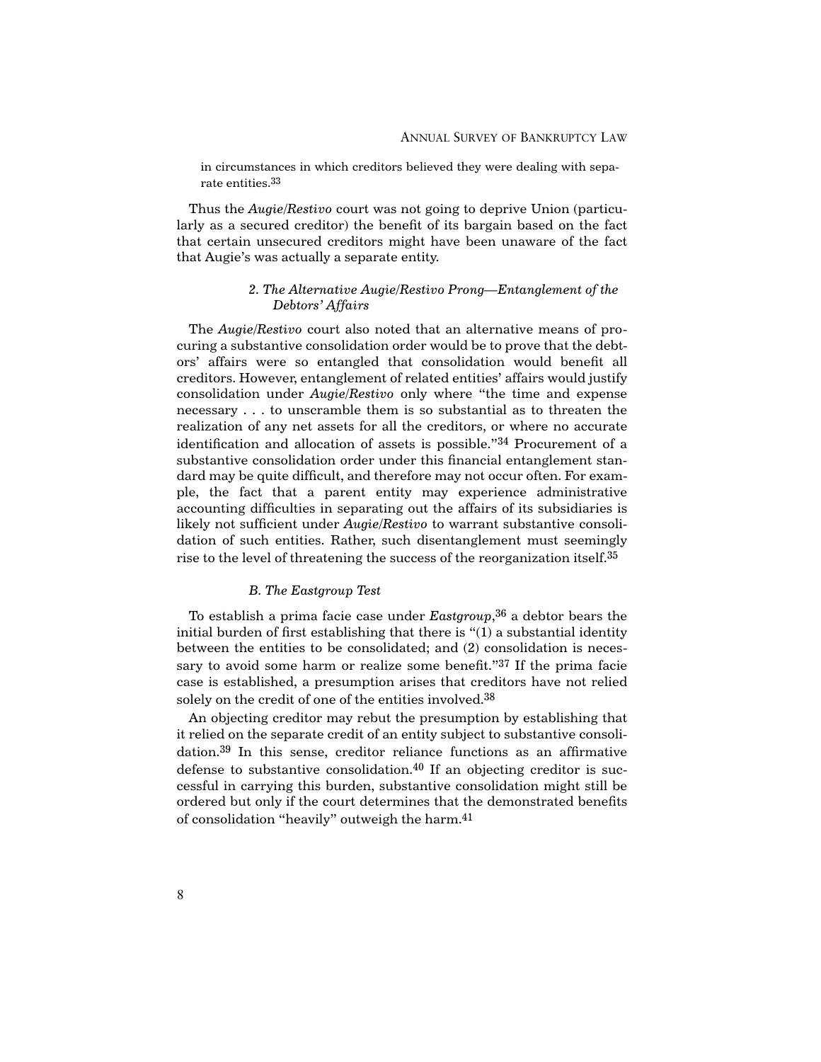in circumstances in which creditors believed they were dealing with separate entities.[33]

Thus the *Augie/Restivo* court was not going to deprive Union (particularly as a secured creditor) the benefit of its bargain based on the fact that certain unsecured creditors might have been unaware of the fact that Augie's was actually a separate entity.

#### 2. *The Alternative Augie/Restivo Prong—Entanglement of the Debtors' Affairs*

The *Augie/Restivo* court also noted that an alternative means of procuring a substantive consolidation order would be to prove that the debtors' affairs were so entangled that consolidation would benefit all creditors. However, entanglement of related entities' affairs would justify consolidation under *Augie/Restivo* only where "the time and expense necessary . . . to unscramble them is so substantial as to threaten the realization of any net assets for all the creditors, or where no accurate identification and allocation of assets is possible."[34] Procurement of a substantive consolidation order under this financial entanglement standard may be quite difficult, and therefore may not occur often. For example, the fact that a parent entity may experience administrative accounting difficulties in separating out the affairs of its subsidiaries is likely not sufficient under *Augie/Restivo* to warrant substantive consolidation of such entities. Rather, such disentanglement must seemingly rise to the level of threatening the success of the reorganization itself.[35]

### *B. The Eastgroup Test*

To establish a prima facie case under *Eastgroup*,[36] a debtor bears the initial burden of first establishing that there is "(1) a substantial identity between the entities to be consolidated; and (2) consolidation is necessary to avoid some harm or realize some benefit."[37] If the prima facie case is established, a presumption arises that creditors have not relied solely on the credit of one of the entities involved.[38]

An objecting creditor may rebut the presumption by establishing that it relied on the separate credit of an entity subject to substantive consolidation.[39] In this sense, creditor reliance functions as an affirmative defense to substantive consolidation.[40] If an objecting creditor is successful in carrying this burden, substantive consolidation might still be ordered but only if the court determines that the demonstrated benefits of consolidation "heavily" outweigh the harm.[41]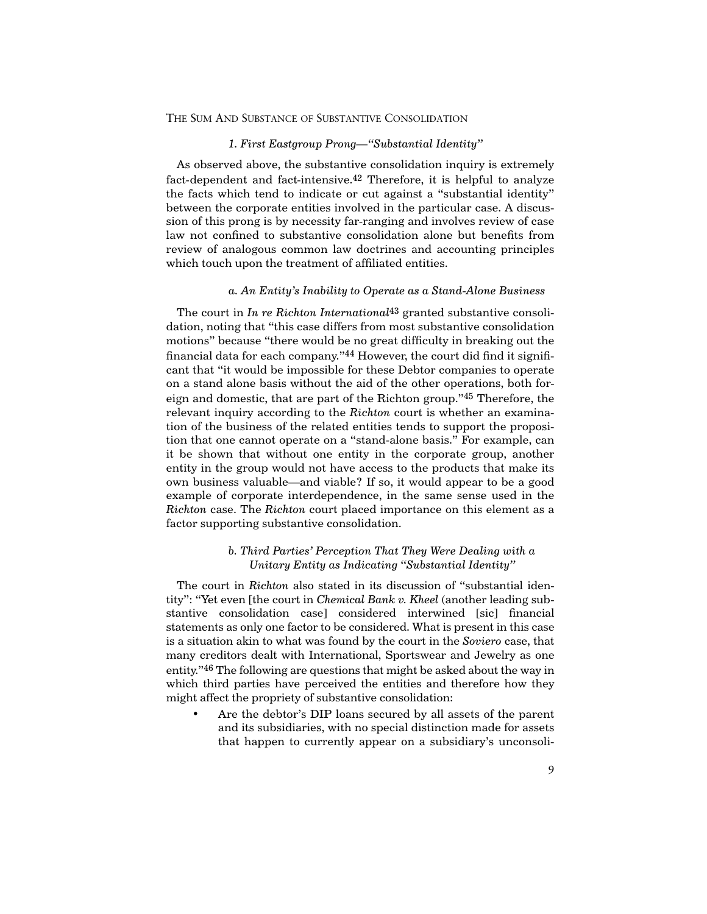### *1. First Eastgroup Prong—"Substantial Identity"*

As observed above, the substantive consolidation inquiry is extremely fact-dependent and fact-intensive.[42] Therefore, it is helpful to analyze the facts which tend to indicate or cut against a "substantial identity" between the corporate entities involved in the particular case. A discussion of this prong is by necessity far-ranging and involves review of case law not confined to substantive consolidation alone but benefits from review of analogous common law doctrines and accounting principles which touch upon the treatment of affiliated entities.

#### *a. An Entity's Inability to Operate as a Stand-Alone Business*

The court in *In re Richton International*[43] granted substantive consolidation, noting that "this case differs from most substantive consolidation motions" because "there would be no great difficulty in breaking out the financial data for each company."[44] However, the court did find it significant that "it would be impossible for these Debtor companies to operate on a stand alone basis without the aid of the other operations, both foreign and domestic, that are part of the Richton group."[45] Therefore, the relevant inquiry according to the *Richton* court is whether an examination of the business of the related entities tends to support the proposition that one cannot operate on a "stand-alone basis." For example, can it be shown that without one entity in the corporate group, another entity in the group would not have access to the products that make its own business valuable—and viable? If so, it would appear to be a good example of corporate interdependence, in the same sense used in the *Richton* case. The *Richton* court placed importance on this element as a factor supporting substantive consolidation.

#### *b. Third Parties' Perception That They Were Dealing with a Unitary Entity as Indicating "Substantial Identity"*

The court in *Richton* also stated in its discussion of "substantial identity": "Yet even [the court in *Chemical Bank v. Kheel* (another leading substantive consolidation case] considered interwined [sic] financial statements as only one factor to be considered. What is present in this case is a situation akin to what was found by the court in the *Soviero* case, that many creditors dealt with International, Sportswear and Jewelry as one entity."[46] The following are questions that might be asked about the way in which third parties have perceived the entities and therefore how they might affect the propriety of substantive consolidation:

- Are the debtor's DIP loans secured by all assets of the parent and its subsidiaries, with no special distinction made for assets that happen to currently appear on a subsidiary's unconsoli-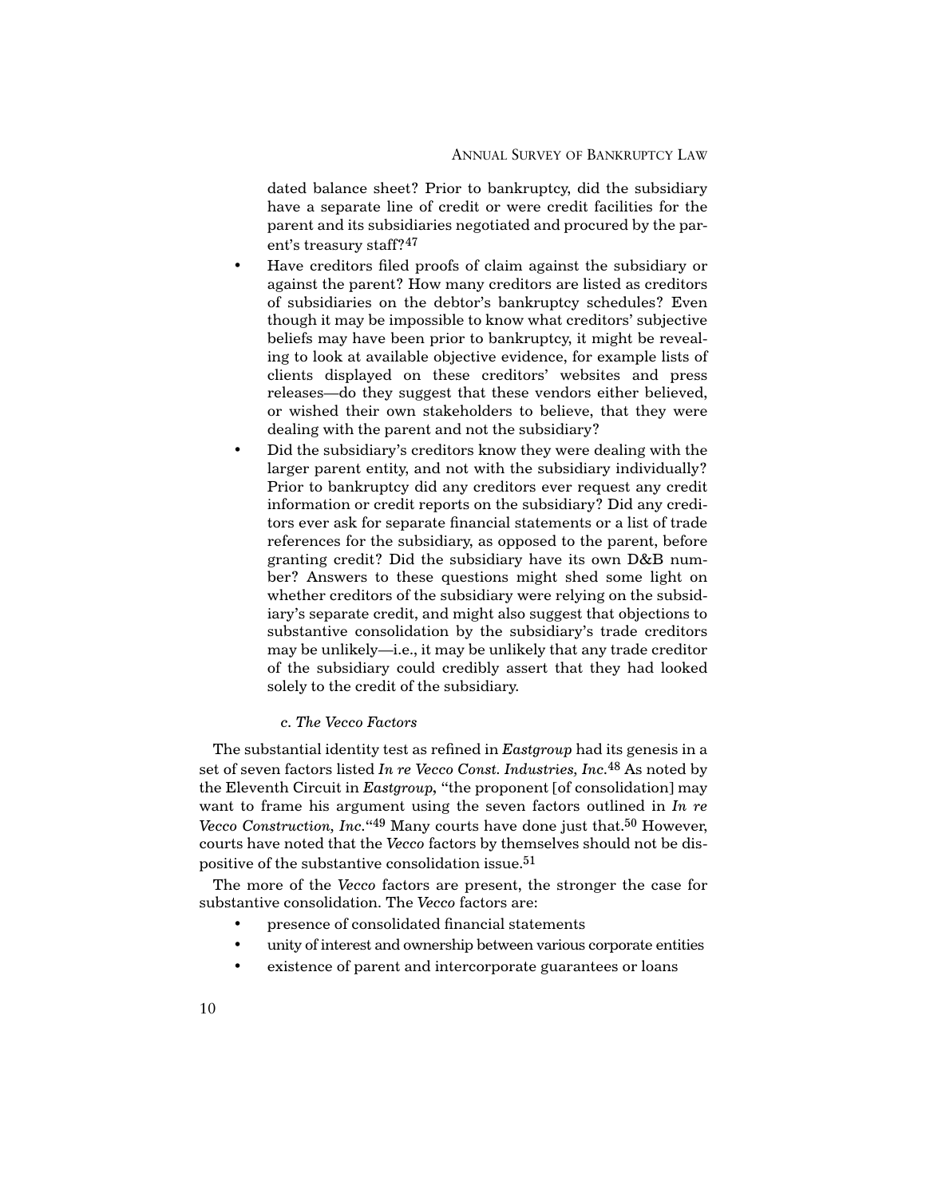dated balance sheet? Prior to bankruptcy, did the subsidiary have a separate line of credit or were credit facilities for the parent and its subsidiaries negotiated and procured by the parent's treasury staff?[47]

- Have creditors filed proofs of claim against the subsidiary or against the parent? How many creditors are listed as creditors of subsidiaries on the debtor's bankruptcy schedules? Even though it may be impossible to know what creditors' subjective beliefs may have been prior to bankruptcy, it might be revealing to look at available objective evidence, for example lists of clients displayed on these creditors' websites and press releases—do they suggest that these vendors either believed, or wished their own stakeholders to believe, that they were dealing with the parent and not the subsidiary?
- Did the subsidiary's creditors know they were dealing with the larger parent entity, and not with the subsidiary individually? Prior to bankruptcy did any creditors ever request any credit information or credit reports on the subsidiary? Did any creditors ever ask for separate financial statements or a list of trade references for the subsidiary, as opposed to the parent, before granting credit? Did the subsidiary have its own D&B number? Answers to these questions might shed some light on whether creditors of the subsidiary were relying on the subsidiary's separate credit, and might also suggest that objections to substantive consolidation by the subsidiary's trade creditors may be unlikely—i.e., it may be unlikely that any trade creditor of the subsidiary could credibly assert that they had looked solely to the credit of the subsidiary.

#### c. The Vecco Factors

The substantial identity test as refined in *Eastgroup* had its genesis in a set of seven factors listed *In re Vecco Const. Industries, Inc.*[48] As noted by the Eleventh Circuit in *Eastgroup*, "the proponent [of consolidation] may want to frame his argument using the seven factors outlined in *In re Vecco Construction, Inc.*"[49] Many courts have done just that.[50] However, courts have noted that the *Vecco* factors by themselves should not be dispositive of the substantive consolidation issue.[51]

The more of the *Vecco* factors are present, the stronger the case for substantive consolidation. The *Vecco* factors are:

- presence of consolidated financial statements
- unity of interest and ownership between various corporate entities
- existence of parent and intercorporate guarantees or loans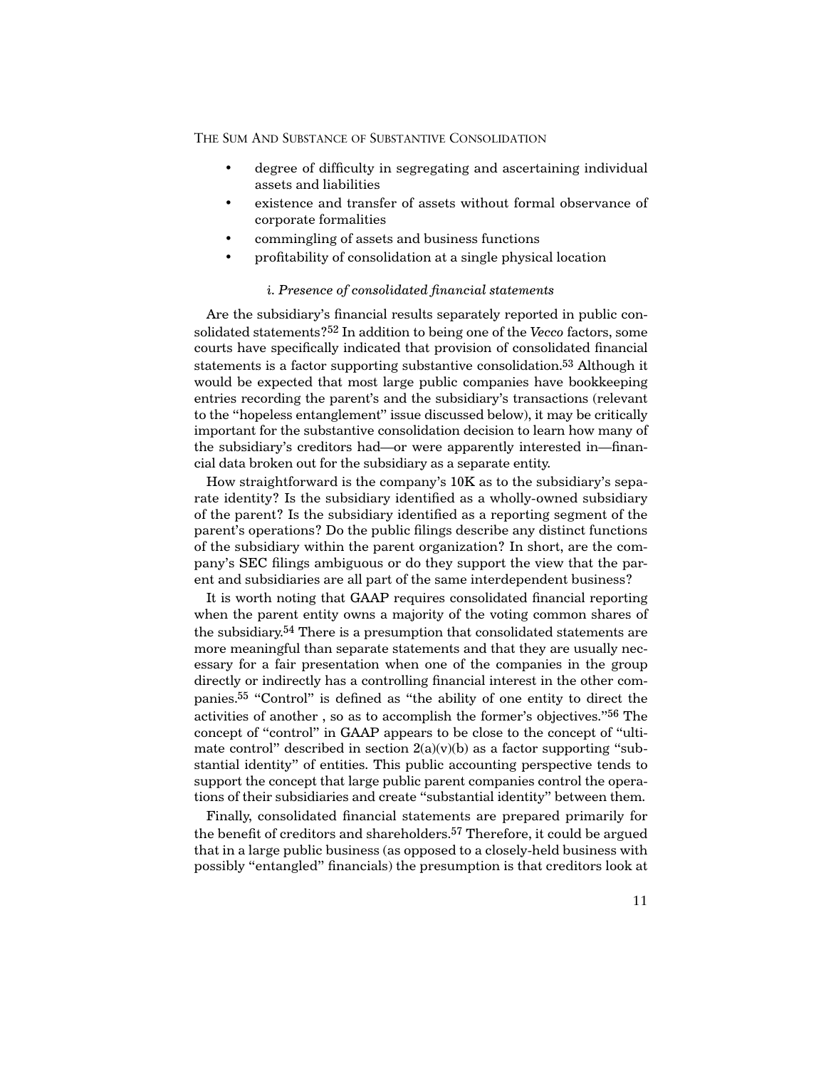- degree of difficulty in segregating and ascertaining individual assets and liabilities
- existence and transfer of assets without formal observance of corporate formalities
- commingling of assets and business functions
- profitability of consolidation at a single physical location

#### *i. Presence of consolidated financial statements*

Are the subsidiary's financial results separately reported in public consolidated statements?[52] In addition to being one of the *Vecco* factors, some courts have specifically indicated that provision of consolidated financial statements is a factor supporting substantive consolidation.[53] Although it would be expected that most large public companies have bookkeeping entries recording the parent's and the subsidiary's transactions (relevant to the "hopeless entanglement" issue discussed below), it may be critically important for the substantive consolidation decision to learn how many of the subsidiary's creditors had—or were apparently interested in—financial data broken out for the subsidiary as a separate entity.

How straightforward is the company's 10K as to the subsidiary's separate identity? Is the subsidiary identified as a wholly-owned subsidiary of the parent? Is the subsidiary identified as a reporting segment of the parent's operations? Do the public filings describe any distinct functions of the subsidiary within the parent organization? In short, are the company's SEC filings ambiguous or do they support the view that the parent and subsidiaries are all part of the same interdependent business?

It is worth noting that GAAP requires consolidated financial reporting when the parent entity owns a majority of the voting common shares of the subsidiary.[54] There is a presumption that consolidated statements are more meaningful than separate statements and that they are usually necessary for a fair presentation when one of the companies in the group directly or indirectly has a controlling financial interest in the other companies.[55] "Control" is defined as "the ability of one entity to direct the activities of another , so as to accomplish the former's objectives."[56] The concept of "control" in GAAP appears to be close to the concept of "ultimate control" described in section 2(a)(v)(b) as a factor supporting "substantial identity" of entities. This public accounting perspective tends to support the concept that large public parent companies control the operations of their subsidiaries and create "substantial identity" between them.

Finally, consolidated financial statements are prepared primarily for the benefit of creditors and shareholders.[57] Therefore, it could be argued that in a large public business (as opposed to a closely-held business with possibly "entangled" financials) the presumption is that creditors look at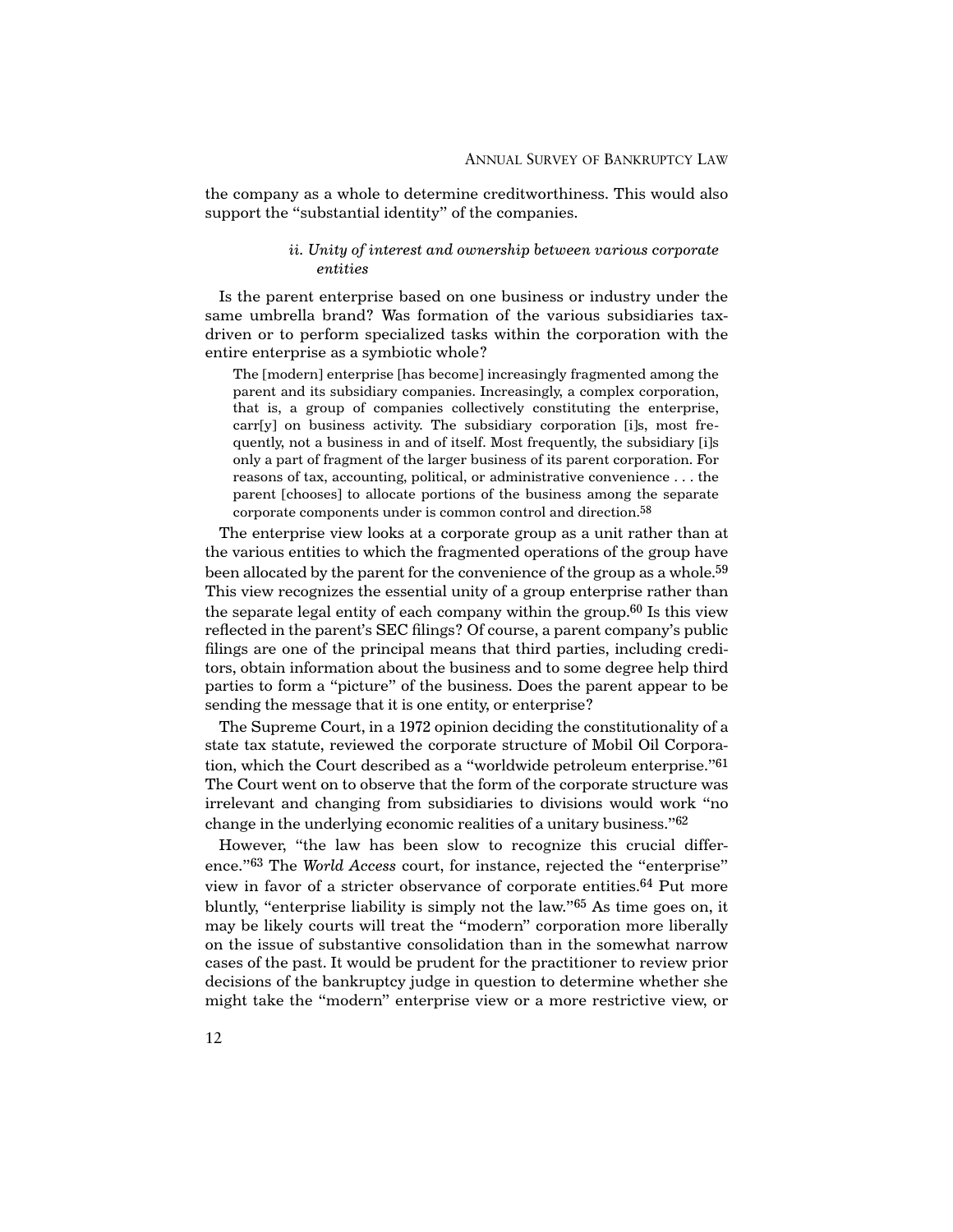the company as a whole to determine creditworthiness. This would also support the "substantial identity" of the companies.

#### *ii. Unity of interest and ownership between various corporate entities*

Is the parent enterprise based on one business or industry under the same umbrella brand? Was formation of the various subsidiaries tax-driven or to perform specialized tasks within the corporation with the entire enterprise as a symbiotic whole?

> The [modern] enterprise [has become] increasingly fragmented among the parent and its subsidiary companies. Increasingly, a complex corporation, that is, a group of companies collectively constituting the enterprise, carr[y] on business activity. The subsidiary corporation [i]s, most frequently, not a business in and of itself. Most frequently, the subsidiary [i]s only a part of fragment of the larger business of its parent corporation. For reasons of tax, accounting, political, or administrative convenience . . . the parent [chooses] to allocate portions of the business among the separate corporate components under is common control and direction.[58]

The enterprise view looks at a corporate group as a unit rather than at the various entities to which the fragmented operations of the group have been allocated by the parent for the convenience of the group as a whole.[59] This view recognizes the essential unity of a group enterprise rather than the separate legal entity of each company within the group.[60] Is this view reflected in the parent's SEC filings? Of course, a parent company's public filings are one of the principal means that third parties, including creditors, obtain information about the business and to some degree help third parties to form a "picture" of the business. Does the parent appear to be sending the message that it is one entity, or enterprise?

The Supreme Court, in a 1972 opinion deciding the constitutionality of a state tax statute, reviewed the corporate structure of Mobil Oil Corporation, which the Court described as a "worldwide petroleum enterprise."[61] The Court went on to observe that the form of the corporate structure was irrelevant and changing from subsidiaries to divisions would work "no change in the underlying economic realities of a unitary business."[62]

However, "the law has been slow to recognize this crucial difference."[63] The *World Access* court, for instance, rejected the "enterprise" view in favor of a stricter observance of corporate entities.[64] Put more bluntly, "enterprise liability is simply not the law."[65] As time goes on, it may be likely courts will treat the "modern" corporation more liberally on the issue of substantive consolidation than in the somewhat narrow cases of the past. It would be prudent for the practitioner to review prior decisions of the bankruptcy judge in question to determine whether she might take the "modern" enterprise view or a more restrictive view, or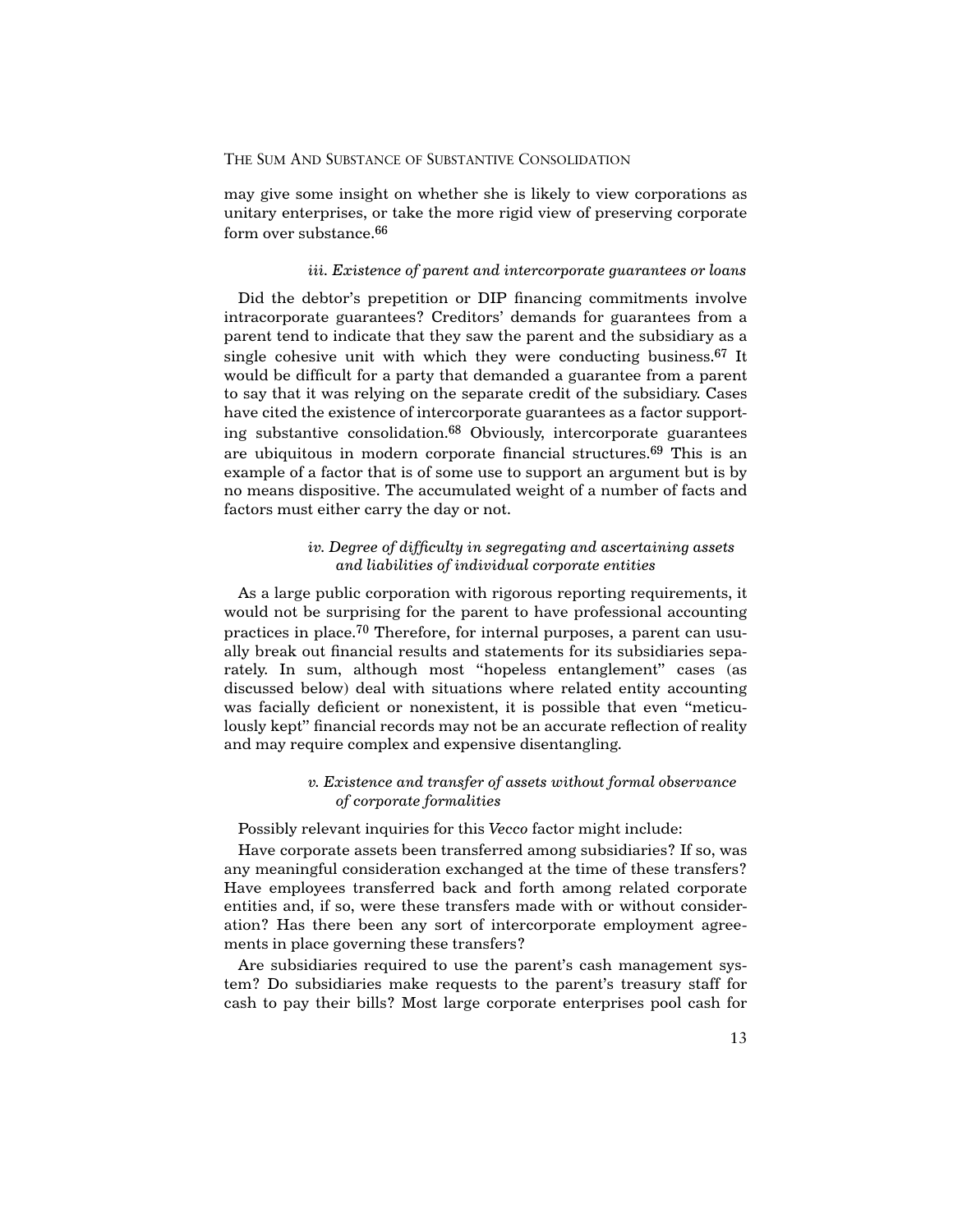may give some insight on whether she is likely to view corporations as unitary enterprises, or take the more rigid view of preserving corporate form over substance.[66]

#### *iii. Existence of parent and intercorporate guarantees or loans*

Did the debtor's prepetition or DIP financing commitments involve intracorporate guarantees? Creditors' demands for guarantees from a parent tend to indicate that they saw the parent and the subsidiary as a single cohesive unit with which they were conducting business.[67] It would be difficult for a party that demanded a guarantee from a parent to say that it was relying on the separate credit of the subsidiary. Cases have cited the existence of intercorporate guarantees as a factor supporting substantive consolidation.[68] Obviously, intercorporate guarantees are ubiquitous in modern corporate financial structures.[69] This is an example of a factor that is of some use to support an argument but is by no means dispositive. The accumulated weight of a number of facts and factors must either carry the day or not.

#### *iv. Degree of difficulty in segregating and ascertaining assets and liabilities of individual corporate entities*

As a large public corporation with rigorous reporting requirements, it would not be surprising for the parent to have professional accounting practices in place.[70] Therefore, for internal purposes, a parent can usually break out financial results and statements for its subsidiaries separately. In sum, although most "hopeless entanglement" cases (as discussed below) deal with situations where related entity accounting was facially deficient or nonexistent, it is possible that even "meticulously kept" financial records may not be an accurate reflection of reality and may require complex and expensive disentangling.

#### *v. Existence and transfer of assets without formal observance of corporate formalities*

Possibly relevant inquiries for this *Vecco* factor might include:

Have corporate assets been transferred among subsidiaries? If so, was any meaningful consideration exchanged at the time of these transfers? Have employees transferred back and forth among related corporate entities and, if so, were these transfers made with or without consideration? Has there been any sort of intercorporate employment agreements in place governing these transfers?

Are subsidiaries required to use the parent's cash management system? Do subsidiaries make requests to the parent's treasury staff for cash to pay their bills? Most large corporate enterprises pool cash for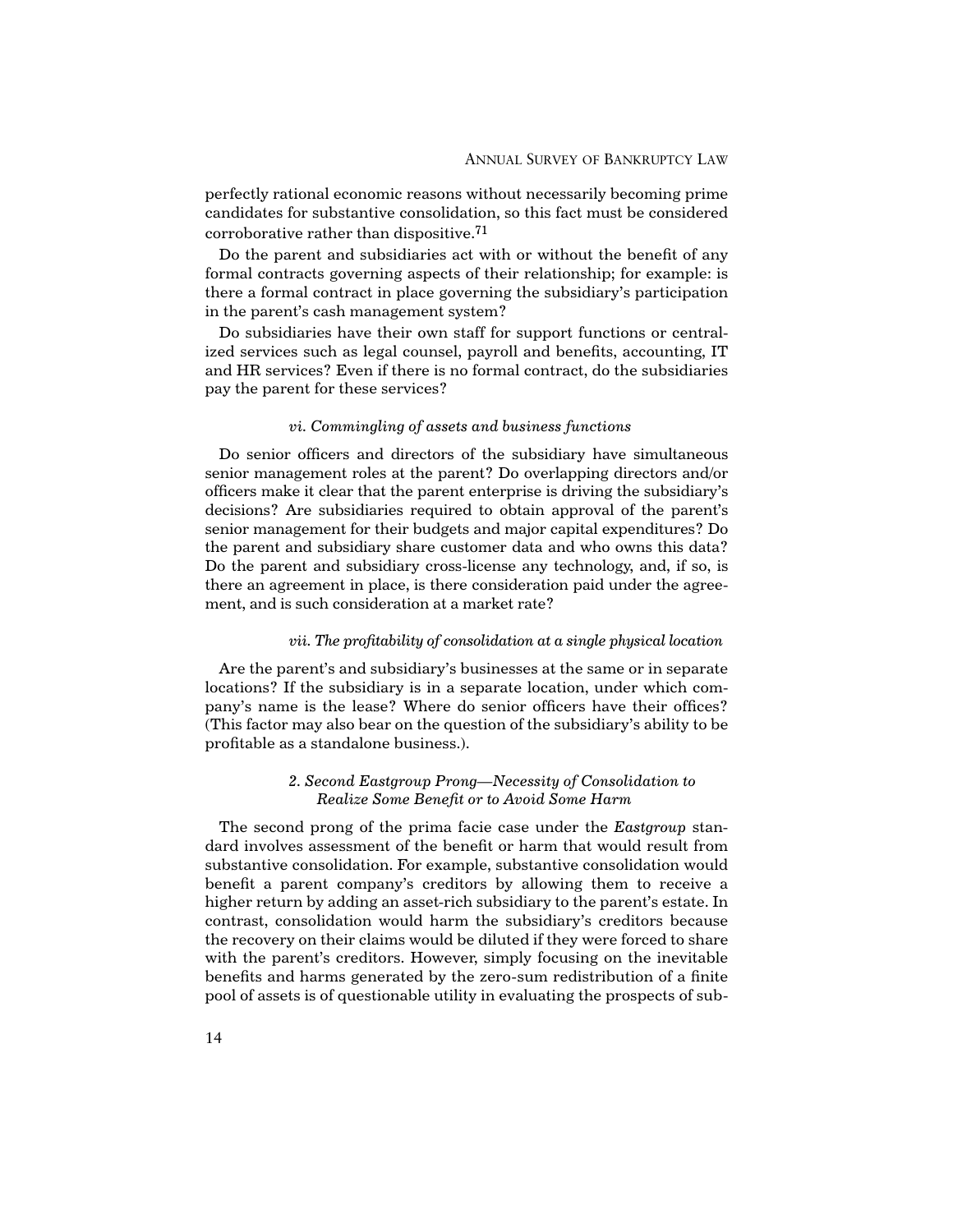perfectly rational economic reasons without necessarily becoming prime candidates for substantive consolidation, so this fact must be considered corroborative rather than dispositive.[71]

Do the parent and subsidiaries act with or without the benefit of any formal contracts governing aspects of their relationship; for example: is there a formal contract in place governing the subsidiary's participation in the parent's cash management system?

Do subsidiaries have their own staff for support functions or centralized services such as legal counsel, payroll and benefits, accounting, IT and HR services? Even if there is no formal contract, do the subsidiaries pay the parent for these services?

*vi. Commingling of assets and business functions*

Do senior officers and directors of the subsidiary have simultaneous senior management roles at the parent? Do overlapping directors and/or officers make it clear that the parent enterprise is driving the subsidiary's decisions? Are subsidiaries required to obtain approval of the parent's senior management for their budgets and major capital expenditures? Do the parent and subsidiary share customer data and who owns this data? Do the parent and subsidiary cross-license any technology, and, if so, is there an agreement in place, is there consideration paid under the agreement, and is such consideration at a market rate?

*vii. The profitability of consolidation at a single physical location*

Are the parent's and subsidiary's businesses at the same or in separate locations? If the subsidiary is in a separate location, under which company's name is the lease? Where do senior officers have their offices? (This factor may also bear on the question of the subsidiary's ability to be profitable as a standalone business.).

### *2. Second Eastgroup Prong—Necessity of Consolidation to Realize Some Benefit or to Avoid Some Harm*

The second prong of the prima facie case under the *Eastgroup* standard involves assessment of the benefit or harm that would result from substantive consolidation. For example, substantive consolidation would benefit a parent company's creditors by allowing them to receive a higher return by adding an asset-rich subsidiary to the parent's estate. In contrast, consolidation would harm the subsidiary's creditors because the recovery on their claims would be diluted if they were forced to share with the parent's creditors. However, simply focusing on the inevitable benefits and harms generated by the zero-sum redistribution of a finite pool of assets is of questionable utility in evaluating the prospects of sub-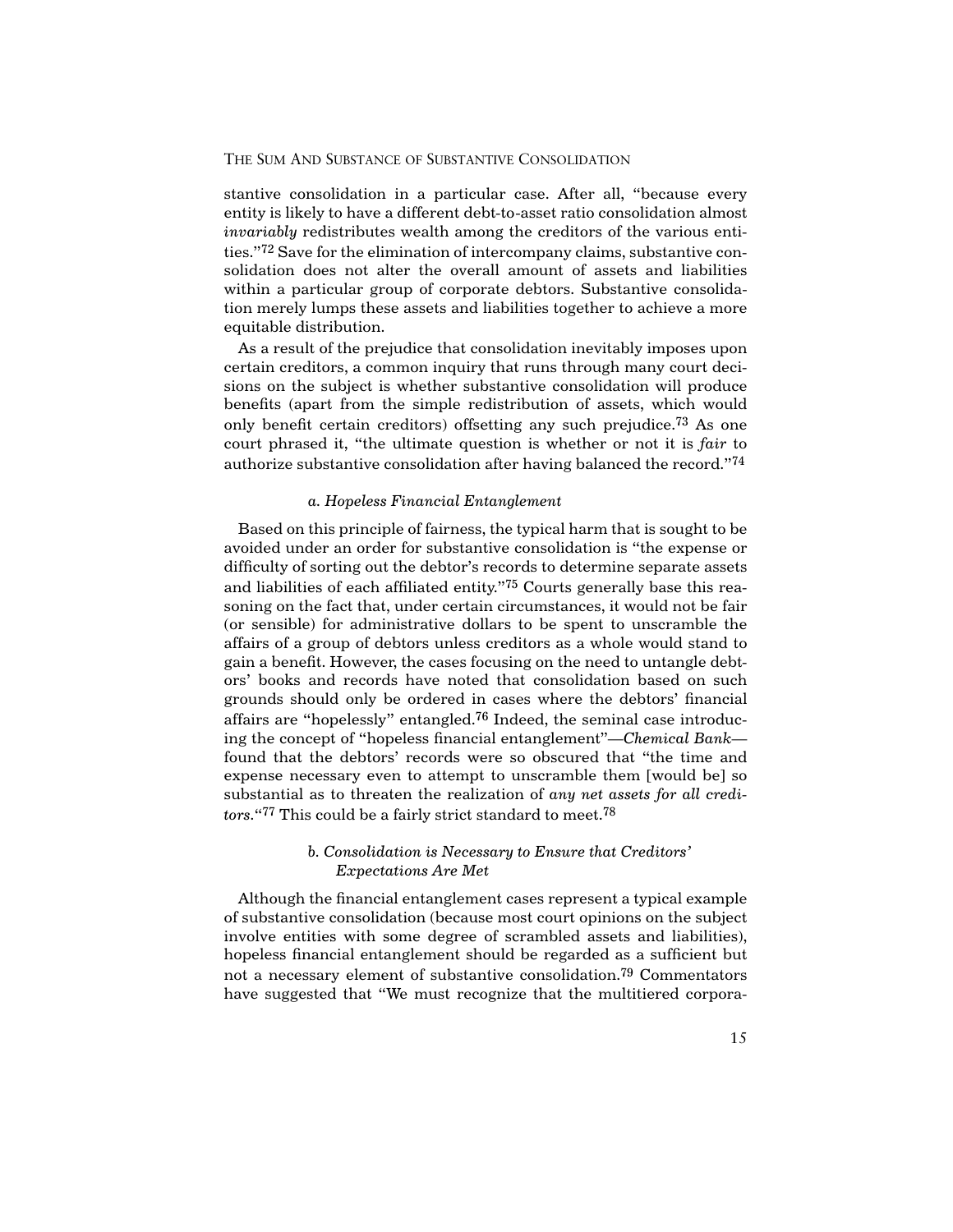stantive consolidation in a particular case. After all, "because every entity is likely to have a different debt-to-asset ratio consolidation almost *invariably* redistributes wealth among the creditors of the various entities."[72] Save for the elimination of intercompany claims, substantive consolidation does not alter the overall amount of assets and liabilities within a particular group of corporate debtors. Substantive consolidation merely lumps these assets and liabilities together to achieve a more equitable distribution.

As a result of the prejudice that consolidation inevitably imposes upon certain creditors, a common inquiry that runs through many court decisions on the subject is whether substantive consolidation will produce benefits (apart from the simple redistribution of assets, which would only benefit certain creditors) offsetting any such prejudice.[73] As one court phrased it, "the ultimate question is whether or not it is *fair* to authorize substantive consolidation after having balanced the record."[74]

#### *a. Hopeless Financial Entanglement*

Based on this principle of fairness, the typical harm that is sought to be avoided under an order for substantive consolidation is "the expense or difficulty of sorting out the debtor's records to determine separate assets and liabilities of each affiliated entity."[75] Courts generally base this reasoning on the fact that, under certain circumstances, it would not be fair (or sensible) for administrative dollars to be spent to unscramble the affairs of a group of debtors unless creditors as a whole would stand to gain a benefit. However, the cases focusing on the need to untangle debtors' books and records have noted that consolidation based on such grounds should only be ordered in cases where the debtors' financial affairs are "hopelessly" entangled.[76] Indeed, the seminal case introducing the concept of "hopeless financial entanglement"—*Chemical Bank*—found that the debtors' records were so obscured that "the time and expense necessary even to attempt to unscramble them [would be] so substantial as to threaten the realization of *any net assets for all creditors*."[77] This could be a fairly strict standard to meet.[78]

#### *b. Consolidation is Necessary to Ensure that Creditors' Expectations Are Met*

Although the financial entanglement cases represent a typical example of substantive consolidation (because most court opinions on the subject involve entities with some degree of scrambled assets and liabilities), hopeless financial entanglement should be regarded as a sufficient but not a necessary element of substantive consolidation.[79] Commentators have suggested that "We must recognize that the multitiered corpora-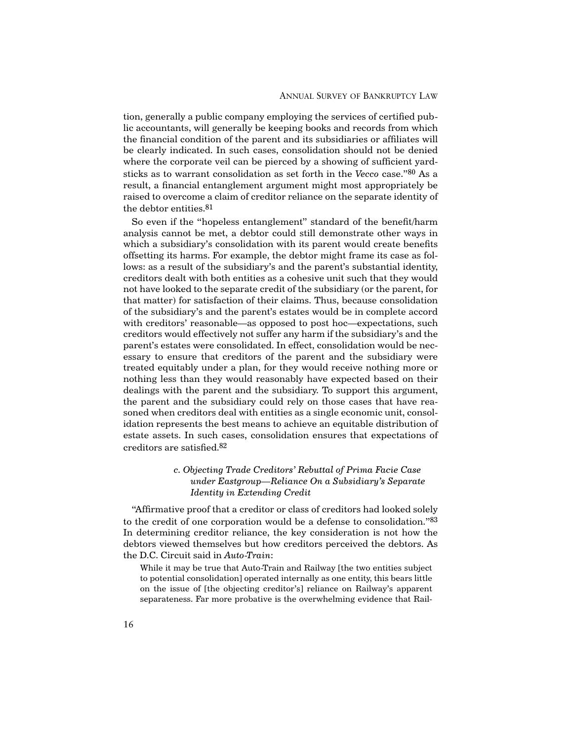tion, generally a public company employing the services of certified public accountants, will generally be keeping books and records from which the financial condition of the parent and its subsidiaries or affiliates will be clearly indicated. In such cases, consolidation should not be denied where the corporate veil can be pierced by a showing of sufficient yardsticks as to warrant consolidation as set forth in the *Vecco* case."[80] As a result, a financial entanglement argument might most appropriately be raised to overcome a claim of creditor reliance on the separate identity of the debtor entities.[81]

So even if the "hopeless entanglement" standard of the benefit/harm analysis cannot be met, a debtor could still demonstrate other ways in which a subsidiary's consolidation with its parent would create benefits offsetting its harms. For example, the debtor might frame its case as follows: as a result of the subsidiary's and the parent's substantial identity, creditors dealt with both entities as a cohesive unit such that they would not have looked to the separate credit of the subsidiary (or the parent, for that matter) for satisfaction of their claims. Thus, because consolidation of the subsidiary's and the parent's estates would be in complete accord with creditors' reasonable—as opposed to post hoc—expectations, such creditors would effectively not suffer any harm if the subsidiary's and the parent's estates were consolidated. In effect, consolidation would be necessary to ensure that creditors of the parent and the subsidiary were treated equitably under a plan, for they would receive nothing more or nothing less than they would reasonably have expected based on their dealings with the parent and the subsidiary. To support this argument, the parent and the subsidiary could rely on those cases that have reasoned when creditors deal with entities as a single economic unit, consolidation represents the best means to achieve an equitable distribution of estate assets. In such cases, consolidation ensures that expectations of creditors are satisfied.[82]

#### *c. Objecting Trade Creditors' Rebuttal of Prima Facie Case under Eastgroup—Reliance On a Subsidiary's Separate Identity in Extending Credit*

"Affirmative proof that a creditor or class of creditors had looked solely to the credit of one corporation would be a defense to consolidation."[83] In determining creditor reliance, the key consideration is not how the debtors viewed themselves but how creditors perceived the debtors. As the D.C. Circuit said in *Auto-Train*:

> While it may be true that Auto-Train and Railway [the two entities subject to potential consolidation] operated internally as one entity, this bears little on the issue of [the objecting creditor's] reliance on Railway's apparent separateness. Far more probative is the overwhelming evidence that Rail-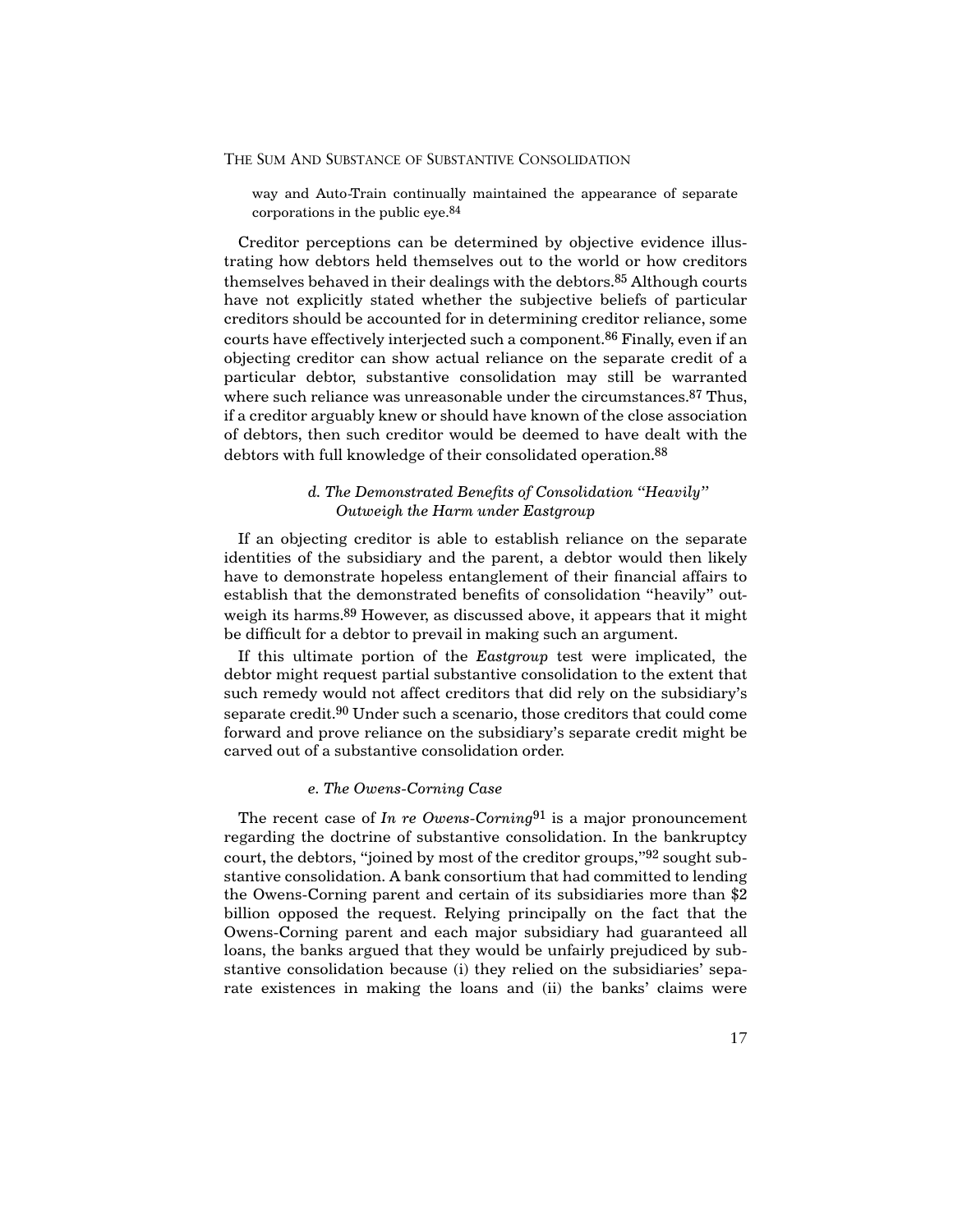> way and Auto-Train continually maintained the appearance of separate corporations in the public eye.[84]

Creditor perceptions can be determined by objective evidence illustrating how debtors held themselves out to the world or how creditors themselves behaved in their dealings with the debtors.[85] Although courts have not explicitly stated whether the subjective beliefs of particular creditors should be accounted for in determining creditor reliance, some courts have effectively interjected such a component.[86] Finally, even if an objecting creditor can show actual reliance on the separate credit of a particular debtor, substantive consolidation may still be warranted where such reliance was unreasonable under the circumstances.[87] Thus, if a creditor arguably knew or should have known of the close association of debtors, then such creditor would be deemed to have dealt with the debtors with full knowledge of their consolidated operation.[88]

#### *d. The Demonstrated Benefits of Consolidation "Heavily" Outweigh the Harm under Eastgroup*

If an objecting creditor is able to establish reliance on the separate identities of the subsidiary and the parent, a debtor would then likely have to demonstrate hopeless entanglement of their financial affairs to establish that the demonstrated benefits of consolidation "heavily" outweigh its harms.[89] However, as discussed above, it appears that it might be difficult for a debtor to prevail in making such an argument.

If this ultimate portion of the *Eastgroup* test were implicated, the debtor might request partial substantive consolidation to the extent that such remedy would not affect creditors that did rely on the subsidiary's separate credit.[90] Under such a scenario, those creditors that could come forward and prove reliance on the subsidiary's separate credit might be carved out of a substantive consolidation order.

#### *e. The Owens-Corning Case*

The recent case of *In re Owens-Corning*[91] is a major pronouncement regarding the doctrine of substantive consolidation. In the bankruptcy court, the debtors, "joined by most of the creditor groups,"[92] sought substantive consolidation. A bank consortium that had committed to lending the Owens-Corning parent and certain of its subsidiaries more than $2 billion opposed the request. Relying principally on the fact that the Owens-Corning parent and each major subsidiary had guaranteed all loans, the banks argued that they would be unfairly prejudiced by substantive consolidation because (i) they relied on the subsidiaries' separate existences in making the loans and (ii) the banks' claims were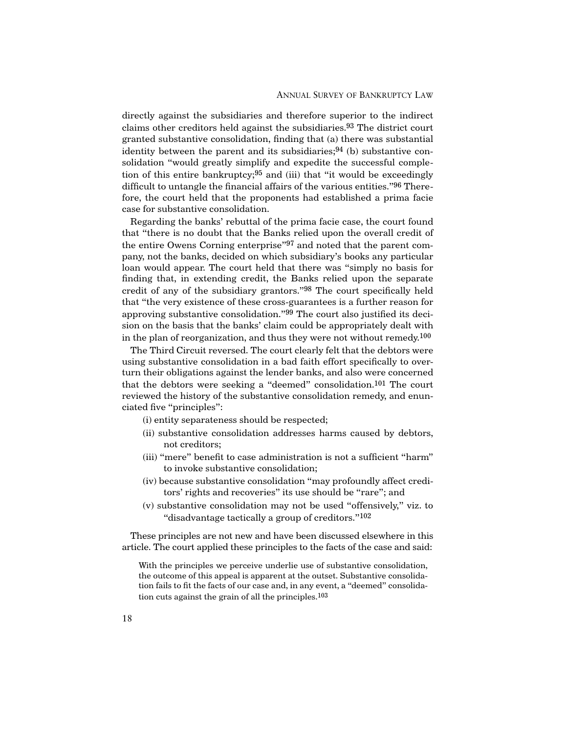directly against the subsidiaries and therefore superior to the indirect claims other creditors held against the subsidiaries.[93] The district court granted substantive consolidation, finding that (a) there was substantial identity between the parent and its subsidiaries;[94] (b) substantive consolidation "would greatly simplify and expedite the successful completion of this entire bankruptcy;[95] and (iii) that "it would be exceedingly difficult to untangle the financial affairs of the various entities."[96] Therefore, the court held that the proponents had established a prima facie case for substantive consolidation.

Regarding the banks' rebuttal of the prima facie case, the court found that "there is no doubt that the Banks relied upon the overall credit of the entire Owens Corning enterprise"[97] and noted that the parent company, not the banks, decided on which subsidiary's books any particular loan would appear. The court held that there was "simply no basis for finding that, in extending credit, the Banks relied upon the separate credit of any of the subsidiary grantors."[98] The court specifically held that "the very existence of these cross-guarantees is a further reason for approving substantive consolidation."[99] The court also justified its decision on the basis that the banks' claim could be appropriately dealt with in the plan of reorganization, and thus they were not without remedy.[100]

The Third Circuit reversed. The court clearly felt that the debtors were using substantive consolidation in a bad faith effort specifically to overturn their obligations against the lender banks, and also were concerned that the debtors were seeking a "deemed" consolidation.[101] The court reviewed the history of the substantive consolidation remedy, and enunciated five "principles":

- (i) entity separateness should be respected;
- (ii) substantive consolidation addresses harms caused by debtors, not creditors;
- (iii) "mere" benefit to case administration is not a sufficient "harm" to invoke substantive consolidation;
- (iv) because substantive consolidation "may profoundly affect creditors' rights and recoveries" its use should be "rare"; and
- (v) substantive consolidation may not be used "offensively," viz. to "disadvantage tactically a group of creditors."[102]

These principles are not new and have been discussed elsewhere in this article. The court applied these principles to the facts of the case and said:

> With the principles we perceive underlie use of substantive consolidation, the outcome of this appeal is apparent at the outset. Substantive consolidation fails to fit the facts of our case and, in any event, a "deemed" consolidation cuts against the grain of all the principles.[103]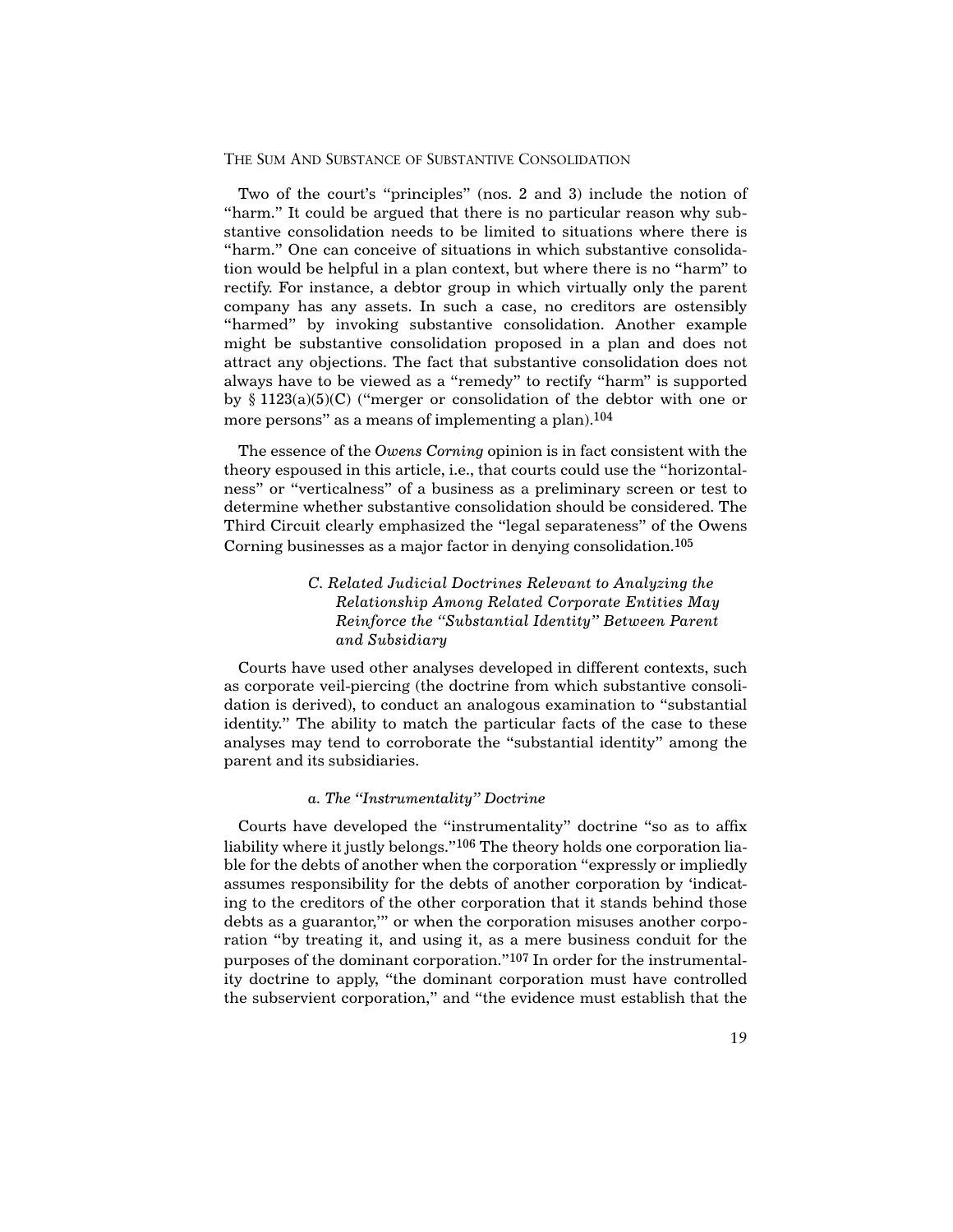Two of the court's "principles" (nos. 2 and 3) include the notion of "harm." It could be argued that there is no particular reason why substantive consolidation needs to be limited to situations where there is "harm." One can conceive of situations in which substantive consolidation would be helpful in a plan context, but where there is no "harm" to rectify. For instance, a debtor group in which virtually only the parent company has any assets. In such a case, no creditors are ostensibly "harmed" by invoking substantive consolidation. Another example might be substantive consolidation proposed in a plan and does not attract any objections. The fact that substantive consolidation does not always have to be viewed as a "remedy" to rectify "harm" is supported by § 1123(a)(5)(C) ("merger or consolidation of the debtor with one or more persons" as a means of implementing a plan).[104]

The essence of the *Owens Corning* opinion is in fact consistent with the theory espoused in this article, i.e., that courts could use the "horizontalness" or "verticalness" of a business as a preliminary screen or test to determine whether substantive consolidation should be considered. The Third Circuit clearly emphasized the "legal separateness" of the Owens Corning businesses as a major factor in denying consolidation.[105]

### *C. Related Judicial Doctrines Relevant to Analyzing the Relationship Among Related Corporate Entities May Reinforce the "Substantial Identity" Between Parent and Subsidiary*

Courts have used other analyses developed in different contexts, such as corporate veil-piercing (the doctrine from which substantive consolidation is derived), to conduct an analogous examination to "substantial identity." The ability to match the particular facts of the case to these analyses may tend to corroborate the "substantial identity" among the parent and its subsidiaries.

#### *a. The "Instrumentality" Doctrine*

Courts have developed the "instrumentality" doctrine "so as to affix liability where it justly belongs."[106] The theory holds one corporation liable for the debts of another when the corporation "expressly or impliedly assumes responsibility for the debts of another corporation by 'indicating to the creditors of the other corporation that it stands behind those debts as a guarantor,'" or when the corporation misuses another corporation "by treating it, and using it, as a mere business conduit for the purposes of the dominant corporation."[107] In order for the instrumentality doctrine to apply, "the dominant corporation must have controlled the subservient corporation," and "the evidence must establish that the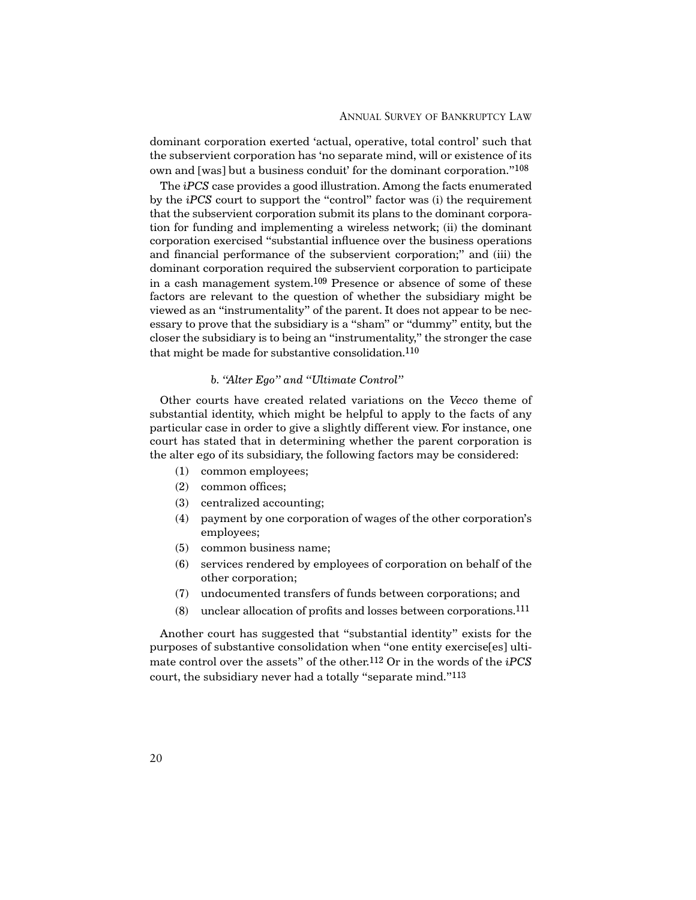dominant corporation exerted 'actual, operative, total control' such that the subservient corporation has 'no separate mind, will or existence of its own and [was] but a business conduit' for the dominant corporation."[108]

The *iPCS* case provides a good illustration. Among the facts enumerated by the *iPCS* court to support the "control" factor was (i) the requirement that the subservient corporation submit its plans to the dominant corporation for funding and implementing a wireless network; (ii) the dominant corporation exercised "substantial influence over the business operations and financial performance of the subservient corporation;" and (iii) the dominant corporation required the subservient corporation to participate in a cash management system.[109] Presence or absence of some of these factors are relevant to the question of whether the subsidiary might be viewed as an "instrumentality" of the parent. It does not appear to be necessary to prove that the subsidiary is a "sham" or "dummy" entity, but the closer the subsidiary is to being an "instrumentality," the stronger the case that might be made for substantive consolidation.[110]

#### b. "Alter Ego" and "Ultimate Control"

Other courts have created related variations on the *Vecco* theme of substantial identity, which might be helpful to apply to the facts of any particular case in order to give a slightly different view. For instance, one court has stated that in determining whether the parent corporation is the alter ego of its subsidiary, the following factors may be considered:

(1) common employees;
(2) common offices;
(3) centralized accounting;
(4) payment by one corporation of wages of the other corporation's employees;
(5) common business name;
(6) services rendered by employees of corporation on behalf of the other corporation;
(7) undocumented transfers of funds between corporations; and
(8) unclear allocation of profits and losses between corporations.[111]

Another court has suggested that "substantial identity" exists for the purposes of substantive consolidation when "one entity exercise[es] ultimate control over the assets" of the other.[112] Or in the words of the *iPCS* court, the subsidiary never had a totally "separate mind."[113]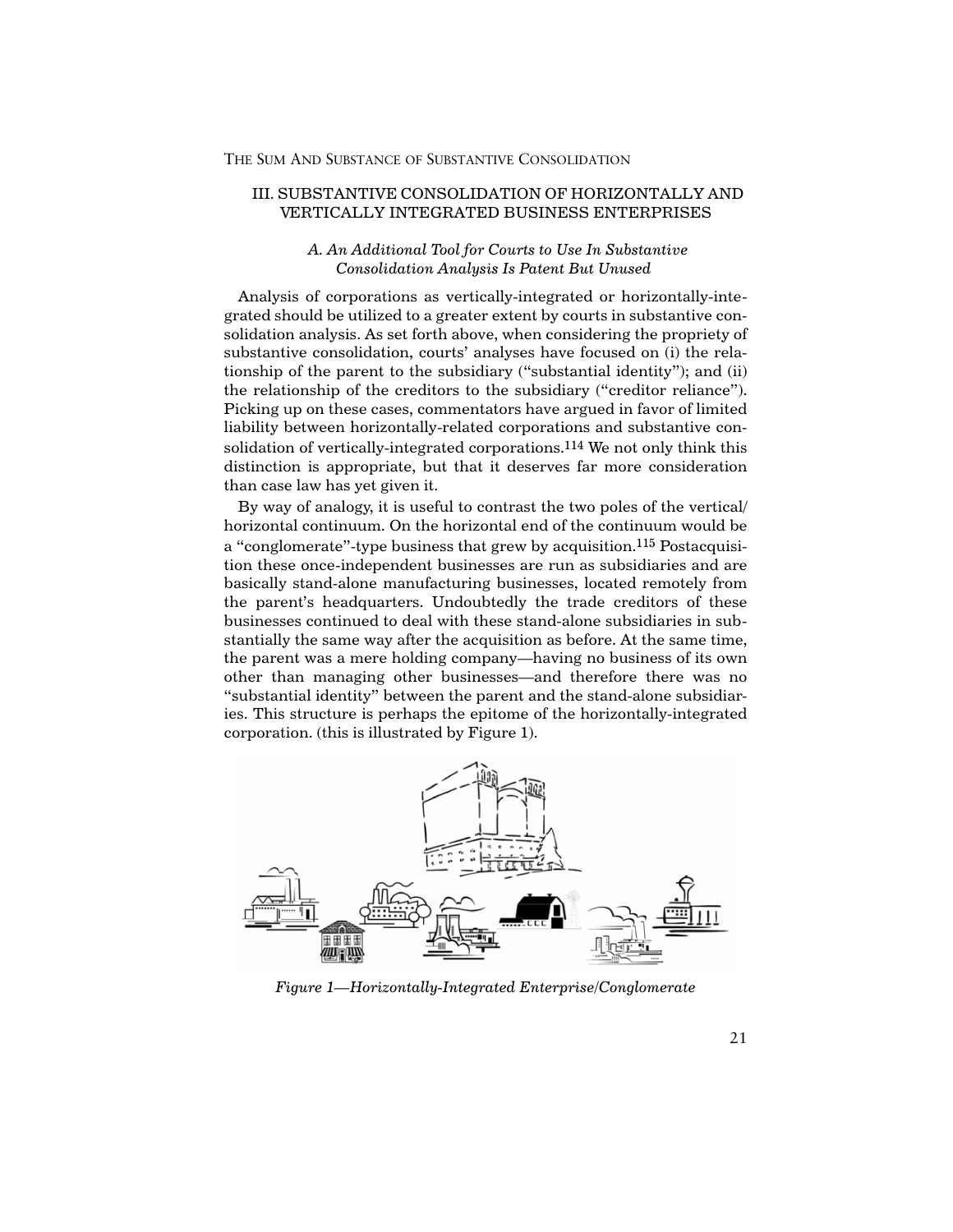## III. SUBSTANTIVE CONSOLIDATION OF HORIZONTALLY AND VERTICALLY INTEGRATED BUSINESS ENTERPRISES

### *A. An Additional Tool for Courts to Use In Substantive Consolidation Analysis Is Patent But Unused*

Analysis of corporations as vertically-integrated or horizontally-integrated should be utilized to a greater extent by courts in substantive consolidation analysis. As set forth above, when considering the propriety of substantive consolidation, courts' analyses have focused on (i) the relationship of the parent to the subsidiary ("substantial identity"); and (ii) the relationship of the creditors to the subsidiary ("creditor reliance"). Picking up on these cases, commentators have argued in favor of limited liability between horizontally-related corporations and substantive consolidation of vertically-integrated corporations.[114] We not only think this distinction is appropriate, but that it deserves far more consideration than case law has yet given it.

By way of analogy, it is useful to contrast the two poles of the vertical/horizontal continuum. On the horizontal end of the continuum would be a "conglomerate"-type business that grew by acquisition.[115] Postacquisition these once-independent businesses are run as subsidiaries and are basically stand-alone manufacturing businesses, located remotely from the parent's headquarters. Undoubtedly the trade creditors of these businesses continued to deal with these stand-alone subsidiaries in substantially the same way after the acquisition as before. At the same time, the parent was a mere holding company—having no business of its own other than managing other businesses—and therefore there was no "substantial identity" between the parent and the stand-alone subsidiaries. This structure is perhaps the epitome of the horizontally-integrated corporation. (this is illustrated by Figure 1).

*Figure 1—Horizontally-Integrated Enterprise/Conglomerate*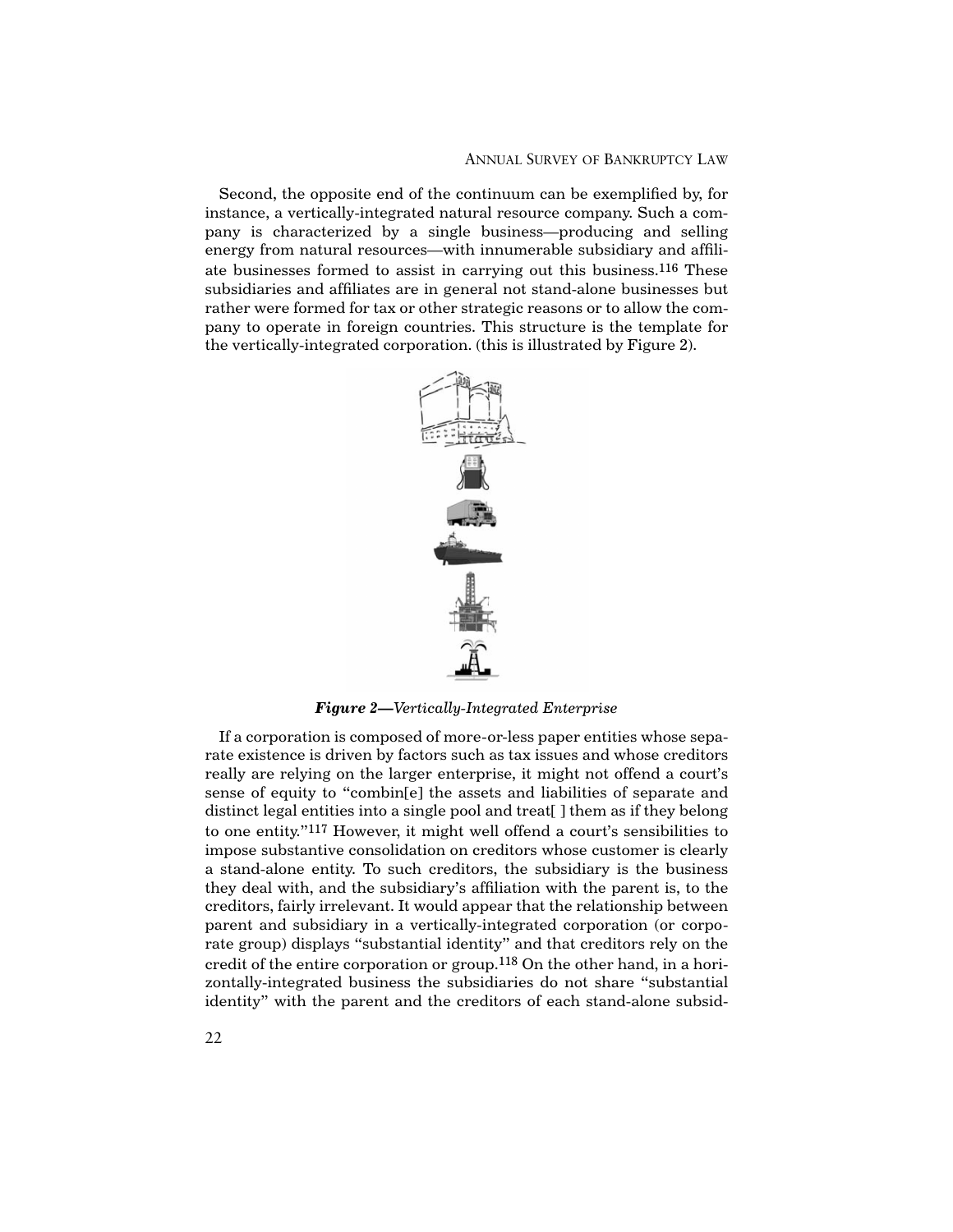Second, the opposite end of the continuum can be exemplified by, for instance, a vertically-integrated natural resource company. Such a company is characterized by a single business—producing and selling energy from natural resources—with innumerable subsidiary and affiliate businesses formed to assist in carrying out this business.[116] These subsidiaries and affiliates are in general not stand-alone businesses but rather were formed for tax or other strategic reasons or to allow the company to operate in foreign countries. This structure is the template for the vertically-integrated corporation. (this is illustrated by Figure 2).

***Figure 2—Vertically-Integrated Enterprise***

If a corporation is composed of more-or-less paper entities whose separate existence is driven by factors such as tax issues and whose creditors really are relying on the larger enterprise, it might not offend a court's sense of equity to "combin[e] the assets and liabilities of separate and distinct legal entities into a single pool and treat[ ] them as if they belong to one entity."[117] However, it might well offend a court's sensibilities to impose substantive consolidation on creditors whose customer is clearly a stand-alone entity. To such creditors, the subsidiary is the business they deal with, and the subsidiary's affiliation with the parent is, to the creditors, fairly irrelevant. It would appear that the relationship between parent and subsidiary in a vertically-integrated corporation (or corporate group) displays "substantial identity" and that creditors rely on the credit of the entire corporation or group.[118] On the other hand, in a horizontally-integrated business the subsidiaries do not share "substantial identity" with the parent and the creditors of each stand-alone subsid-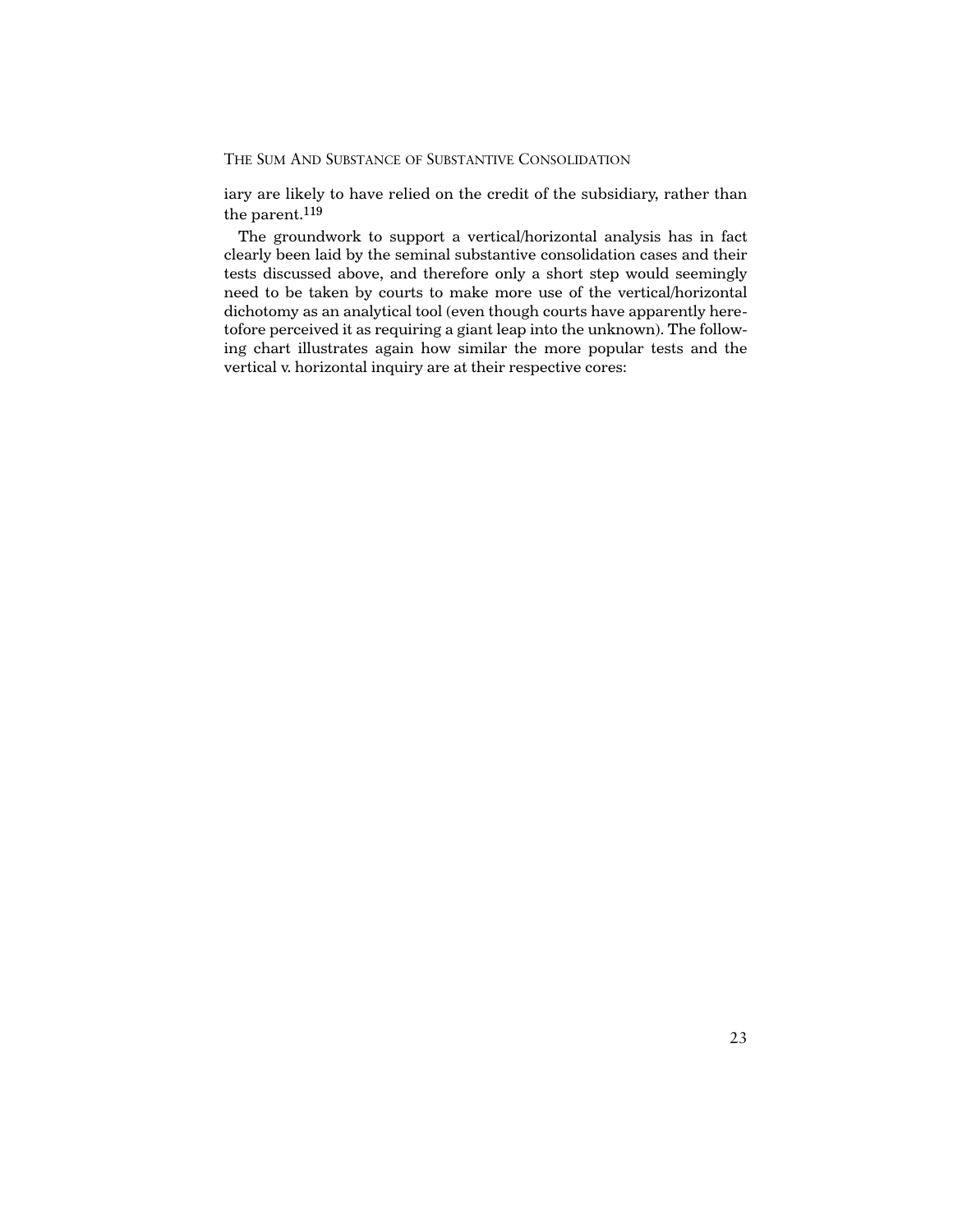iary are likely to have relied on the credit of the subsidiary, rather than the parent.[119]

The groundwork to support a vertical/horizontal analysis has in fact clearly been laid by the seminal substantive consolidation cases and their tests discussed above, and therefore only a short step would seemingly need to be taken by courts to make more use of the vertical/horizontal dichotomy as an analytical tool (even though courts have apparently heretofore perceived it as requiring a giant leap into the unknown). The following chart illustrates again how similar the more popular tests and the vertical v. horizontal inquiry are at their respective cores: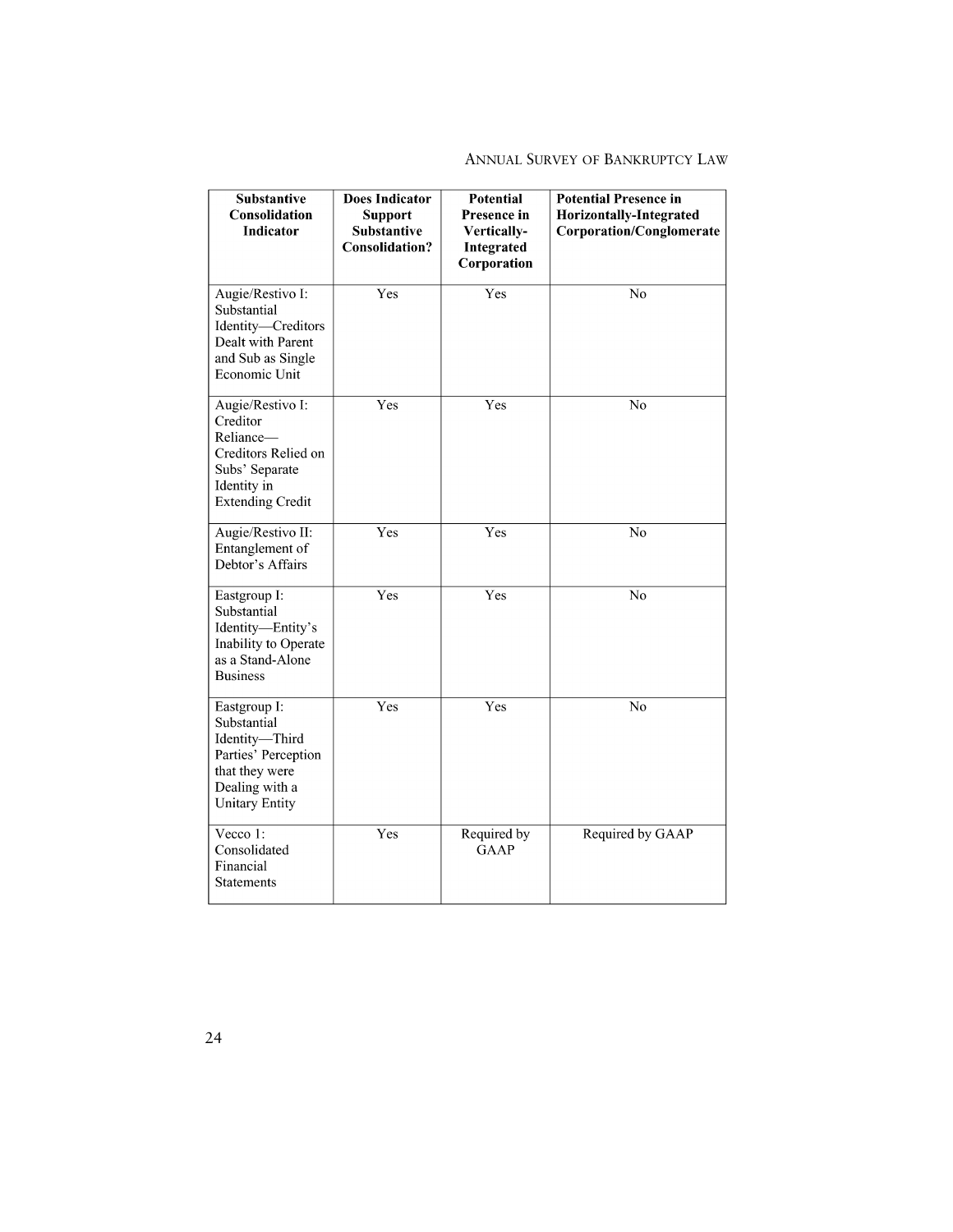| Substantive Consolidation Indicator | Does Indicator Support Substantive Consolidation? | Potential Presence in Vertically-Integrated Corporation | Potential Presence in Horizontally-Integrated Corporation/Conglomerate |
|---|---|---|---|
| Augie/Restivo I: Substantial Identity—Creditors Dealt with Parent and Sub as Single Economic Unit | Yes | Yes | No |
| Augie/Restivo I: Creditor Reliance—Creditors Relied on Subs' Separate Identity in Extending Credit | Yes | Yes | No |
| Augie/Restivo II: Entanglement of Debtor's Affairs | Yes | Yes | No |
| Eastgroup I: Substantial Identity—Entity's Inability to Operate as a Stand-Alone Business | Yes | Yes | No |
| Eastgroup I: Substantial Identity—Third Parties' Perception that they were Dealing with a Unitary Entity | Yes | Yes | No |
| Vecco 1: Consolidated Financial Statements | Yes | Required by GAAP | Required by GAAP |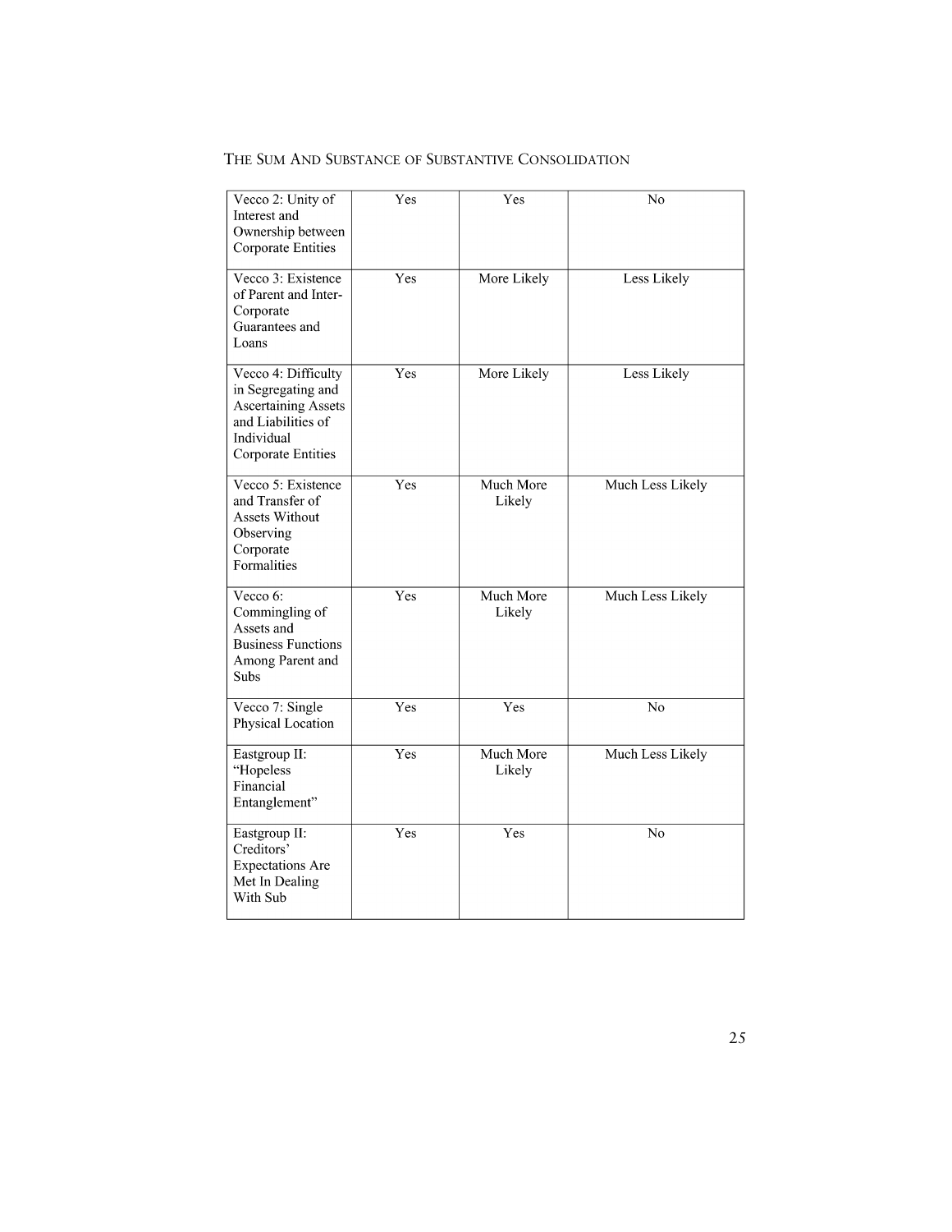| Vecco 2: Unity of Interest and Ownership between Corporate Entities | Yes | Yes | No |
|---|---|---|---|
| Vecco 3: Existence of Parent and Inter-Corporate Guarantees and Loans | Yes | More Likely | Less Likely |
| Vecco 4: Difficulty in Segregating and Ascertaining Assets and Liabilities of Individual Corporate Entities | Yes | More Likely | Less Likely |
| Vecco 5: Existence and Transfer of Assets Without Observing Corporate Formalities | Yes | Much More Likely | Much Less Likely |
| Vecco 6: Commingling of Assets and Business Functions Among Parent and Subs | Yes | Much More Likely | Much Less Likely |
| Vecco 7: Single Physical Location | Yes | Yes | No |
| Eastgroup II: "Hopeless Financial Entanglement" | Yes | Much More Likely | Much Less Likely |
| Eastgroup II: Creditors' Expectations Are Met In Dealing With Sub | Yes | Yes | No |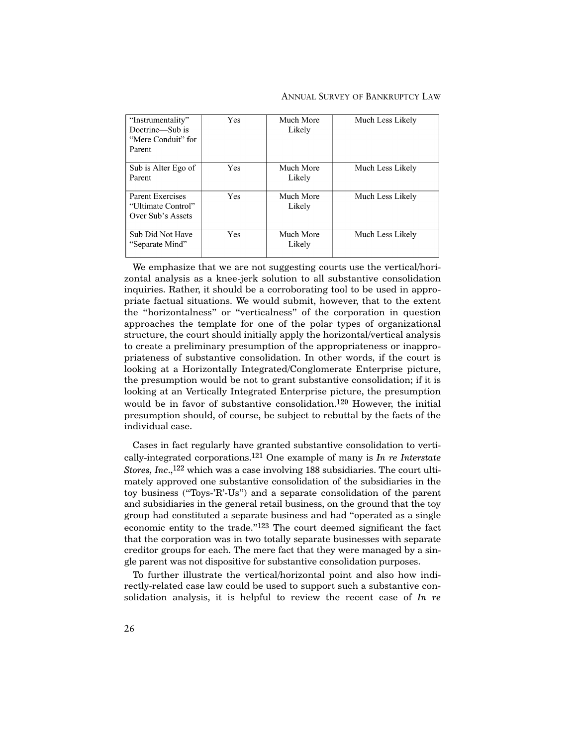| | | | |
|---|---|---|---|
| "Instrumentality" Doctrine—Sub is "Mere Conduit" for Parent | Yes | Much More Likely | Much Less Likely |
| Sub is Alter Ego of Parent | Yes | Much More Likely | Much Less Likely |
| Parent Exercises "Ultimate Control" Over Sub's Assets | Yes | Much More Likely | Much Less Likely |
| Sub Did Not Have "Separate Mind" | Yes | Much More Likely | Much Less Likely |

We emphasize that we are not suggesting courts use the vertical/horizontal analysis as a knee-jerk solution to all substantive consolidation inquiries. Rather, it should be a corroborating tool to be used in appropriate factual situations. We would submit, however, that to the extent the "horizontalness" or "verticalness" of the corporation in question approaches the template for one of the polar types of organizational structure, the court should initially apply the horizontal/vertical analysis to create a preliminary presumption of the appropriateness or inappropriateness of substantive consolidation. In other words, if the court is looking at a Horizontally Integrated/Conglomerate Enterprise picture, the presumption would be not to grant substantive consolidation; if it is looking at an Vertically Integrated Enterprise picture, the presumption would be in favor of substantive consolidation.[120] However, the initial presumption should, of course, be subject to rebuttal by the facts of the individual case.

Cases in fact regularly have granted substantive consolidation to vertically-integrated corporations.[121] One example of many is *In re Interstate Stores, Inc.*,[122] which was a case involving 188 subsidiaries. The court ultimately approved one substantive consolidation of the subsidiaries in the toy business ("Toys-'R'-Us") and a separate consolidation of the parent and subsidiaries in the general retail business, on the ground that the toy group had constituted a separate business and had "operated as a single economic entity to the trade."[123] The court deemed significant the fact that the corporation was in two totally separate businesses with separate creditor groups for each. The mere fact that they were managed by a single parent was not dispositive for substantive consolidation purposes.

To further illustrate the vertical/horizontal point and also how indirectly-related case law could be used to support such a substantive consolidation analysis, it is helpful to review the recent case of *In re*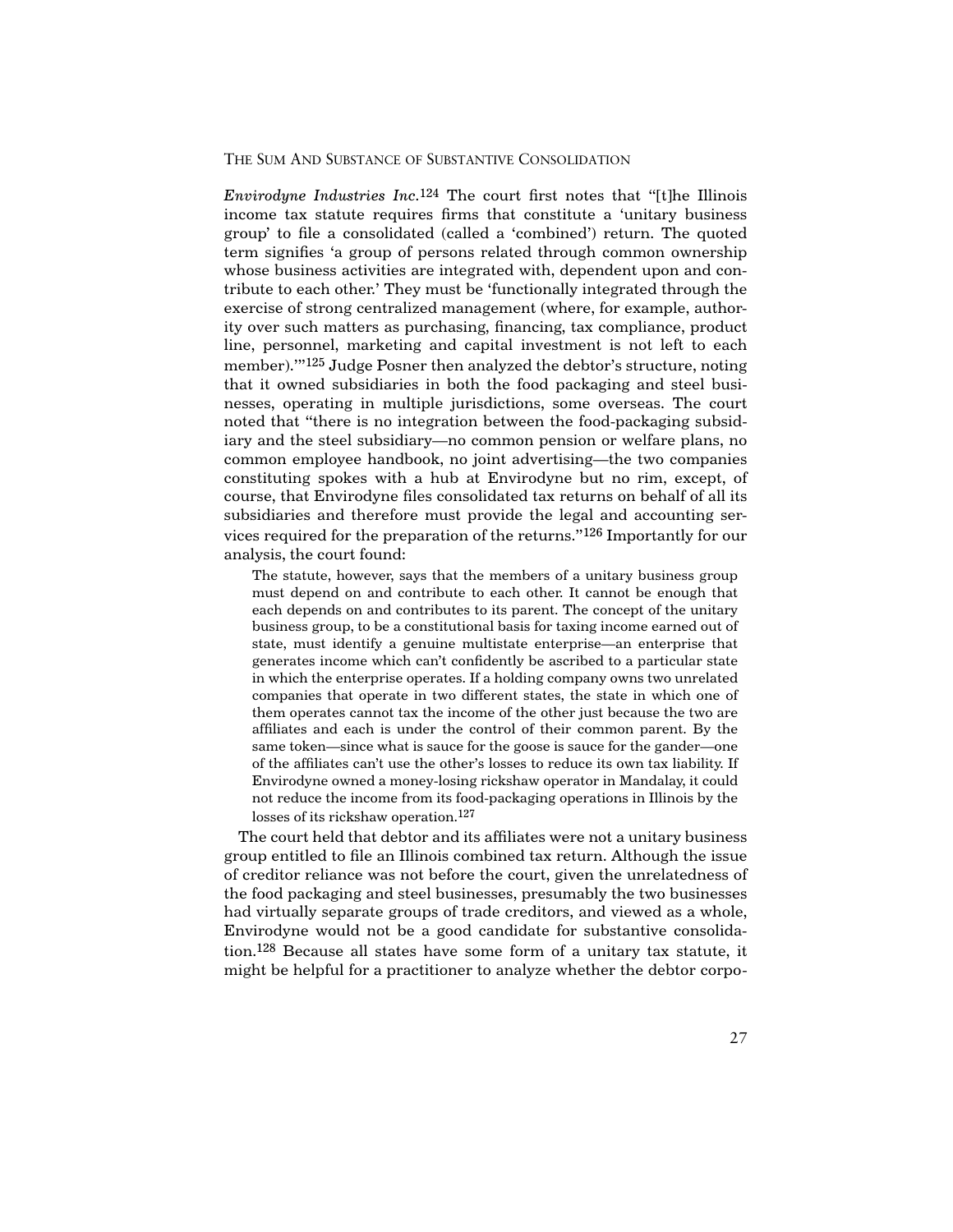*Envirodyne Industries Inc.*[124] The court first notes that "[t]he Illinois income tax statute requires firms that constitute a 'unitary business group' to file a consolidated (called a 'combined') return. The quoted term signifies 'a group of persons related through common ownership whose business activities are integrated with, dependent upon and contribute to each other.' They must be 'functionally integrated through the exercise of strong centralized management (where, for example, authority over such matters as purchasing, financing, tax compliance, product line, personnel, marketing and capital investment is not left to each member).'"[125] Judge Posner then analyzed the debtor's structure, noting that it owned subsidiaries in both the food packaging and steel businesses, operating in multiple jurisdictions, some overseas. The court noted that "there is no integration between the food-packaging subsidiary and the steel subsidiary—no common pension or welfare plans, no common employee handbook, no joint advertising—the two companies constituting spokes with a hub at Envirodyne but no rim, except, of course, that Envirodyne files consolidated tax returns on behalf of all its subsidiaries and therefore must provide the legal and accounting services required for the preparation of the returns."[126] Importantly for our analysis, the court found:

> The statute, however, says that the members of a unitary business group must depend on and contribute to each other. It cannot be enough that each depends on and contributes to its parent. The concept of the unitary business group, to be a constitutional basis for taxing income earned out of state, must identify a genuine multistate enterprise—an enterprise that generates income which can't confidently be ascribed to a particular state in which the enterprise operates. If a holding company owns two unrelated companies that operate in two different states, the state in which one of them operates cannot tax the income of the other just because the two are affiliates and each is under the control of their common parent. By the same token—since what is sauce for the goose is sauce for the gander—one of the affiliates can't use the other's losses to reduce its own tax liability. If Envirodyne owned a money-losing rickshaw operator in Mandalay, it could not reduce the income from its food-packaging operations in Illinois by the losses of its rickshaw operation.[127]

The court held that debtor and its affiliates were not a unitary business group entitled to file an Illinois combined tax return. Although the issue of creditor reliance was not before the court, given the unrelatedness of the food packaging and steel businesses, presumably the two businesses had virtually separate groups of trade creditors, and viewed as a whole, Envirodyne would not be a good candidate for substantive consolidation.[128] Because all states have some form of a unitary tax statute, it might be helpful for a practitioner to analyze whether the debtor corpo-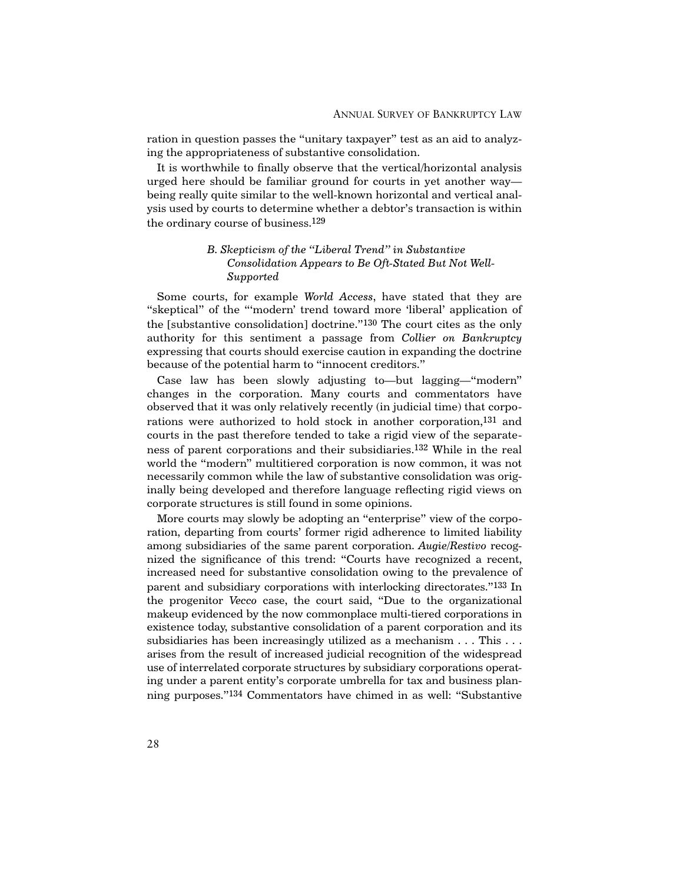ration in question passes the "unitary taxpayer" test as an aid to analyzing the appropriateness of substantive consolidation.

It is worthwhile to finally observe that the vertical/horizontal analysis urged here should be familiar ground for courts in yet another way—being really quite similar to the well-known horizontal and vertical analysis used by courts to determine whether a debtor's transaction is within the ordinary course of business.[129]

### *B. Skepticism of the "Liberal Trend" in Substantive Consolidation Appears to Be Oft-Stated But Not Well-Supported*

Some courts, for example *World Access*, have stated that they are "skeptical" of the "'modern' trend toward more 'liberal' application of the [substantive consolidation] doctrine."[130] The court cites as the only authority for this sentiment a passage from *Collier on Bankruptcy* expressing that courts should exercise caution in expanding the doctrine because of the potential harm to "innocent creditors."

Case law has been slowly adjusting to—but lagging—"modern" changes in the corporation. Many courts and commentators have observed that it was only relatively recently (in judicial time) that corporations were authorized to hold stock in another corporation,[131] and courts in the past therefore tended to take a rigid view of the separateness of parent corporations and their subsidiaries.[132] While in the real world the "modern" multitiered corporation is now common, it was not necessarily common while the law of substantive consolidation was originally being developed and therefore language reflecting rigid views on corporate structures is still found in some opinions.

More courts may slowly be adopting an "enterprise" view of the corporation, departing from courts' former rigid adherence to limited liability among subsidiaries of the same parent corporation. *Augie/Restivo* recognized the significance of this trend: "Courts have recognized a recent, increased need for substantive consolidation owing to the prevalence of parent and subsidiary corporations with interlocking directorates."[133] In the progenitor *Vecco* case, the court said, "Due to the organizational makeup evidenced by the now commonplace multi-tiered corporations in existence today, substantive consolidation of a parent corporation and its subsidiaries has been increasingly utilized as a mechanism . . . This . . . arises from the result of increased judicial recognition of the widespread use of interrelated corporate structures by subsidiary corporations operating under a parent entity's corporate umbrella for tax and business planning purposes."[134] Commentators have chimed in as well: "Substantive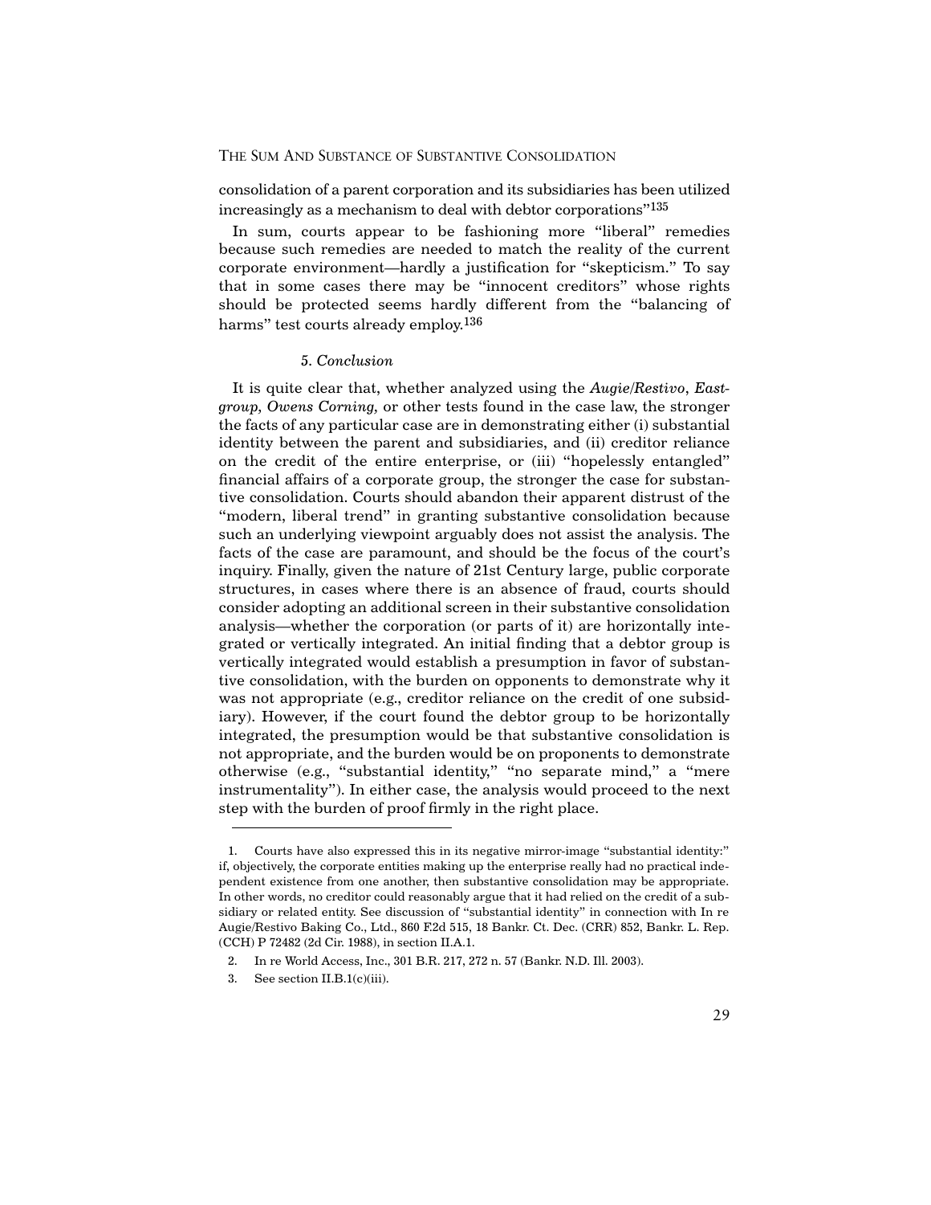consolidation of a parent corporation and its subsidiaries has been utilized increasingly as a mechanism to deal with debtor corporations"[135]

In sum, courts appear to be fashioning more "liberal" remedies because such remedies are needed to match the reality of the current corporate environment—hardly a justification for "skepticism." To say that in some cases there may be "innocent creditors" whose rights should be protected seems hardly different from the "balancing of harms" test courts already employ.[136]

#### 5. *Conclusion*

It is quite clear that, whether analyzed using the *Augie/Restivo*, *Eastgroup*, *Owens Corning*, or other tests found in the case law, the stronger the facts of any particular case are in demonstrating either (i) substantial identity between the parent and subsidiaries, and (ii) creditor reliance on the credit of the entire enterprise, or (iii) "hopelessly entangled" financial affairs of a corporate group, the stronger the case for substantive consolidation. Courts should abandon their apparent distrust of the "modern, liberal trend" in granting substantive consolidation because such an underlying viewpoint arguably does not assist the analysis. The facts of the case are paramount, and should be the focus of the court's inquiry. Finally, given the nature of 21st Century large, public corporate structures, in cases where there is an absence of fraud, courts should consider adopting an additional screen in their substantive consolidation analysis—whether the corporation (or parts of it) are horizontally integrated or vertically integrated. An initial finding that a debtor group is vertically integrated would establish a presumption in favor of substantive consolidation, with the burden on opponents to demonstrate why it was not appropriate (e.g., creditor reliance on the credit of one subsidiary). However, if the court found the debtor group to be horizontally integrated, the presumption would be that substantive consolidation is not appropriate, and the burden would be on proponents to demonstrate otherwise (e.g., "substantial identity," "no separate mind," a "mere instrumentality"). In either case, the analysis would proceed to the next step with the burden of proof firmly in the right place.

---

1. Courts have also expressed this in its negative mirror-image "substantial identity:" if, objectively, the corporate entities making up the enterprise really had no practical independent existence from one another, then substantive consolidation may be appropriate. In other words, no creditor could reasonably argue that it had relied on the credit of a subsidiary or related entity. See discussion of "substantial identity" in connection with In re Augie/Restivo Baking Co., Ltd., 860 F.2d 515, 18 Bankr. Ct. Dec. (CRR) 852, Bankr. L. Rep. (CCH) P 72482 (2d Cir. 1988), in section II.A.1.

2. In re World Access, Inc., 301 B.R. 217, 272 n. 57 (Bankr. N.D. Ill. 2003).

3. See section II.B.1(c)(iii).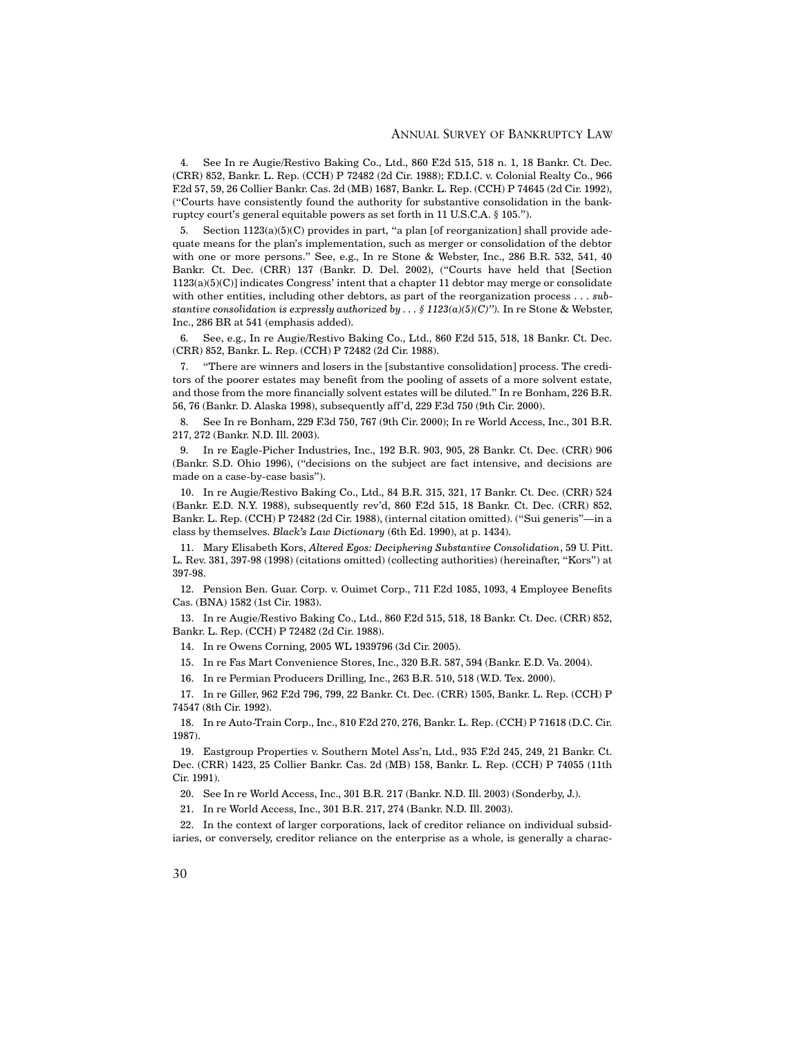4. See In re Augie/Restivo Baking Co., Ltd., 860 F.2d 515, 518 n. 1, 18 Bankr. Ct. Dec. (CRR) 852, Bankr. L. Rep. (CCH) P 72482 (2d Cir. 1988); F.D.I.C. v. Colonial Realty Co., 966 F.2d 57, 59, 26 Collier Bankr. Cas. 2d (MB) 1687, Bankr. L. Rep. (CCH) P 74645 (2d Cir. 1992), ("Courts have consistently found the authority for substantive consolidation in the bankruptcy court's general equitable powers as set forth in 11 U.S.C.A. § 105.").

5. Section 1123(a)(5)(C) provides in part, "a plan [of reorganization] shall provide adequate means for the plan's implementation, such as merger or consolidation of the debtor with one or more persons." See, e.g., In re Stone & Webster, Inc., 286 B.R. 532, 541, 40 Bankr. Ct. Dec. (CRR) 137 (Bankr. D. Del. 2002), ("Courts have held that [Section 1123(a)(5)(C)] indicates Congress' intent that a chapter 11 debtor may merge or consolidate with other entities, including other debtors, as part of the reorganization process . . . *substantive consolidation is expressly authorized by . . . § 1123(a)(5)(C)").* In re Stone & Webster, Inc., 286 BR at 541 (emphasis added).

6. See, e.g., In re Augie/Restivo Baking Co., Ltd., 860 F.2d 515, 518, 18 Bankr. Ct. Dec. (CRR) 852, Bankr. L. Rep. (CCH) P 72482 (2d Cir. 1988).

7. "There are winners and losers in the [substantive consolidation] process. The creditors of the poorer estates may benefit from the pooling of assets of a more solvent estate, and those from the more financially solvent estates will be diluted." In re Bonham, 226 B.R. 56, 76 (Bankr. D. Alaska 1998), subsequently aff'd, 229 F.3d 750 (9th Cir. 2000).

8. See In re Bonham, 229 F.3d 750, 767 (9th Cir. 2000); In re World Access, Inc., 301 B.R. 217, 272 (Bankr. N.D. Ill. 2003).

9. In re Eagle-Picher Industries, Inc., 192 B.R. 903, 905, 28 Bankr. Ct. Dec. (CRR) 906 (Bankr. S.D. Ohio 1996), ("decisions on the subject are fact intensive, and decisions are made on a case-by-case basis").

10. In re Augie/Restivo Baking Co., Ltd., 84 B.R. 315, 321, 17 Bankr. Ct. Dec. (CRR) 524 (Bankr. E.D. N.Y. 1988), subsequently rev'd, 860 F.2d 515, 18 Bankr. Ct. Dec. (CRR) 852, Bankr. L. Rep. (CCH) P 72482 (2d Cir. 1988), (internal citation omitted). ("Sui generis"—in a class by themselves. *Black's Law Dictionary* (6th Ed. 1990), at p. 1434).

11. Mary Elisabeth Kors, *Altered Egos: Deciphering Substantive Consolidation*, 59 U. Pitt. L. Rev. 381, 397-98 (1998) (citations omitted) (collecting authorities) (hereinafter, "Kors") at 397-98.

12. Pension Ben. Guar. Corp. v. Ouimet Corp., 711 F.2d 1085, 1093, 4 Employee Benefits Cas. (BNA) 1582 (1st Cir. 1983).

13. In re Augie/Restivo Baking Co., Ltd., 860 F.2d 515, 518, 18 Bankr. Ct. Dec. (CRR) 852, Bankr. L. Rep. (CCH) P 72482 (2d Cir. 1988).

14. In re Owens Corning, 2005 WL 1939796 (3d Cir. 2005).

15. In re Fas Mart Convenience Stores, Inc., 320 B.R. 587, 594 (Bankr. E.D. Va. 2004).

16. In re Permian Producers Drilling, Inc., 263 B.R. 510, 518 (W.D. Tex. 2000).

17. In re Giller, 962 F.2d 796, 799, 22 Bankr. Ct. Dec. (CRR) 1505, Bankr. L. Rep. (CCH) P 74547 (8th Cir. 1992).

18. In re Auto-Train Corp., Inc., 810 F.2d 270, 276, Bankr. L. Rep. (CCH) P 71618 (D.C. Cir. 1987).

19. Eastgroup Properties v. Southern Motel Ass'n, Ltd., 935 F.2d 245, 249, 21 Bankr. Ct. Dec. (CRR) 1423, 25 Collier Bankr. Cas. 2d (MB) 158, Bankr. L. Rep. (CCH) P 74055 (11th Cir. 1991).

20. See In re World Access, Inc., 301 B.R. 217 (Bankr. N.D. Ill. 2003) (Sonderby, J.).

21. In re World Access, Inc., 301 B.R. 217, 274 (Bankr. N.D. Ill. 2003).

22. In the context of larger corporations, lack of creditor reliance on individual subsidiaries, or conversely, creditor reliance on the enterprise as a whole, is generally a charac-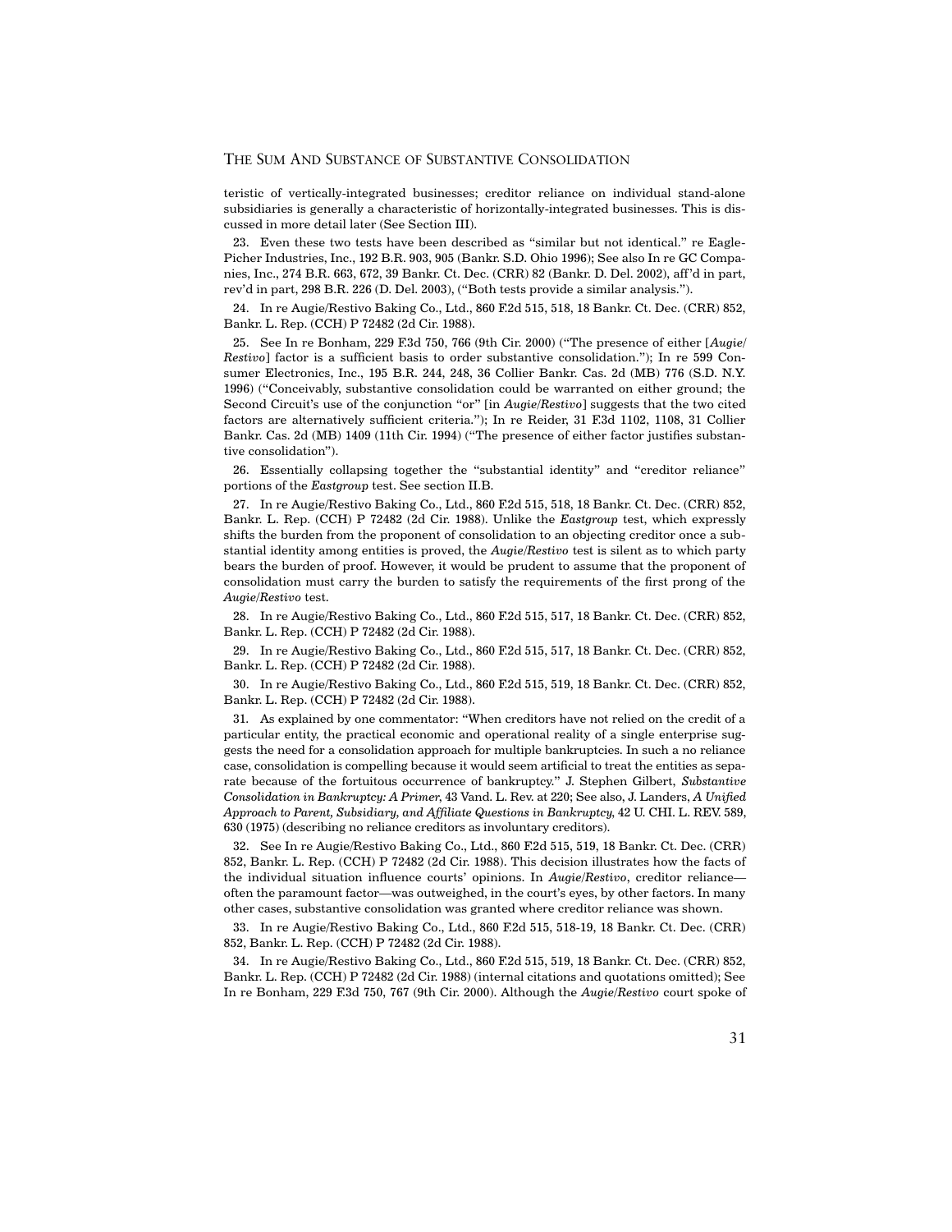teristic of vertically-integrated businesses; creditor reliance on individual stand-alone subsidiaries is generally a characteristic of horizontally-integrated businesses. This is discussed in more detail later (See Section III).

23. Even these two tests have been described as "similar but not identical." re Eagle-Picher Industries, Inc., 192 B.R. 903, 905 (Bankr. S.D. Ohio 1996); See also In re GC Companies, Inc., 274 B.R. 663, 672, 39 Bankr. Ct. Dec. (CRR) 82 (Bankr. D. Del. 2002), aff'd in part, rev'd in part, 298 B.R. 226 (D. Del. 2003), ("Both tests provide a similar analysis.").

24. In re Augie/Restivo Baking Co., Ltd., 860 F.2d 515, 518, 18 Bankr. Ct. Dec. (CRR) 852, Bankr. L. Rep. (CCH) P 72482 (2d Cir. 1988).

25. See In re Bonham, 229 F.3d 750, 766 (9th Cir. 2000) ("The presence of either [*Augie/Restivo*] factor is a sufficient basis to order substantive consolidation."); In re 599 Consumer Electronics, Inc., 195 B.R. 244, 248, 36 Collier Bankr. Cas. 2d (MB) 776 (S.D. N.Y. 1996) ("Conceivably, substantive consolidation could be warranted on either ground; the Second Circuit's use of the conjunction "or" [in *Augie/Restivo*] suggests that the two cited factors are alternatively sufficient criteria."); In re Reider, 31 F.3d 1102, 1108, 31 Collier Bankr. Cas. 2d (MB) 1409 (11th Cir. 1994) ("The presence of either factor justifies substantive consolidation").

26. Essentially collapsing together the "substantial identity" and "creditor reliance" portions of the *Eastgroup* test. See section II.B.

27. In re Augie/Restivo Baking Co., Ltd., 860 F.2d 515, 518, 18 Bankr. Ct. Dec. (CRR) 852, Bankr. L. Rep. (CCH) P 72482 (2d Cir. 1988). Unlike the *Eastgroup* test, which expressly shifts the burden from the proponent of consolidation to an objecting creditor once a substantial identity among entities is proved, the *Augie/Restivo* test is silent as to which party bears the burden of proof. However, it would be prudent to assume that the proponent of consolidation must carry the burden to satisfy the requirements of the first prong of the *Augie/Restivo* test.

28. In re Augie/Restivo Baking Co., Ltd., 860 F.2d 515, 517, 18 Bankr. Ct. Dec. (CRR) 852, Bankr. L. Rep. (CCH) P 72482 (2d Cir. 1988).

29. In re Augie/Restivo Baking Co., Ltd., 860 F.2d 515, 517, 18 Bankr. Ct. Dec. (CRR) 852, Bankr. L. Rep. (CCH) P 72482 (2d Cir. 1988).

30. In re Augie/Restivo Baking Co., Ltd., 860 F.2d 515, 519, 18 Bankr. Ct. Dec. (CRR) 852, Bankr. L. Rep. (CCH) P 72482 (2d Cir. 1988).

31. As explained by one commentator: "When creditors have not relied on the credit of a particular entity, the practical economic and operational reality of a single enterprise suggests the need for a consolidation approach for multiple bankruptcies. In such a no reliance case, consolidation is compelling because it would seem artificial to treat the entities as separate because of the fortuitous occurrence of bankruptcy." J. Stephen Gilbert, ***Substantive Consolidation in Bankruptcy: A Primer***, 43 Vand. L. Rev. at 220; See also, J. Landers, *A Unified Approach to Parent, Subsidiary, and Affiliate Questions in Bankruptcy*, 42 U. CHI. L. REV. 589, 630 (1975) (describing no reliance creditors as involuntary creditors).

32. See In re Augie/Restivo Baking Co., Ltd., 860 F.2d 515, 519, 18 Bankr. Ct. Dec. (CRR) 852, Bankr. L. Rep. (CCH) P 72482 (2d Cir. 1988). This decision illustrates how the facts of the individual situation influence courts' opinions. In *Augie/Restivo*, creditor reliance—often the paramount factor—was outweighed, in the court's eyes, by other factors. In many other cases, substantive consolidation was granted where creditor reliance was shown.

33. In re Augie/Restivo Baking Co., Ltd., 860 F.2d 515, 518-19, 18 Bankr. Ct. Dec. (CRR) 852, Bankr. L. Rep. (CCH) P 72482 (2d Cir. 1988).

34. In re Augie/Restivo Baking Co., Ltd., 860 F.2d 515, 519, 18 Bankr. Ct. Dec. (CRR) 852, Bankr. L. Rep. (CCH) P 72482 (2d Cir. 1988) (internal citations and quotations omitted); See In re Bonham, 229 F.3d 750, 767 (9th Cir. 2000). Although the *Augie/Restivo* court spoke of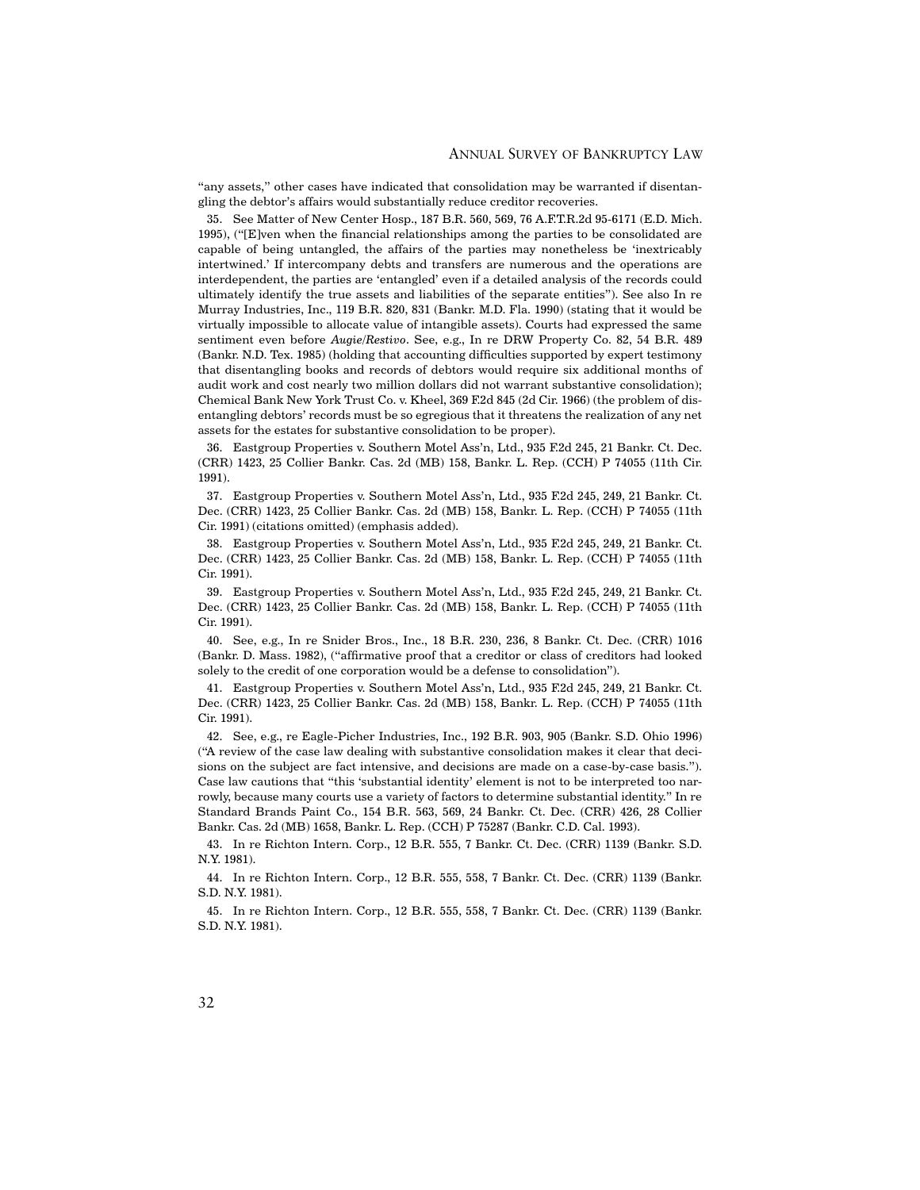"any assets," other cases have indicated that consolidation may be warranted if disentangling the debtor's affairs would substantially reduce creditor recoveries.

35. See Matter of New Center Hosp., 187 B.R. 560, 569, 76 A.F.T.R.2d 95-6171 (E.D. Mich. 1995), ("[E]ven when the financial relationships among the parties to be consolidated are capable of being untangled, the affairs of the parties may nonetheless be 'inextricably intertwined.' If intercompany debts and transfers are numerous and the operations are interdependent, the parties are 'entangled' even if a detailed analysis of the records could ultimately identify the true assets and liabilities of the separate entities"). See also In re Murray Industries, Inc., 119 B.R. 820, 831 (Bankr. M.D. Fla. 1990) (stating that it would be virtually impossible to allocate value of intangible assets). Courts had expressed the same sentiment even before *Augie/Restivo*. See, e.g., In re DRW Property Co. 82, 54 B.R. 489 (Bankr. N.D. Tex. 1985) (holding that accounting difficulties supported by expert testimony that disentangling books and records of debtors would require six additional months of audit work and cost nearly two million dollars did not warrant substantive consolidation); Chemical Bank New York Trust Co. v. Kheel, 369 F.2d 845 (2d Cir. 1966) (the problem of disentangling debtors' records must be so egregious that it threatens the realization of any net assets for the estates for substantive consolidation to be proper).

36. Eastgroup Properties v. Southern Motel Ass'n, Ltd., 935 F.2d 245, 21 Bankr. Ct. Dec. (CRR) 1423, 25 Collier Bankr. Cas. 2d (MB) 158, Bankr. L. Rep. (CCH) P 74055 (11th Cir. 1991).

37. Eastgroup Properties v. Southern Motel Ass'n, Ltd., 935 F.2d 245, 249, 21 Bankr. Ct. Dec. (CRR) 1423, 25 Collier Bankr. Cas. 2d (MB) 158, Bankr. L. Rep. (CCH) P 74055 (11th Cir. 1991) (citations omitted) (emphasis added).

38. Eastgroup Properties v. Southern Motel Ass'n, Ltd., 935 F.2d 245, 249, 21 Bankr. Ct. Dec. (CRR) 1423, 25 Collier Bankr. Cas. 2d (MB) 158, Bankr. L. Rep. (CCH) P 74055 (11th Cir. 1991).

39. Eastgroup Properties v. Southern Motel Ass'n, Ltd., 935 F.2d 245, 249, 21 Bankr. Ct. Dec. (CRR) 1423, 25 Collier Bankr. Cas. 2d (MB) 158, Bankr. L. Rep. (CCH) P 74055 (11th Cir. 1991).

40. See, e.g., In re Snider Bros., Inc., 18 B.R. 230, 236, 8 Bankr. Ct. Dec. (CRR) 1016 (Bankr. D. Mass. 1982), ("affirmative proof that a creditor or class of creditors had looked solely to the credit of one corporation would be a defense to consolidation").

41. Eastgroup Properties v. Southern Motel Ass'n, Ltd., 935 F.2d 245, 249, 21 Bankr. Ct. Dec. (CRR) 1423, 25 Collier Bankr. Cas. 2d (MB) 158, Bankr. L. Rep. (CCH) P 74055 (11th Cir. 1991).

42. See, e.g., re Eagle-Picher Industries, Inc., 192 B.R. 903, 905 (Bankr. S.D. Ohio 1996) ("A review of the case law dealing with substantive consolidation makes it clear that decisions on the subject are fact intensive, and decisions are made on a case-by-case basis."). Case law cautions that "this 'substantial identity' element is not to be interpreted too narrowly, because many courts use a variety of factors to determine substantial identity." In re Standard Brands Paint Co., 154 B.R. 563, 569, 24 Bankr. Ct. Dec. (CRR) 426, 28 Collier Bankr. Cas. 2d (MB) 1658, Bankr. L. Rep. (CCH) P 75287 (Bankr. C.D. Cal. 1993).

43. In re Richton Intern. Corp., 12 B.R. 555, 7 Bankr. Ct. Dec. (CRR) 1139 (Bankr. S.D. N.Y. 1981).

44. In re Richton Intern. Corp., 12 B.R. 555, 558, 7 Bankr. Ct. Dec. (CRR) 1139 (Bankr. S.D. N.Y. 1981).

45. In re Richton Intern. Corp., 12 B.R. 555, 558, 7 Bankr. Ct. Dec. (CRR) 1139 (Bankr. S.D. N.Y. 1981).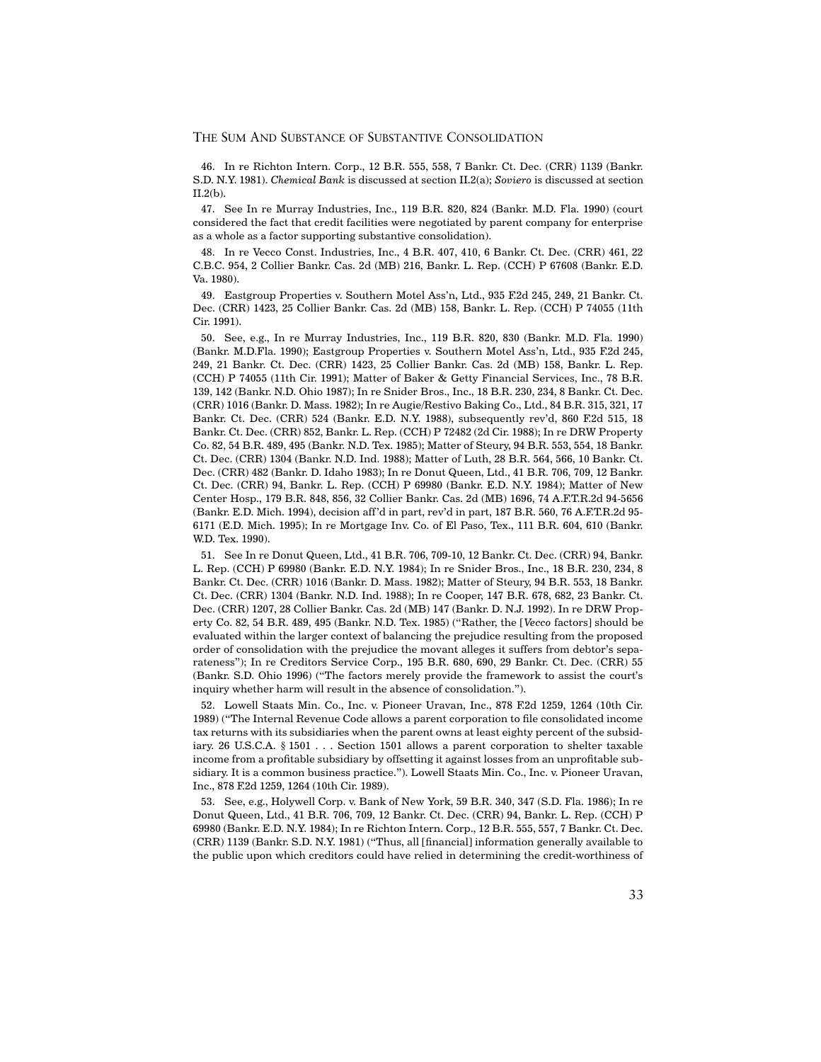46. In re Richton Intern. Corp., 12 B.R. 555, 558, 7 Bankr. Ct. Dec. (CRR) 1139 (Bankr. S.D. N.Y. 1981). *Chemical Bank* is discussed at section II.2(a); *Soviero* is discussed at section II.2(b).

47. See In re Murray Industries, Inc., 119 B.R. 820, 824 (Bankr. M.D. Fla. 1990) (court considered the fact that credit facilities were negotiated by parent company for enterprise as a whole as a factor supporting substantive consolidation).

48. In re Vecco Const. Industries, Inc., 4 B.R. 407, 410, 6 Bankr. Ct. Dec. (CRR) 461, 22 C.B.C. 954, 2 Collier Bankr. Cas. 2d (MB) 216, Bankr. L. Rep. (CCH) P 67608 (Bankr. E.D. Va. 1980).

49. Eastgroup Properties v. Southern Motel Ass'n, Ltd., 935 F.2d 245, 249, 21 Bankr. Ct. Dec. (CRR) 1423, 25 Collier Bankr. Cas. 2d (MB) 158, Bankr. L. Rep. (CCH) P 74055 (11th Cir. 1991).

50. See, e.g., In re Murray Industries, Inc., 119 B.R. 820, 830 (Bankr. M.D. Fla. 1990) (Bankr. M.D.Fla. 1990); Eastgroup Properties v. Southern Motel Ass'n, Ltd., 935 F.2d 245, 249, 21 Bankr. Ct. Dec. (CRR) 1423, 25 Collier Bankr. Cas. 2d (MB) 158, Bankr. L. Rep. (CCH) P 74055 (11th Cir. 1991); Matter of Baker & Getty Financial Services, Inc., 78 B.R. 139, 142 (Bankr. N.D. Ohio 1987); In re Snider Bros., Inc., 18 B.R. 230, 234, 8 Bankr. Ct. Dec. (CRR) 1016 (Bankr. D. Mass. 1982); In re Augie/Restivo Baking Co., Ltd., 84 B.R. 315, 321, 17 Bankr. Ct. Dec. (CRR) 524 (Bankr. E.D. N.Y. 1988), subsequently rev'd, 860 F.2d 515, 18 Bankr. Ct. Dec. (CRR) 852, Bankr. L. Rep. (CCH) P 72482 (2d Cir. 1988); In re DRW Property Co. 82, 54 B.R. 489, 495 (Bankr. N.D. Tex. 1985); Matter of Steury, 94 B.R. 553, 554, 18 Bankr. Ct. Dec. (CRR) 1304 (Bankr. N.D. Ind. 1988); Matter of Luth, 28 B.R. 564, 566, 10 Bankr. Ct. Dec. (CRR) 482 (Bankr. D. Idaho 1983); In re Donut Queen, Ltd., 41 B.R. 706, 709, 12 Bankr. Ct. Dec. (CRR) 94, Bankr. L. Rep. (CCH) P 69980 (Bankr. E.D. N.Y. 1984); Matter of New Center Hosp., 179 B.R. 848, 856, 32 Collier Bankr. Cas. 2d (MB) 1696, 74 A.F.T.R.2d 94-5656 (Bankr. E.D. Mich. 1994), decision aff'd in part, rev'd in part, 187 B.R. 560, 76 A.F.T.R.2d 95-6171 (E.D. Mich. 1995); In re Mortgage Inv. Co. of El Paso, Tex., 111 B.R. 604, 610 (Bankr. W.D. Tex. 1990).

51. See In re Donut Queen, Ltd., 41 B.R. 706, 709-10, 12 Bankr. Ct. Dec. (CRR) 94, Bankr. L. Rep. (CCH) P 69980 (Bankr. E.D. N.Y. 1984); In re Snider Bros., Inc., 18 B.R. 230, 234, 8 Bankr. Ct. Dec. (CRR) 1016 (Bankr. D. Mass. 1982); Matter of Steury, 94 B.R. 553, 18 Bankr. Ct. Dec. (CRR) 1304 (Bankr. N.D. Ind. 1988); In re Cooper, 147 B.R. 678, 682, 23 Bankr. Ct. Dec. (CRR) 1207, 28 Collier Bankr. Cas. 2d (MB) 147 (Bankr. D. N.J. 1992). In re DRW Property Co. 82, 54 B.R. 489, 495 (Bankr. N.D. Tex. 1985) ("Rather, the [*Vecco* factors] should be evaluated within the larger context of balancing the prejudice resulting from the proposed order of consolidation with the prejudice the movant alleges it suffers from debtor's separateness"); In re Creditors Service Corp., 195 B.R. 680, 690, 29 Bankr. Ct. Dec. (CRR) 55 (Bankr. S.D. Ohio 1996) ("The factors merely provide the framework to assist the court's inquiry whether harm will result in the absence of consolidation.").

52. Lowell Staats Min. Co., Inc. v. Pioneer Uravan, Inc., 878 F.2d 1259, 1264 (10th Cir. 1989) ("The Internal Revenue Code allows a parent corporation to file consolidated income tax returns with its subsidiaries when the parent owns at least eighty percent of the subsidiary. 26 U.S.C.A. § 1501 . . . Section 1501 allows a parent corporation to shelter taxable income from a profitable subsidiary by offsetting it against losses from an unprofitable subsidiary. It is a common business practice."). Lowell Staats Min. Co., Inc. v. Pioneer Uravan, Inc., 878 F.2d 1259, 1264 (10th Cir. 1989).

53. See, e.g., Holywell Corp. v. Bank of New York, 59 B.R. 340, 347 (S.D. Fla. 1986); In re Donut Queen, Ltd., 41 B.R. 706, 709, 12 Bankr. Ct. Dec. (CRR) 94, Bankr. L. Rep. (CCH) P 69980 (Bankr. E.D. N.Y. 1984); In re Richton Intern. Corp., 12 B.R. 555, 557, 7 Bankr. Ct. Dec. (CRR) 1139 (Bankr. S.D. N.Y. 1981) ("Thus, all [financial] information generally available to the public upon which creditors could have relied in determining the credit-worthiness of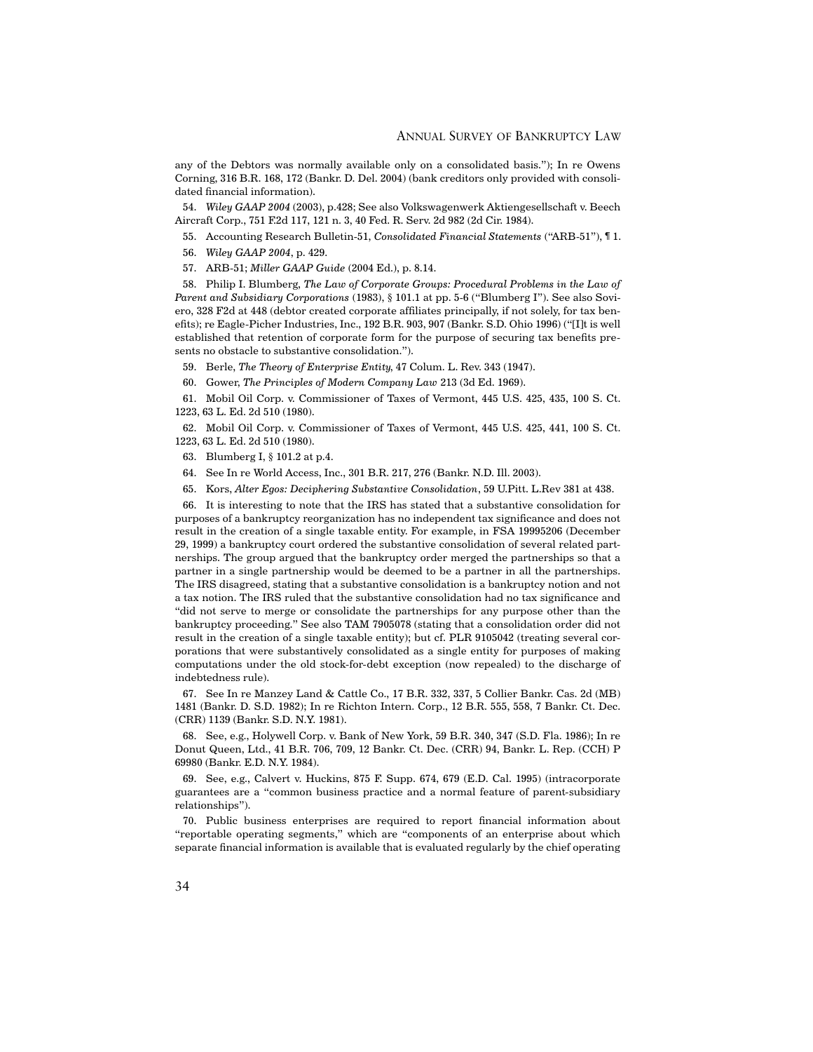any of the Debtors was normally available only on a consolidated basis."); In re Owens Corning, 316 B.R. 168, 172 (Bankr. D. Del. 2004) (bank creditors only provided with consolidated financial information).

54. *Wiley GAAP 2004* (2003), p.428; See also Volkswagenwerk Aktiengesellschaft v. Beech Aircraft Corp., 751 F.2d 117, 121 n. 3, 40 Fed. R. Serv. 2d 982 (2d Cir. 1984).

55. Accounting Research Bulletin-51, *Consolidated Financial Statements* ("ARB-51"), ¶ 1.

56. *Wiley GAAP 2004*, p. 429.

57. ARB-51; *Miller GAAP Guide* (2004 Ed.), p. 8.14.

58. Philip I. Blumberg, *The Law of Corporate Groups: Procedural Problems in the Law of Parent and Subsidiary Corporations* (1983), § 101.1 at pp. 5-6 ("Blumberg I"). See also Soviero, 328 F2d at 448 (debtor created corporate affiliates principally, if not solely, for tax benefits); re Eagle-Picher Industries, Inc., 192 B.R. 903, 907 (Bankr. S.D. Ohio 1996) ("[I]t is well established that retention of corporate form for the purpose of securing tax benefits presents no obstacle to substantive consolidation.").

59. Berle, *The Theory of Enterprise Entity,* 47 Colum. L. Rev. 343 (1947).

60. Gower, *The Principles of Modern Company Law* 213 (3d Ed. 1969).

61. Mobil Oil Corp. v. Commissioner of Taxes of Vermont, 445 U.S. 425, 435, 100 S. Ct. 1223, 63 L. Ed. 2d 510 (1980).

62. Mobil Oil Corp. v. Commissioner of Taxes of Vermont, 445 U.S. 425, 441, 100 S. Ct. 1223, 63 L. Ed. 2d 510 (1980).

63. Blumberg I, § 101.2 at p.4.

64. See In re World Access, Inc., 301 B.R. 217, 276 (Bankr. N.D. Ill. 2003).

65. Kors, *Alter Egos: Deciphering Substantive Consolidation*, 59 U.Pitt. L.Rev 381 at 438.

66. It is interesting to note that the IRS has stated that a substantive consolidation for purposes of a bankruptcy reorganization has no independent tax significance and does not result in the creation of a single taxable entity. For example, in FSA 19995206 (December 29, 1999) a bankruptcy court ordered the substantive consolidation of several related partnerships. The group argued that the bankruptcy order merged the partnerships so that a partner in a single partnership would be deemed to be a partner in all the partnerships. The IRS disagreed, stating that a substantive consolidation is a bankruptcy notion and not a tax notion. The IRS ruled that the substantive consolidation had no tax significance and "did not serve to merge or consolidate the partnerships for any purpose other than the bankruptcy proceeding." See also TAM 7905078 (stating that a consolidation order did not result in the creation of a single taxable entity); but cf. PLR 9105042 (treating several corporations that were substantively consolidated as a single entity for purposes of making computations under the old stock-for-debt exception (now repealed) to the discharge of indebtedness rule).

67. See In re Manzey Land & Cattle Co., 17 B.R. 332, 337, 5 Collier Bankr. Cas. 2d (MB) 1481 (Bankr. D. S.D. 1982); In re Richton Intern. Corp., 12 B.R. 555, 558, 7 Bankr. Ct. Dec. (CRR) 1139 (Bankr. S.D. N.Y. 1981).

68. See, e.g., Holywell Corp. v. Bank of New York, 59 B.R. 340, 347 (S.D. Fla. 1986); In re Donut Queen, Ltd., 41 B.R. 706, 709, 12 Bankr. Ct. Dec. (CRR) 94, Bankr. L. Rep. (CCH) P 69980 (Bankr. E.D. N.Y. 1984).

69. See, e.g., Calvert v. Huckins, 875 F. Supp. 674, 679 (E.D. Cal. 1995) (intracorporate guarantees are a "common business practice and a normal feature of parent-subsidiary relationships").

70. Public business enterprises are required to report financial information about "reportable operating segments," which are "components of an enterprise about which separate financial information is available that is evaluated regularly by the chief operating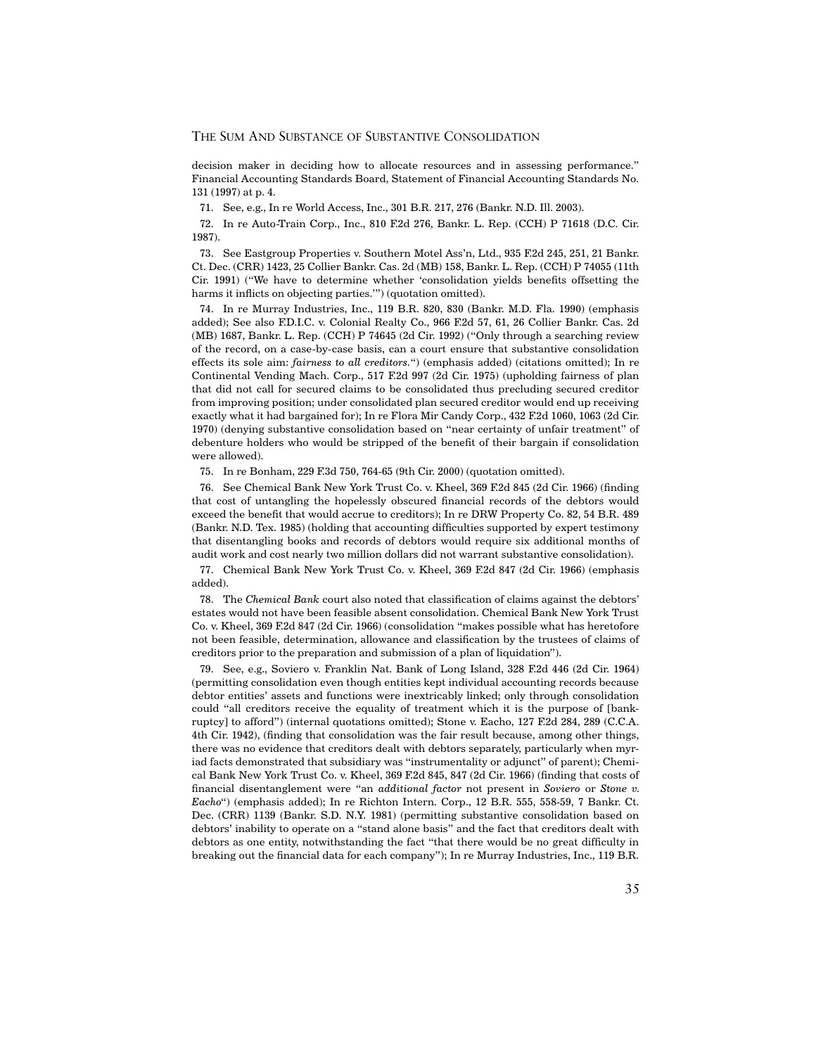decision maker in deciding how to allocate resources and in assessing performance." Financial Accounting Standards Board, Statement of Financial Accounting Standards No. 131 (1997) at p. 4.

71. See, e.g., In re World Access, Inc., 301 B.R. 217, 276 (Bankr. N.D. Ill. 2003).

72. In re Auto-Train Corp., Inc., 810 F.2d 276, Bankr. L. Rep. (CCH) P 71618 (D.C. Cir. 1987).

73. See Eastgroup Properties v. Southern Motel Ass'n, Ltd., 935 F.2d 245, 251, 21 Bankr. Ct. Dec. (CRR) 1423, 25 Collier Bankr. Cas. 2d (MB) 158, Bankr. L. Rep. (CCH) P 74055 (11th Cir. 1991) ("We have to determine whether 'consolidation yields benefits offsetting the harms it inflicts on objecting parties.'") (quotation omitted).

74. In re Murray Industries, Inc., 119 B.R. 820, 830 (Bankr. M.D. Fla. 1990) (emphasis added); See also F.D.I.C. v. Colonial Realty Co., 966 F.2d 57, 61, 26 Collier Bankr. Cas. 2d (MB) 1687, Bankr. L. Rep. (CCH) P 74645 (2d Cir. 1992) ("Only through a searching review of the record, on a case-by-case basis, can a court ensure that substantive consolidation effects its sole aim: *fairness to all creditors*.") (emphasis added) (citations omitted); In re Continental Vending Mach. Corp., 517 F.2d 997 (2d Cir. 1975) (upholding fairness of plan that did not call for secured claims to be consolidated thus precluding secured creditor from improving position; under consolidated plan secured creditor would end up receiving exactly what it had bargained for); In re Flora Mir Candy Corp., 432 F.2d 1060, 1063 (2d Cir. 1970) (denying substantive consolidation based on "near certainty of unfair treatment" of debenture holders who would be stripped of the benefit of their bargain if consolidation were allowed).

75. In re Bonham, 229 F.3d 750, 764-65 (9th Cir. 2000) (quotation omitted).

76. See Chemical Bank New York Trust Co. v. Kheel, 369 F.2d 845 (2d Cir. 1966) (finding that cost of untangling the hopelessly obscured financial records of the debtors would exceed the benefit that would accrue to creditors); In re DRW Property Co. 82, 54 B.R. 489 (Bankr. N.D. Tex. 1985) (holding that accounting difficulties supported by expert testimony that disentangling books and records of debtors would require six additional months of audit work and cost nearly two million dollars did not warrant substantive consolidation).

77. Chemical Bank New York Trust Co. v. Kheel, 369 F.2d 847 (2d Cir. 1966) (emphasis added).

78. The *Chemical Bank* court also noted that classification of claims against the debtors' estates would not have been feasible absent consolidation. Chemical Bank New York Trust Co. v. Kheel, 369 F.2d 847 (2d Cir. 1966) (consolidation "makes possible what has heretofore not been feasible, determination, allowance and classification by the trustees of claims of creditors prior to the preparation and submission of a plan of liquidation").

79. See, e.g., Soviero v. Franklin Nat. Bank of Long Island, 328 F.2d 446 (2d Cir. 1964) (permitting consolidation even though entities kept individual accounting records because debtor entities' assets and functions were inextricably linked; only through consolidation could "all creditors receive the equality of treatment which it is the purpose of [bankruptcy] to afford") (internal quotations omitted); Stone v. Eacho, 127 F.2d 284, 289 (C.C.A. 4th Cir. 1942), (finding that consolidation was the fair result because, among other things, there was no evidence that creditors dealt with debtors separately, particularly when myriad facts demonstrated that subsidiary was "instrumentality or adjunct" of parent); Chemical Bank New York Trust Co. v. Kheel, 369 F.2d 845, 847 (2d Cir. 1966) (finding that costs of financial disentanglement were "an *additional factor* not present in *Soviero* or *Stone v. Eacho*") (emphasis added); In re Richton Intern. Corp., 12 B.R. 555, 558-59, 7 Bankr. Ct. Dec. (CRR) 1139 (Bankr. S.D. N.Y. 1981) (permitting substantive consolidation based on debtors' inability to operate on a "stand alone basis" and the fact that creditors dealt with debtors as one entity, notwithstanding the fact "that there would be no great difficulty in breaking out the financial data for each company"); In re Murray Industries, Inc., 119 B.R.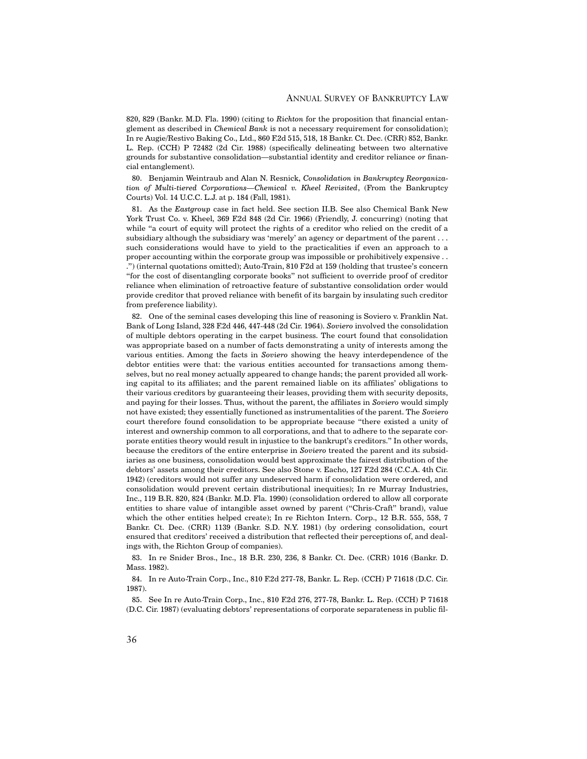820, 829 (Bankr. M.D. Fla. 1990) (citing to *Richton* for the proposition that financial entanglement as described in *Chemical Bank* is not a necessary requirement for consolidation); In re Augie/Restivo Baking Co., Ltd., 860 F.2d 515, 518, 18 Bankr. Ct. Dec. (CRR) 852, Bankr. L. Rep. (CCH) P 72482 (2d Cir. 1988) (specifically delineating between two alternative grounds for substantive consolidation—substantial identity and creditor reliance *or* financial entanglement).

80. Benjamin Weintraub and Alan N. Resnick, *Consolidation in Bankruptcy Reorganization of Multi-tiered Corporations—Chemical v. Kheel Revisited*, (From the Bankruptcy Courts) Vol. 14 U.C.C. L.J. at p. 184 (Fall, 1981).

81. As the *Eastgroup* case in fact held. See section II.B. See also Chemical Bank New York Trust Co. v. Kheel, 369 F.2d 848 (2d Cir. 1966) (Friendly, J. concurring) (noting that while "a court of equity will protect the rights of a creditor who relied on the credit of a subsidiary although the subsidiary was 'merely' an agency or department of the parent . . . such considerations would have to yield to the practicalities if even an approach to a proper accounting within the corporate group was impossible or prohibitively expensive . . .") (internal quotations omitted); Auto-Train, 810 F.2d at 159 (holding that trustee's concern "for the cost of disentangling corporate books" not sufficient to override proof of creditor reliance when elimination of retroactive feature of substantive consolidation order would provide creditor that proved reliance with benefit of its bargain by insulating such creditor from preference liability).

82. One of the seminal cases developing this line of reasoning is Soviero v. Franklin Nat. Bank of Long Island, 328 F.2d 446, 447-448 (2d Cir. 1964). *Soviero* involved the consolidation of multiple debtors operating in the carpet business. The court found that consolidation was appropriate based on a number of facts demonstrating a unity of interests among the various entities. Among the facts in *Soviero* showing the heavy interdependence of the debtor entities were that: the various entities accounted for transactions among themselves, but no real money actually appeared to change hands; the parent provided all working capital to its affiliates; and the parent remained liable on its affiliates' obligations to their various creditors by guaranteeing their leases, providing them with security deposits, and paying for their losses. Thus, without the parent, the affiliates in *Soviero* would simply not have existed; they essentially functioned as instrumentalities of the parent. The *Soviero* court therefore found consolidation to be appropriate because "there existed a unity of interest and ownership common to all corporations, and that to adhere to the separate corporate entities theory would result in injustice to the bankrupt's creditors." In other words, because the creditors of the entire enterprise in *Soviero* treated the parent and its subsidiaries as one business, consolidation would best approximate the fairest distribution of the debtors' assets among their creditors. See also Stone v. Eacho, 127 F.2d 284 (C.C.A. 4th Cir. 1942) (creditors would not suffer any undeserved harm if consolidation were ordered, and consolidation would prevent certain distributional inequities); In re Murray Industries, Inc., 119 B.R. 820, 824 (Bankr. M.D. Fla. 1990) (consolidation ordered to allow all corporate entities to share value of intangible asset owned by parent ("Chris-Craft" brand), value which the other entities helped create); In re Richton Intern. Corp., 12 B.R. 555, 558, 7 Bankr. Ct. Dec. (CRR) 1139 (Bankr. S.D. N.Y. 1981) (by ordering consolidation, court ensured that creditors' received a distribution that reflected their perceptions of, and dealings with, the Richton Group of companies).

83. In re Snider Bros., Inc., 18 B.R. 230, 236, 8 Bankr. Ct. Dec. (CRR) 1016 (Bankr. D. Mass. 1982).

84. In re Auto-Train Corp., Inc., 810 F.2d 277-78, Bankr. L. Rep. (CCH) P 71618 (D.C. Cir. 1987).

85. See In re Auto-Train Corp., Inc., 810 F.2d 276, 277-78, Bankr. L. Rep. (CCH) P 71618 (D.C. Cir. 1987) (evaluating debtors' representations of corporate separateness in public fil-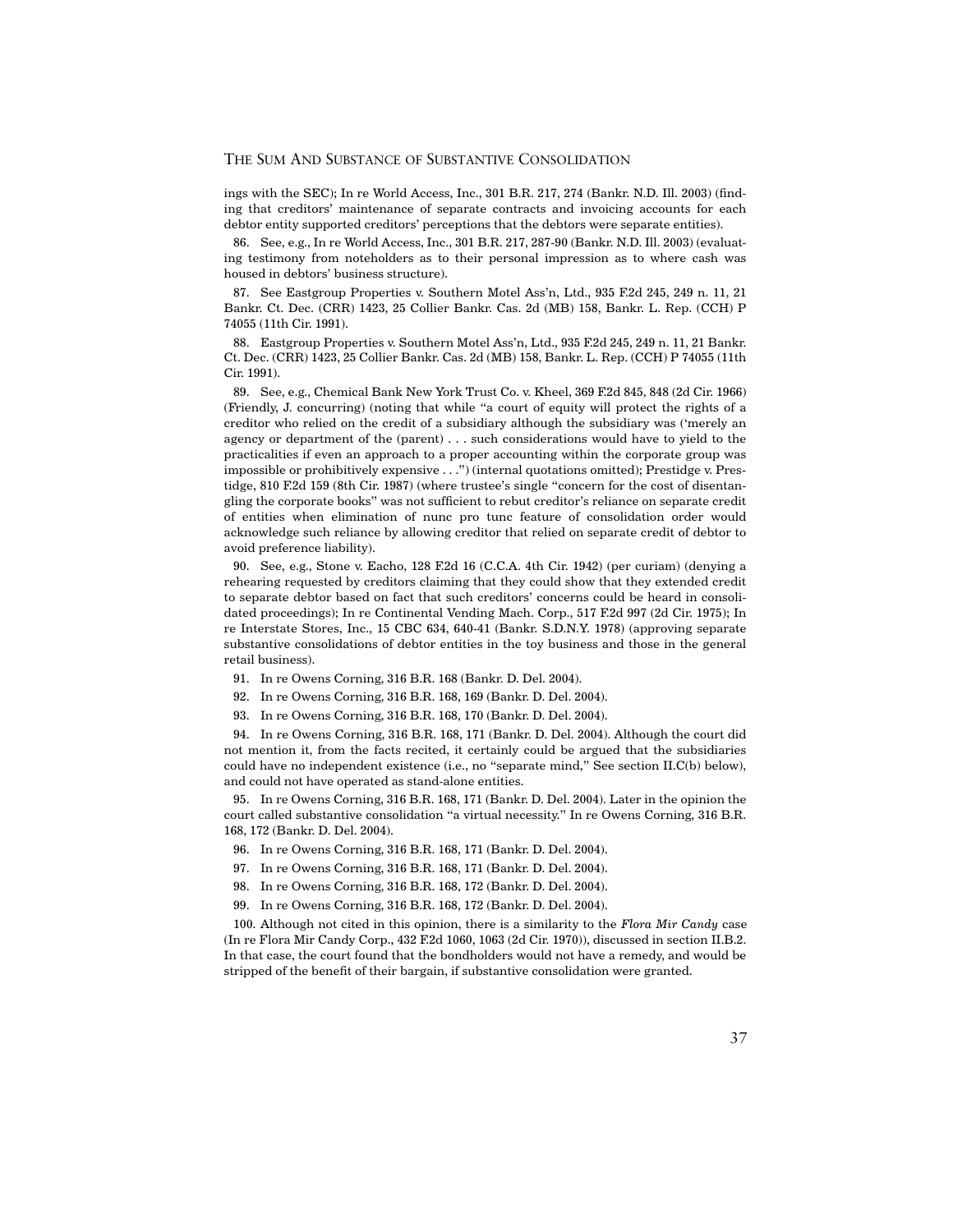ings with the SEC); In re World Access, Inc., 301 B.R. 217, 274 (Bankr. N.D. Ill. 2003) (finding that creditors' maintenance of separate contracts and invoicing accounts for each debtor entity supported creditors' perceptions that the debtors were separate entities).

86. See, e.g., In re World Access, Inc., 301 B.R. 217, 287-90 (Bankr. N.D. Ill. 2003) (evaluating testimony from noteholders as to their personal impression as to where cash was housed in debtors' business structure).

87. See Eastgroup Properties v. Southern Motel Ass'n, Ltd., 935 F.2d 245, 249 n. 11, 21 Bankr. Ct. Dec. (CRR) 1423, 25 Collier Bankr. Cas. 2d (MB) 158, Bankr. L. Rep. (CCH) P 74055 (11th Cir. 1991).

88. Eastgroup Properties v. Southern Motel Ass'n, Ltd., 935 F.2d 245, 249 n. 11, 21 Bankr. Ct. Dec. (CRR) 1423, 25 Collier Bankr. Cas. 2d (MB) 158, Bankr. L. Rep. (CCH) P 74055 (11th Cir. 1991).

89. See, e.g., Chemical Bank New York Trust Co. v. Kheel, 369 F.2d 845, 848 (2d Cir. 1966) (Friendly, J. concurring) (noting that while "a court of equity will protect the rights of a creditor who relied on the credit of a subsidiary although the subsidiary was ('merely an agency or department of the (parent) . . . such considerations would have to yield to the practicalities if even an approach to a proper accounting within the corporate group was impossible or prohibitively expensive . . .") (internal quotations omitted); Prestidge v. Prestidge, 810 F.2d 159 (8th Cir. 1987) (where trustee's single "concern for the cost of disentangling the corporate books" was not sufficient to rebut creditor's reliance on separate credit of entities when elimination of nunc pro tunc feature of consolidation order would acknowledge such reliance by allowing creditor that relied on separate credit of debtor to avoid preference liability).

90. See, e.g., Stone v. Eacho, 128 F.2d 16 (C.C.A. 4th Cir. 1942) (per curiam) (denying a rehearing requested by creditors claiming that they could show that they extended credit to separate debtor based on fact that such creditors' concerns could be heard in consolidated proceedings); In re Continental Vending Mach. Corp., 517 F.2d 997 (2d Cir. 1975); In re Interstate Stores, Inc., 15 CBC 634, 640-41 (Bankr. S.D.N.Y. 1978) (approving separate substantive consolidations of debtor entities in the toy business and those in the general retail business).

91. In re Owens Corning, 316 B.R. 168 (Bankr. D. Del. 2004).

92. In re Owens Corning, 316 B.R. 168, 169 (Bankr. D. Del. 2004).

93. In re Owens Corning, 316 B.R. 168, 170 (Bankr. D. Del. 2004).

94. In re Owens Corning, 316 B.R. 168, 171 (Bankr. D. Del. 2004). Although the court did not mention it, from the facts recited, it certainly could be argued that the subsidiaries could have no independent existence (i.e., no "separate mind," See section II.C(b) below), and could not have operated as stand-alone entities.

95. In re Owens Corning, 316 B.R. 168, 171 (Bankr. D. Del. 2004). Later in the opinion the court called substantive consolidation "a virtual necessity." In re Owens Corning, 316 B.R. 168, 172 (Bankr. D. Del. 2004).

96. In re Owens Corning, 316 B.R. 168, 171 (Bankr. D. Del. 2004).

97. In re Owens Corning, 316 B.R. 168, 171 (Bankr. D. Del. 2004).

98. In re Owens Corning, 316 B.R. 168, 172 (Bankr. D. Del. 2004).

99. In re Owens Corning, 316 B.R. 168, 172 (Bankr. D. Del. 2004).

100. Although not cited in this opinion, there is a similarity to the *Flora Mir Candy* case (In re Flora Mir Candy Corp., 432 F.2d 1060, 1063 (2d Cir. 1970)), discussed in section II.B.2. In that case, the court found that the bondholders would not have a remedy, and would be stripped of the benefit of their bargain, if substantive consolidation were granted.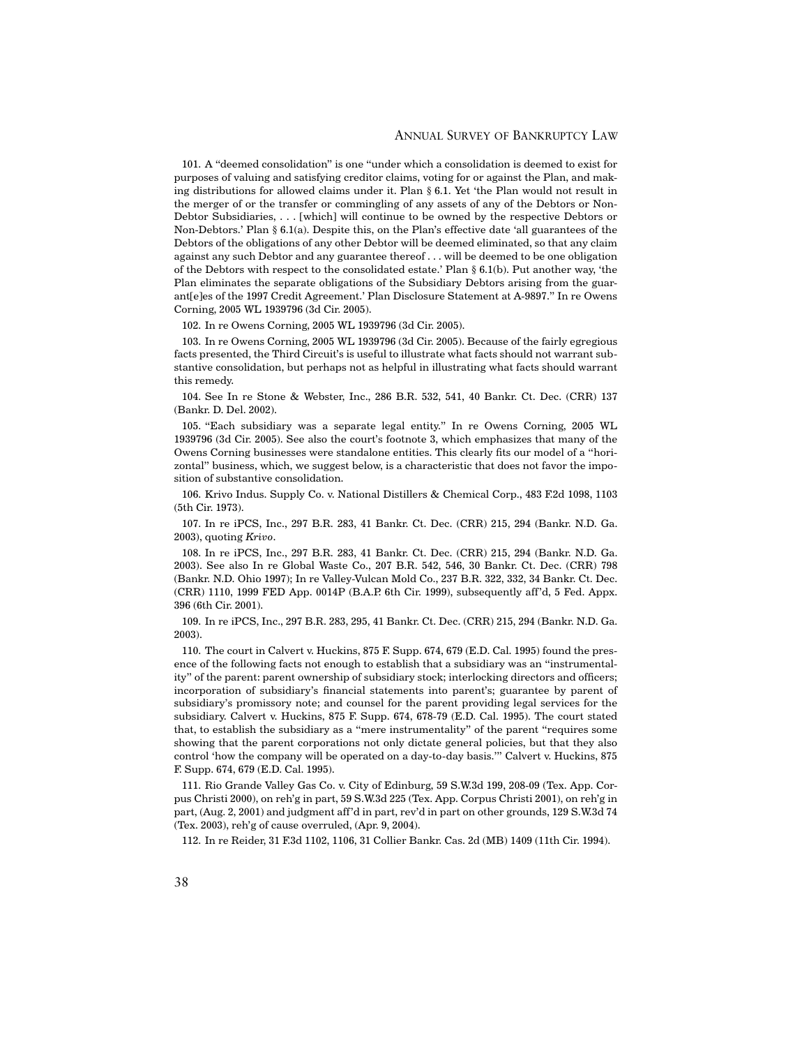101. A "deemed consolidation" is one "under which a consolidation is deemed to exist for purposes of valuing and satisfying creditor claims, voting for or against the Plan, and making distributions for allowed claims under it. Plan § 6.1. Yet 'the Plan would not result in the merger of or the transfer or commingling of any assets of any of the Debtors or Non-Debtor Subsidiaries, . . . [which] will continue to be owned by the respective Debtors or Non-Debtors.' Plan § 6.1(a). Despite this, on the Plan's effective date 'all guarantees of the Debtors of the obligations of any other Debtor will be deemed eliminated, so that any claim against any such Debtor and any guarantee thereof . . . will be deemed to be one obligation of the Debtors with respect to the consolidated estate.' Plan § 6.1(b). Put another way, 'the Plan eliminates the separate obligations of the Subsidiary Debtors arising from the guarant[e]es of the 1997 Credit Agreement.' Plan Disclosure Statement at A-9897." In re Owens Corning, 2005 WL 1939796 (3d Cir. 2005).

102. In re Owens Corning, 2005 WL 1939796 (3d Cir. 2005).

103. In re Owens Corning, 2005 WL 1939796 (3d Cir. 2005). Because of the fairly egregious facts presented, the Third Circuit's is useful to illustrate what facts should not warrant substantive consolidation, but perhaps not as helpful in illustrating what facts should warrant this remedy.

104. See In re Stone & Webster, Inc., 286 B.R. 532, 541, 40 Bankr. Ct. Dec. (CRR) 137 (Bankr. D. Del. 2002).

105. "Each subsidiary was a separate legal entity." In re Owens Corning, 2005 WL 1939796 (3d Cir. 2005). See also the court's footnote 3, which emphasizes that many of the Owens Corning businesses were standalone entities. This clearly fits our model of a "horizontal" business, which, we suggest below, is a characteristic that does not favor the imposition of substantive consolidation.

106. Krivo Indus. Supply Co. v. National Distillers & Chemical Corp., 483 F.2d 1098, 1103 (5th Cir. 1973).

107. In re iPCS, Inc., 297 B.R. 283, 41 Bankr. Ct. Dec. (CRR) 215, 294 (Bankr. N.D. Ga. 2003), quoting *Krivo*.

108. In re iPCS, Inc., 297 B.R. 283, 41 Bankr. Ct. Dec. (CRR) 215, 294 (Bankr. N.D. Ga. 2003). See also In re Global Waste Co., 207 B.R. 542, 546, 30 Bankr. Ct. Dec. (CRR) 798 (Bankr. N.D. Ohio 1997); In re Valley-Vulcan Mold Co., 237 B.R. 322, 332, 34 Bankr. Ct. Dec. (CRR) 1110, 1999 FED App. 0014P (B.A.P. 6th Cir. 1999), subsequently aff'd, 5 Fed. Appx. 396 (6th Cir. 2001).

109. In re iPCS, Inc., 297 B.R. 283, 295, 41 Bankr. Ct. Dec. (CRR) 215, 294 (Bankr. N.D. Ga. 2003).

110. The court in Calvert v. Huckins, 875 F. Supp. 674, 679 (E.D. Cal. 1995) found the presence of the following facts not enough to establish that a subsidiary was an "instrumentality" of the parent: parent ownership of subsidiary stock; interlocking directors and officers; incorporation of subsidiary's financial statements into parent's; guarantee by parent of subsidiary's promissory note; and counsel for the parent providing legal services for the subsidiary. Calvert v. Huckins, 875 F. Supp. 674, 678-79 (E.D. Cal. 1995). The court stated that, to establish the subsidiary as a "mere instrumentality" of the parent "requires some showing that the parent corporations not only dictate general policies, but that they also control 'how the company will be operated on a day-to-day basis.'" Calvert v. Huckins, 875 F. Supp. 674, 679 (E.D. Cal. 1995).

111. Rio Grande Valley Gas Co. v. City of Edinburg, 59 S.W.3d 199, 208-09 (Tex. App. Corpus Christi 2000), on reh'g in part, 59 S.W.3d 225 (Tex. App. Corpus Christi 2001), on reh'g in part, (Aug. 2, 2001) and judgment aff'd in part, rev'd in part on other grounds, 129 S.W.3d 74 (Tex. 2003), reh'g of cause overruled, (Apr. 9, 2004).

112. In re Reider, 31 F.3d 1102, 1106, 31 Collier Bankr. Cas. 2d (MB) 1409 (11th Cir. 1994).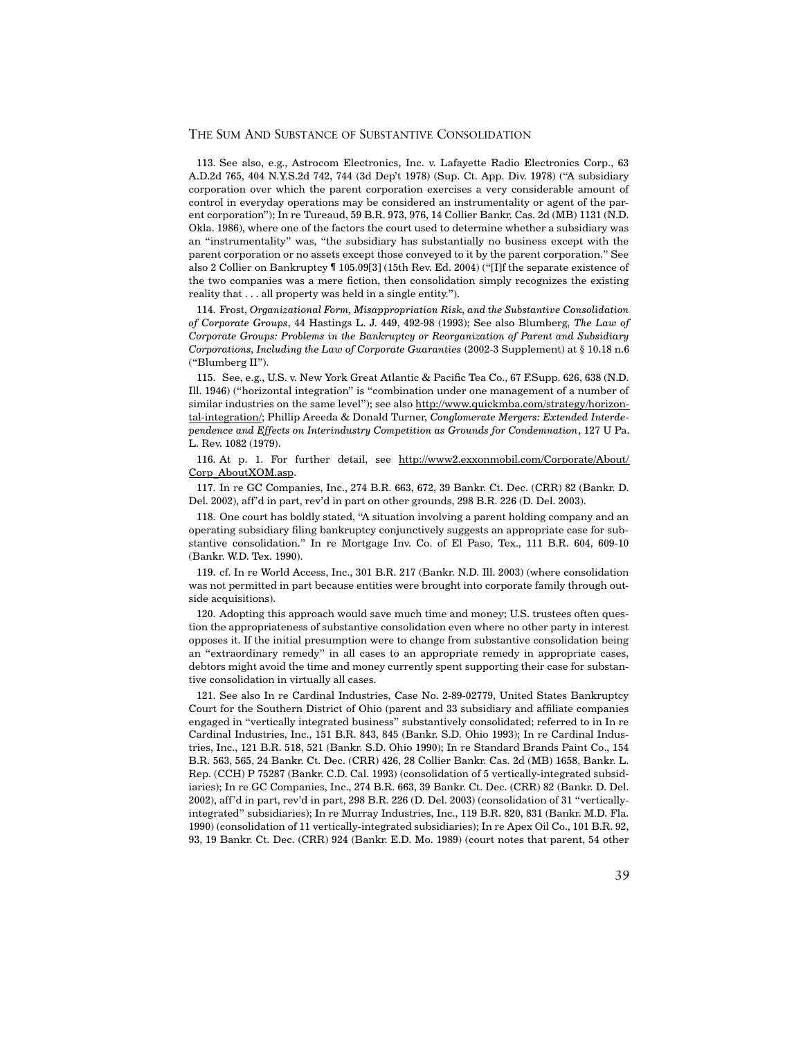113. See also, e.g., Astrocom Electronics, Inc. v. Lafayette Radio Electronics Corp., 63 A.D.2d 765, 404 N.Y.S.2d 742, 744 (3d Dep't 1978) (Sup. Ct. App. Div. 1978) ("A subsidiary corporation over which the parent corporation exercises a very considerable amount of control in everyday operations may be considered an instrumentality or agent of the parent corporation"); In re Tureaud, 59 B.R. 973, 976, 14 Collier Bankr. Cas. 2d (MB) 1131 (N.D. Okla. 1986), where one of the factors the court used to determine whether a subsidiary was an "instrumentality" was, "the subsidiary has substantially no business except with the parent corporation or no assets except those conveyed to it by the parent corporation." See also 2 Collier on Bankruptcy ¶ 105.09[3] (15th Rev. Ed. 2004) ("[I]f the separate existence of the two companies was a mere fiction, then consolidation simply recognizes the existing reality that . . . all property was held in a single entity.").

114. Frost, *Organizational Form, Misappropriation Risk, and the Substantive Consolidation of Corporate Groups*, 44 Hastings L. J. 449, 492-98 (1993); See also Blumberg, *The Law of Corporate Groups: Problems in the Bankruptcy or Reorganization of Parent and Subsidiary Corporations, Including the Law of Corporate Guaranties* (2002-3 Supplement) at § 10.18 n.6 ("Blumberg II").

115. See, e.g., U.S. v. New York Great Atlantic & Pacific Tea Co., 67 F.Supp. 626, 638 (N.D. Ill. 1946) ("horizontal integration" is "combination under one management of a number of similar industries on the same level"); see also http://www.quickmba.com/strategy/horizontal-integration/; Phillip Areeda & Donald Turner, *Conglomerate Mergers: Extended Interdependence and Effects on Interindustry Competition as Grounds for Condemnation*, 127 U Pa. L. Rev. 1082 (1979).

116. At p. 1. For further detail, see http://www2.exxonmobil.com/Corporate/About/Corp_AboutXOM.asp.

117. In re GC Companies, Inc., 274 B.R. 663, 672, 39 Bankr. Ct. Dec. (CRR) 82 (Bankr. D. Del. 2002), aff'd in part, rev'd in part on other grounds, 298 B.R. 226 (D. Del. 2003).

118. One court has boldly stated, "A situation involving a parent holding company and an operating subsidiary filing bankruptcy conjunctively suggests an appropriate case for substantive consolidation." In re Mortgage Inv. Co. of El Paso, Tex., 111 B.R. 604, 609-10 (Bankr. W.D. Tex. 1990).

119. cf. In re World Access, Inc., 301 B.R. 217 (Bankr. N.D. Ill. 2003) (where consolidation was not permitted in part because entities were brought into corporate family through outside acquisitions).

120. Adopting this approach would save much time and money; U.S. trustees often question the appropriateness of substantive consolidation even where no other party in interest opposes it. If the initial presumption were to change from substantive consolidation being an "extraordinary remedy" in all cases to an appropriate remedy in appropriate cases, debtors might avoid the time and money currently spent supporting their case for substantive consolidation in virtually all cases.

121. See also In re Cardinal Industries, Case No. 2-89-02779, United States Bankruptcy Court for the Southern District of Ohio (parent and 33 subsidiary and affiliate companies engaged in "vertically integrated business" substantively consolidated; referred to in In re Cardinal Industries, Inc., 151 B.R. 843, 845 (Bankr. S.D. Ohio 1993); In re Cardinal Industries, Inc., 121 B.R. 518, 521 (Bankr. S.D. Ohio 1990); In re Standard Brands Paint Co., 154 B.R. 563, 565, 24 Bankr. Ct. Dec. (CRR) 426, 28 Collier Bankr. Cas. 2d (MB) 1658, Bankr. L. Rep. (CCH) P 75287 (Bankr. C.D. Cal. 1993) (consolidation of 5 vertically-integrated subsidiaries); In re GC Companies, Inc., 274 B.R. 663, 39 Bankr. Ct. Dec. (CRR) 82 (Bankr. D. Del. 2002), aff'd in part, rev'd in part, 298 B.R. 226 (D. Del. 2003) (consolidation of 31 "vertically-integrated" subsidiaries); In re Murray Industries, Inc., 119 B.R. 820, 831 (Bankr. M.D. Fla. 1990) (consolidation of 11 vertically-integrated subsidiaries); In re Apex Oil Co., 101 B.R. 92, 93, 19 Bankr. Ct. Dec. (CRR) 924 (Bankr. E.D. Mo. 1989) (court notes that parent, 54 other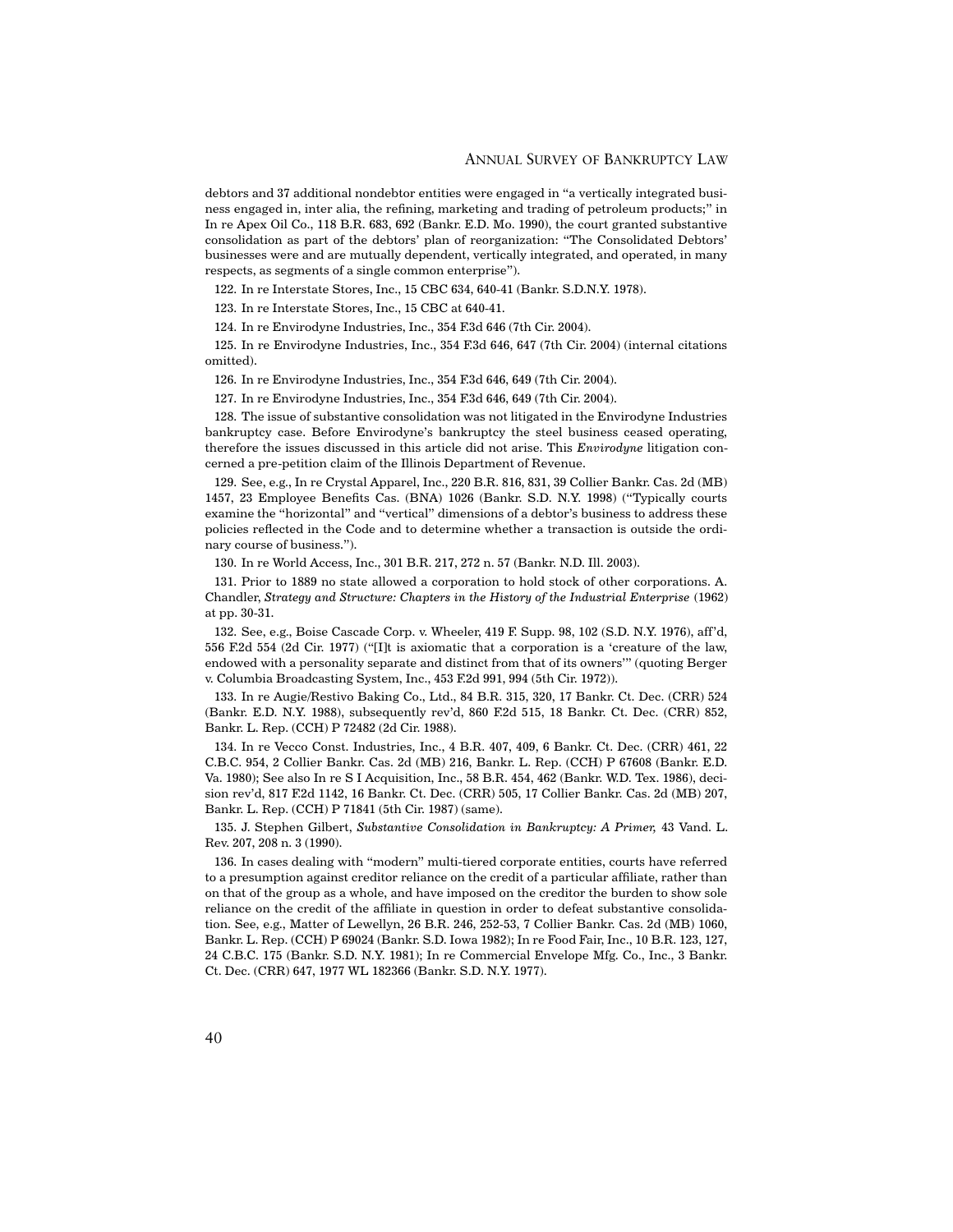debtors and 37 additional nondebtor entities were engaged in "a vertically integrated business engaged in, inter alia, the refining, marketing and trading of petroleum products;" in In re Apex Oil Co., 118 B.R. 683, 692 (Bankr. E.D. Mo. 1990), the court granted substantive consolidation as part of the debtors' plan of reorganization: "The Consolidated Debtors' businesses were and are mutually dependent, vertically integrated, and operated, in many respects, as segments of a single common enterprise").

122. In re Interstate Stores, Inc., 15 CBC 634, 640-41 (Bankr. S.D.N.Y. 1978).

123. In re Interstate Stores, Inc., 15 CBC at 640-41.

124. In re Envirodyne Industries, Inc., 354 F.3d 646 (7th Cir. 2004).

125. In re Envirodyne Industries, Inc., 354 F.3d 646, 647 (7th Cir. 2004) (internal citations omitted).

126. In re Envirodyne Industries, Inc., 354 F.3d 646, 649 (7th Cir. 2004).

127. In re Envirodyne Industries, Inc., 354 F.3d 646, 649 (7th Cir. 2004).

128. The issue of substantive consolidation was not litigated in the Envirodyne Industries bankruptcy case. Before Envirodyne's bankruptcy the steel business ceased operating, therefore the issues discussed in this article did not arise. This *Envirodyne* litigation concerned a pre-petition claim of the Illinois Department of Revenue.

129. See, e.g., In re Crystal Apparel, Inc., 220 B.R. 816, 831, 39 Collier Bankr. Cas. 2d (MB) 1457, 23 Employee Benefits Cas. (BNA) 1026 (Bankr. S.D. N.Y. 1998) ("Typically courts examine the "horizontal" and "vertical" dimensions of a debtor's business to address these policies reflected in the Code and to determine whether a transaction is outside the ordinary course of business.").

130. In re World Access, Inc., 301 B.R. 217, 272 n. 57 (Bankr. N.D. Ill. 2003).

131. Prior to 1889 no state allowed a corporation to hold stock of other corporations. A. Chandler, *Strategy and Structure: Chapters in the History of the Industrial Enterprise* (1962) at pp. 30-31.

132. See, e.g., Boise Cascade Corp. v. Wheeler, 419 F. Supp. 98, 102 (S.D. N.Y. 1976), aff'd, 556 F.2d 554 (2d Cir. 1977) ("[I]t is axiomatic that a corporation is a 'creature of the law, endowed with a personality separate and distinct from that of its owners'" (quoting Berger v. Columbia Broadcasting System, Inc., 453 F.2d 991, 994 (5th Cir. 1972)).

133. In re Augie/Restivo Baking Co., Ltd., 84 B.R. 315, 320, 17 Bankr. Ct. Dec. (CRR) 524 (Bankr. E.D. N.Y. 1988), subsequently rev'd, 860 F.2d 515, 18 Bankr. Ct. Dec. (CRR) 852, Bankr. L. Rep. (CCH) P 72482 (2d Cir. 1988).

134. In re Vecco Const. Industries, Inc., 4 B.R. 407, 409, 6 Bankr. Ct. Dec. (CRR) 461, 22 C.B.C. 954, 2 Collier Bankr. Cas. 2d (MB) 216, Bankr. L. Rep. (CCH) P 67608 (Bankr. E.D. Va. 1980); See also In re S I Acquisition, Inc., 58 B.R. 454, 462 (Bankr. W.D. Tex. 1986), decision rev'd, 817 F.2d 1142, 16 Bankr. Ct. Dec. (CRR) 505, 17 Collier Bankr. Cas. 2d (MB) 207, Bankr. L. Rep. (CCH) P 71841 (5th Cir. 1987) (same).

135. J. Stephen Gilbert, *Substantive Consolidation in Bankruptcy: A Primer,* 43 Vand. L. Rev. 207, 208 n. 3 (1990).

136. In cases dealing with "modern" multi-tiered corporate entities, courts have referred to a presumption against creditor reliance on the credit of a particular affiliate, rather than on that of the group as a whole, and have imposed on the creditor the burden to show sole reliance on the credit of the affiliate in question in order to defeat substantive consolidation. See, e.g., Matter of Lewellyn, 26 B.R. 246, 252-53, 7 Collier Bankr. Cas. 2d (MB) 1060, Bankr. L. Rep. (CCH) P 69024 (Bankr. S.D. Iowa 1982); In re Food Fair, Inc., 10 B.R. 123, 127, 24 C.B.C. 175 (Bankr. S.D. N.Y. 1981); In re Commercial Envelope Mfg. Co., Inc., 3 Bankr. Ct. Dec. (CRR) 647, 1977 WL 182366 (Bankr. S.D. N.Y. 1977).